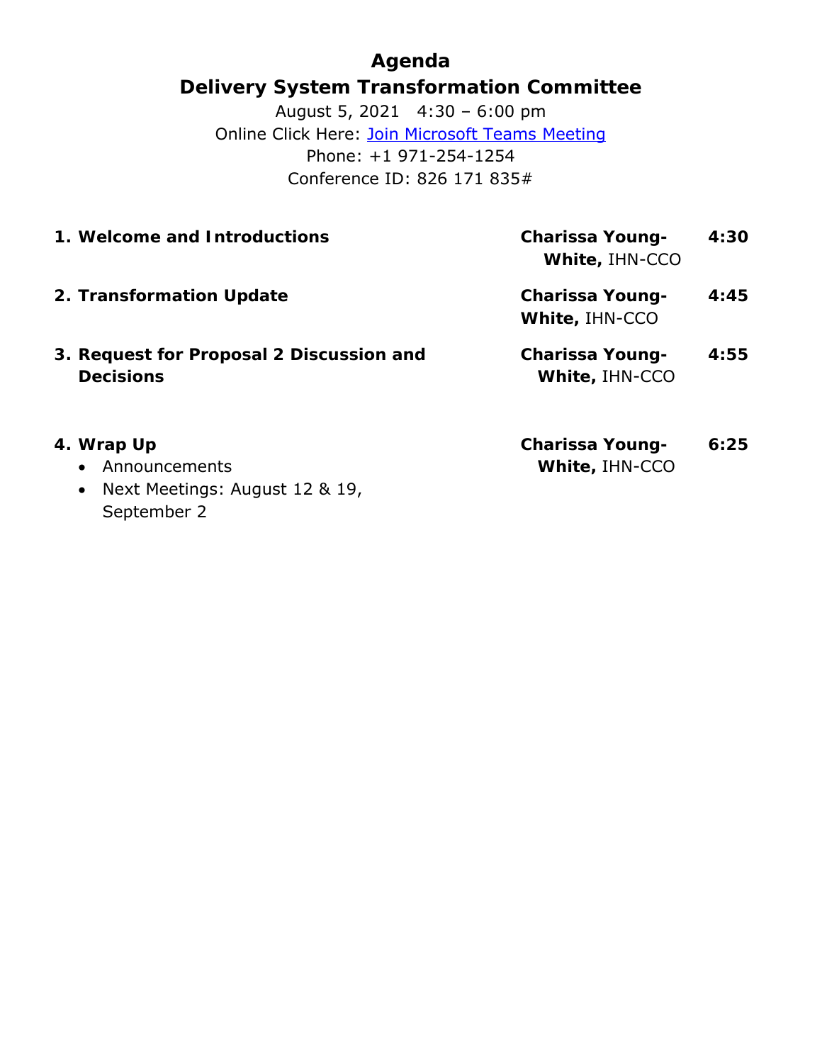# Agenda

## Delivery System Transformation Committee

August 5, 2021 4:30 – 6:00 pm

Online Click Here: Join Microsoft Teams Meeting

Phone: +1 971-254-1254

Conference ID: 826 171 835#

| | | |
|---|---|---|
| **1. Welcome and Introductions** | **Charissa Young-White,** IHN-CCO | **4:30** |
| **2. Transformation Update** | **Charissa Young-White,** IHN-CCO | **4:45** |
| **3. Request for Proposal 2 Discussion and Decisions** | **Charissa Young-White,** IHN-CCO | **4:55** |
| **4. Wrap Up**<br>• Announcements<br>• Next Meetings: August 12 & 19, September 2 | **Charissa Young-White,** IHN-CCO | **6:25** |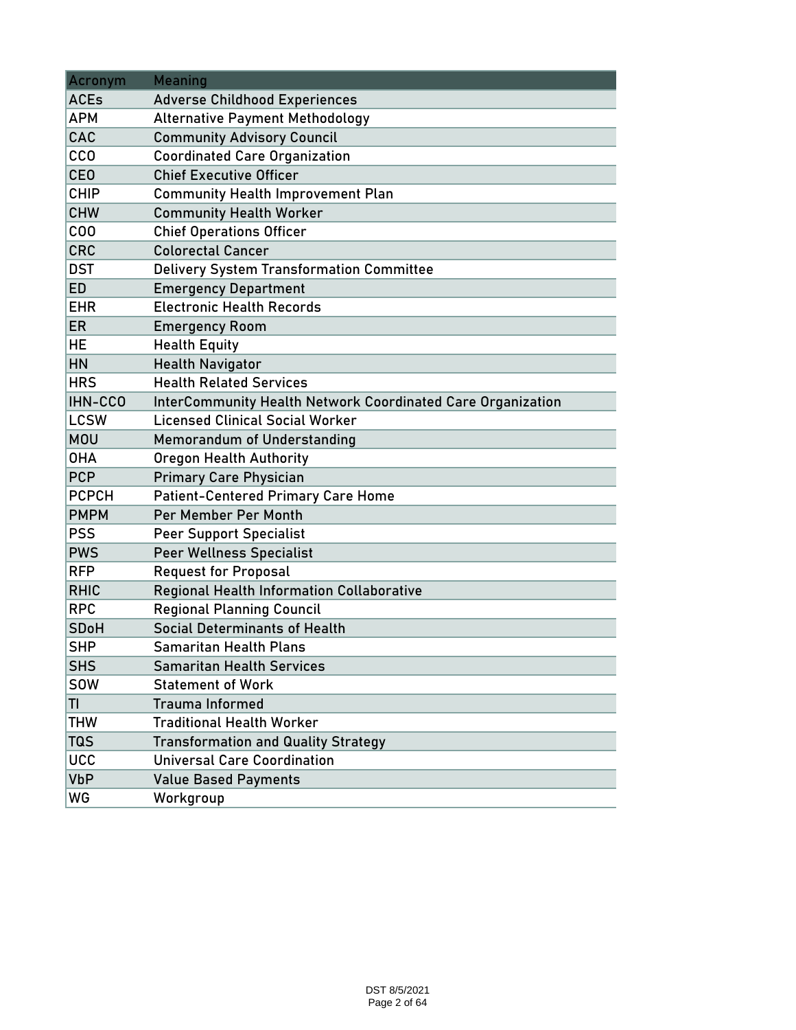| Acronym | Meaning |
| --- | --- |
| ACEs | Adverse Childhood Experiences |
| APM | Alternative Payment Methodology |
| CAC | Community Advisory Council |
| CCO | Coordinated Care Organization |
| CEO | Chief Executive Officer |
| CHIP | Community Health Improvement Plan |
| CHW | Community Health Worker |
| COO | Chief Operations Officer |
| CRC | Colorectal Cancer |
| DST | Delivery System Transformation Committee |
| ED | Emergency Department |
| EHR | Electronic Health Records |
| ER | Emergency Room |
| HE | Health Equity |
| HN | Health Navigator |
| HRS | Health Related Services |
| IHN-CCO | InterCommunity Health Network Coordinated Care Organization |
| LCSW | Licensed Clinical Social Worker |
| MOU | Memorandum of Understanding |
| OHA | Oregon Health Authority |
| PCP | Primary Care Physician |
| PCPCH | Patient-Centered Primary Care Home |
| PMPM | Per Member Per Month |
| PSS | Peer Support Specialist |
| PWS | Peer Wellness Specialist |
| RFP | Request for Proposal |
| RHIC | Regional Health Information Collaborative |
| RPC | Regional Planning Council |
| SDoH | Social Determinants of Health |
| SHP | Samaritan Health Plans |
| SHS | Samaritan Health Services |
| SOW | Statement of Work |
| TI | Trauma Informed |
| THW | Traditional Health Worker |
| TQS | Transformation and Quality Strategy |
| UCC | Universal Care Coordination |
| VbP | Value Based Payments |
| WG | Workgroup |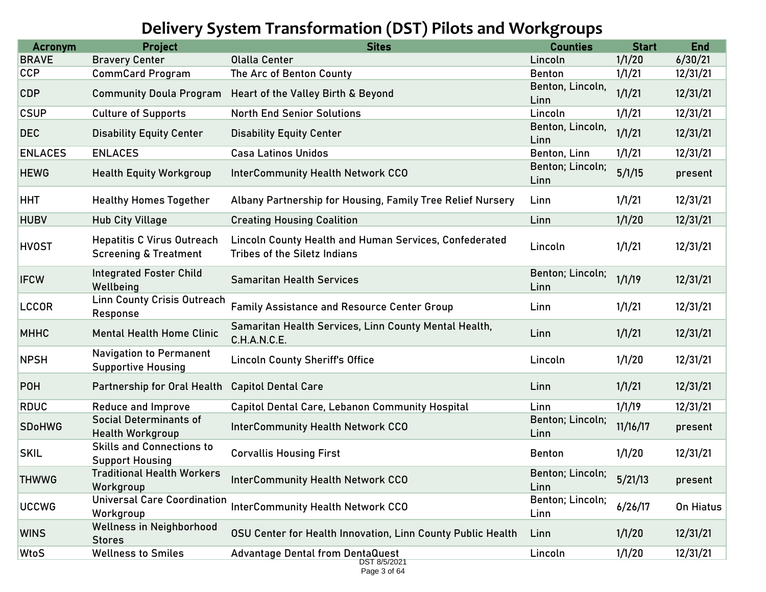# Delivery System Transformation (DST) Pilots and Workgroups

| Acronym | Project | Sites | Counties | Start | End |
|---|---|---|---|---|---|
| BRAVE | Bravery Center | Olalla Center | Lincoln | 1/1/20 | 6/30/21 |
| CCP | CommCard Program | The Arc of Benton County | Benton | 1/1/21 | 12/31/21 |
| CDP | Community Doula Program | Heart of the Valley Birth & Beyond | Benton, Lincoln, Linn | 1/1/21 | 12/31/21 |
| CSUP | Culture of Supports | North End Senior Solutions | Lincoln | 1/1/21 | 12/31/21 |
| DEC | Disability Equity Center | Disability Equity Center | Benton, Lincoln, Linn | 1/1/21 | 12/31/21 |
| ENLACES | ENLACES | Casa Latinos Unidos | Benton, Linn | 1/1/21 | 12/31/21 |
| HEWG | Health Equity Workgroup | InterCommunity Health Network CCO | Benton; Lincoln; Linn | 5/1/15 | present |
| HHT | Healthy Homes Together | Albany Partnership for Housing, Family Tree Relief Nursery | Linn | 1/1/21 | 12/31/21 |
| HUBV | Hub City Village | Creating Housing Coalition | Linn | 1/1/20 | 12/31/21 |
| HVOST | Hepatitis C Virus Outreach Screening & Treatment | Lincoln County Health and Human Services, Confederated Tribes of the Siletz Indians | Lincoln | 1/1/21 | 12/31/21 |
| IFCW | Integrated Foster Child Wellbeing | Samaritan Health Services | Benton; Lincoln; Linn | 1/1/19 | 12/31/21 |
| LCCOR | Linn County Crisis Outreach Response | Family Assistance and Resource Center Group | Linn | 1/1/21 | 12/31/21 |
| MHHC | Mental Health Home Clinic | Samaritan Health Services, Linn County Mental Health, C.H.A.N.C.E. | Linn | 1/1/21 | 12/31/21 |
| NPSH | Navigation to Permanent Supportive Housing | Lincoln County Sheriff's Office | Lincoln | 1/1/20 | 12/31/21 |
| POH | Partnership for Oral Health | Capitol Dental Care | Linn | 1/1/21 | 12/31/21 |
| RDUC | Reduce and Improve | Capitol Dental Care, Lebanon Community Hospital | Linn | 1/1/19 | 12/31/21 |
| SDoHWG | Social Determinants of Health Workgroup | InterCommunity Health Network CCO | Benton; Lincoln; Linn | 11/16/17 | present |
| SKIL | Skills and Connections to Support Housing | Corvallis Housing First | Benton | 1/1/20 | 12/31/21 |
| THWWG | Traditional Health Workers Workgroup | InterCommunity Health Network CCO | Benton; Lincoln; Linn | 5/21/13 | present |
| UCCWG | Universal Care Coordination Workgroup | InterCommunity Health Network CCO | Benton; Lincoln; Linn | 6/26/17 | On Hiatus |
| WINS | Wellness in Neighborhood Stores | OSU Center for Health Innovation, Linn County Public Health | Linn | 1/1/20 | 12/31/21 |
| WtoS | Wellness to Smiles | Advantage Dental from DentaQuest | Lincoln | 1/1/20 | 12/31/21 |

DST 8/5/2021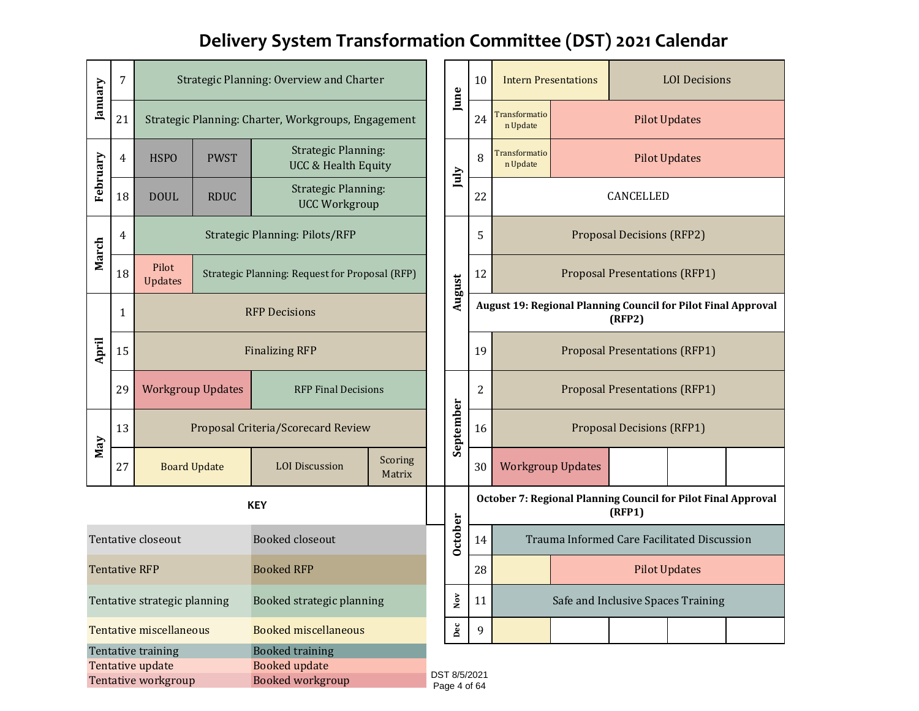# Delivery System Transformation Committee (DST) 2021 Calendar

| Month | Date | Agenda | | |
|---|---|---|---|---|
| January | 7 | Strategic Planning: Overview and Charter | | |
| January | 21 | Strategic Planning: Charter, Workgroups, Engagement | | |
| February | 4 | HSPO | PWST | Strategic Planning: UCC & Health Equity |
| February | 18 | DOUL | RDUC | Strategic Planning: UCC Workgroup |
| March | 4 | Strategic Planning: Pilots/RFP | | |
| March | 18 | Pilot Updates | Strategic Planning: Request for Proposal (RFP) | |
| April | 1 | RFP Decisions | | |
| April | 15 | Finalizing RFP | | |
| April | 29 | Workgroup Updates | RFP Final Decisions | |
| May | 13 | Proposal Criteria/Scorecard Review | | |
| May | 27 | Board Update | LOI Discussion | Scoring Matrix |

| Month | Date | Agenda | | | |
|---|---|---|---|---|---|
| June | 10 | Intern Presentations | LOI Decisions | | |
| June | 24 | Transformation Update | Pilot Updates | | |
| July | 8 | Transformation Update | Pilot Updates | | |
| July | 22 | CANCELLED | | | |
| August | 5 | Proposal Decisions (RFP2) | | | |
| August | 12 | Proposal Presentations (RFP1) | | | |
| August | | **August 19: Regional Planning Council for Pilot Final Approval (RFP2)** | | | |
| August | 19 | Proposal Presentations (RFP1) | | | |
| September | 2 | Proposal Presentations (RFP1) | | | |
| September | 16 | Proposal Decisions (RFP1) | | | |
| September | 30 | Workgroup Updates | | | |
| October | | **October 7: Regional Planning Council for Pilot Final Approval (RFP1)** | | | |
| October | 14 | Trauma Informed Care Facilitated Discussion | | | |
| October | 28 | | Pilot Updates | | |
| Nov | 11 | Safe and Inclusive Spaces Training | | | |
| Dec | 9 | | | | |

**KEY**

| Tentative | Booked |
|---|---|
| Tentative closeout | Booked closeout |
| Tentative RFP | Booked RFP |
| Tentative strategic planning | Booked strategic planning |
| Tentative miscellaneous | Booked miscellaneous |
| Tentative training | Booked training |
| Tentative update | Booked update |
| Tentative workgroup | Booked workgroup |

DST 8/5/2021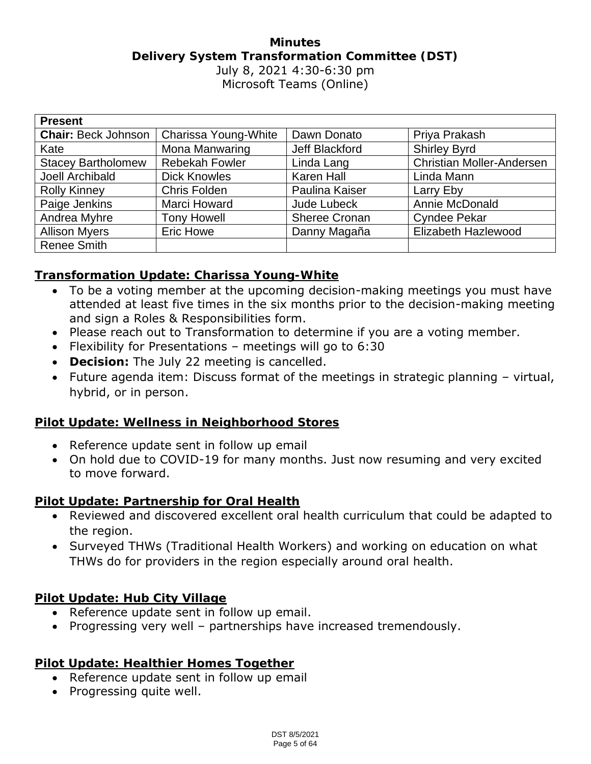**Minutes**
**Delivery System Transformation Committee (DST)**
July 8, 2021 4:30-6:30 pm
Microsoft Teams (Online)

| **Present** | | | |
|---|---|---|---|
| **Chair:** Beck Johnson | Charissa Young-White | Dawn Donato | Priya Prakash |
| Kate | Mona Manwaring | Jeff Blackford | Shirley Byrd |
| Stacey Bartholomew | Rebekah Fowler | Linda Lang | Christian Moller-Andersen |
| Joell Archibald | Dick Knowles | Karen Hall | Linda Mann |
| Rolly Kinney | Chris Folden | Paulina Kaiser | Larry Eby |
| Paige Jenkins | Marci Howard | Jude Lubeck | Annie McDonald |
| Andrea Myhre | Tony Howell | Sheree Cronan | Cyndee Pekar |
| Allison Myers | Eric Howe | Danny Magaña | Elizabeth Hazlewood |
| Renee Smith | | | |

**Transformation Update: Charissa Young-White**

- To be a voting member at the upcoming decision-making meetings you must have attended at least five times in the six months prior to the decision-making meeting and sign a Roles & Responsibilities form.
- Please reach out to Transformation to determine if you are a voting member.
- Flexibility for Presentations – meetings will go to 6:30
- **Decision:** The July 22 meeting is cancelled.
- Future agenda item: Discuss format of the meetings in strategic planning – virtual, hybrid, or in person.

**Pilot Update: Wellness in Neighborhood Stores**

- Reference update sent in follow up email
- On hold due to COVID-19 for many months. Just now resuming and very excited to move forward.

**Pilot Update: Partnership for Oral Health**

- Reviewed and discovered excellent oral health curriculum that could be adapted to the region.
- Surveyed THWs (Traditional Health Workers) and working on education on what THWs do for providers in the region especially around oral health.

**Pilot Update: Hub City Village**

- Reference update sent in follow up email.
- Progressing very well – partnerships have increased tremendously.

**Pilot Update: Healthier Homes Together**

- Reference update sent in follow up email
- Progressing quite well.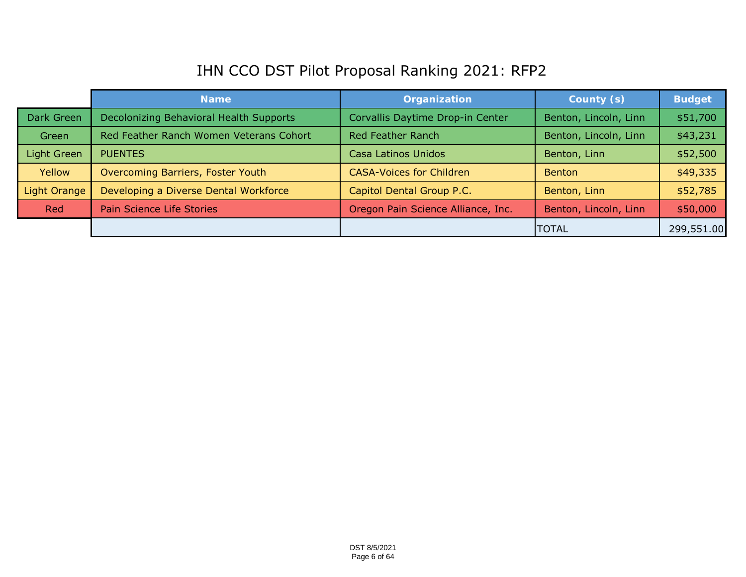# IHN CCO DST Pilot Proposal Ranking 2021: RFP2

| | Name | Organization | County (s) | Budget |
|---|---|---|---|---|
| Dark Green | Decolonizing Behavioral Health Supports | Corvallis Daytime Drop-in Center | Benton, Lincoln, Linn | $51,700 |
| Green | Red Feather Ranch Women Veterans Cohort | Red Feather Ranch | Benton, Lincoln, Linn | $43,231 |
| Light Green | PUENTES | Casa Latinos Unidos | Benton, Linn | $52,500 |
| Yellow | Overcoming Barriers, Foster Youth | CASA-Voices for Children | Benton | $49,335 |
| Light Orange | Developing a Diverse Dental Workforce | Capitol Dental Group P.C. | Benton, Linn | $52,785 |
| Red | Pain Science Life Stories | Oregon Pain Science Alliance, Inc. | Benton, Lincoln, Linn | $50,000 |
| | | | TOTAL | 299,551.00 |

DST 8/5/2021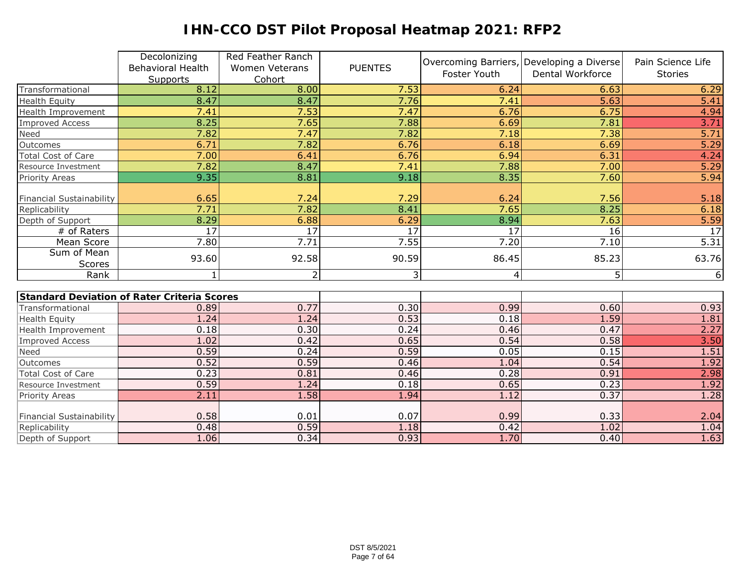# IHN-CCO DST Pilot Proposal Heatmap 2021: RFP2

| | Decolonizing Behavioral Health Supports | Red Feather Ranch Women Veterans Cohort | PUENTES | Overcoming Barriers, Foster Youth | Developing a Diverse Dental Workforce | Pain Science Life Stories |
|---|---|---|---|---|---|---|
| Transformational | 8.12 | 8.00 | 7.53 | 6.24 | 6.63 | 6.29 |
| Health Equity | 8.47 | 8.47 | 7.76 | 7.41 | 5.63 | 5.41 |
| Health Improvement | 7.41 | 7.53 | 7.47 | 6.76 | 6.75 | 4.94 |
| Improved Access | 8.25 | 7.65 | 7.88 | 6.69 | 7.81 | 3.71 |
| Need | 7.82 | 7.47 | 7.82 | 7.18 | 7.38 | 5.71 |
| Outcomes | 6.71 | 7.82 | 6.76 | 6.18 | 6.69 | 5.29 |
| Total Cost of Care | 7.00 | 6.41 | 6.76 | 6.94 | 6.31 | 4.24 |
| Resource Investment | 7.82 | 8.47 | 7.41 | 7.88 | 7.00 | 5.29 |
| Priority Areas | 9.35 | 8.81 | 9.18 | 8.35 | 7.60 | 5.94 |
| Financial Sustainability | 6.65 | 7.24 | 7.29 | 6.24 | 7.56 | 5.18 |
| Replicability | 7.71 | 7.82 | 8.41 | 7.65 | 8.25 | 6.18 |
| Depth of Support | 8.29 | 6.88 | 6.29 | 8.94 | 7.63 | 5.59 |
| # of Raters | 17 | 17 | 17 | 17 | 16 | 17 |
| Mean Score | 7.80 | 7.71 | 7.55 | 7.20 | 7.10 | 5.31 |
| Sum of Mean Scores | 93.60 | 92.58 | 90.59 | 86.45 | 85.23 | 63.76 |
| Rank | 1 | 2 | 3 | 4 | 5 | 6 |

| **Standard Deviation of Rater Criteria Scores** | | | | | | |
|---|---|---|---|---|---|---|
| Transformational | 0.89 | 0.77 | 0.30 | 0.99 | 0.60 | 0.93 |
| Health Equity | 1.24 | 1.24 | 0.53 | 0.18 | 1.59 | 1.81 |
| Health Improvement | 0.18 | 0.30 | 0.24 | 0.46 | 0.47 | 2.27 |
| Improved Access | 1.02 | 0.42 | 0.65 | 0.54 | 0.58 | 3.50 |
| Need | 0.59 | 0.24 | 0.59 | 0.05 | 0.15 | 1.51 |
| Outcomes | 0.52 | 0.59 | 0.46 | 1.04 | 0.54 | 1.92 |
| Total Cost of Care | 0.23 | 0.81 | 0.46 | 0.28 | 0.91 | 2.98 |
| Resource Investment | 0.59 | 1.24 | 0.18 | 0.65 | 0.23 | 1.92 |
| Priority Areas | 2.11 | 1.58 | 1.94 | 1.12 | 0.37 | 1.28 |
| Financial Sustainability | 0.58 | 0.01 | 0.07 | 0.99 | 0.33 | 2.04 |
| Replicability | 0.48 | 0.59 | 1.18 | 0.42 | 1.02 | 1.04 |
| Depth of Support | 1.06 | 0.34 | 0.93 | 1.70 | 0.40 | 1.63 |

DST 8/5/2021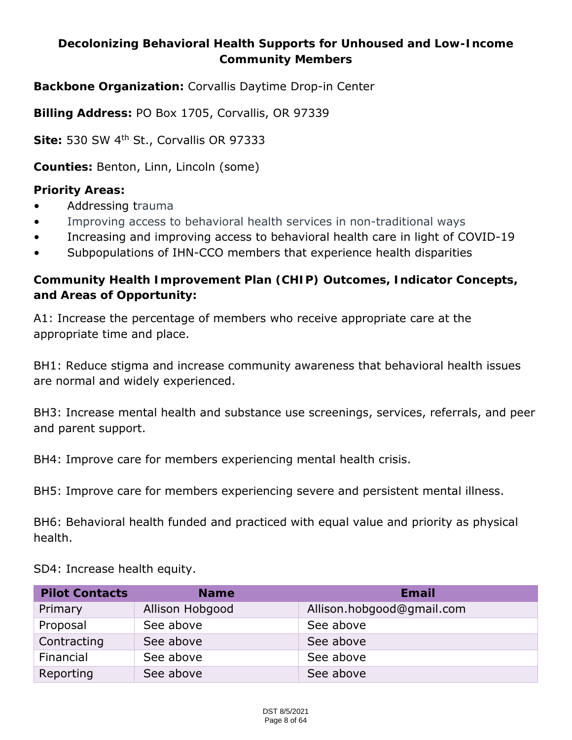## Decolonizing Behavioral Health Supports for Unhoused and Low-Income Community Members

**Backbone Organization:** Corvallis Daytime Drop-in Center

**Billing Address:** PO Box 1705, Corvallis, OR 97339

**Site:** 530 SW 4th St., Corvallis OR 97333

**Counties:** Benton, Linn, Lincoln (some)

**Priority Areas:**

- Addressing trauma
- Improving access to behavioral health services in non-traditional ways
- Increasing and improving access to behavioral health care in light of COVID-19
- Subpopulations of IHN-CCO members that experience health disparities

**Community Health Improvement Plan (CHIP) Outcomes, Indicator Concepts, and Areas of Opportunity:**

A1: Increase the percentage of members who receive appropriate care at the appropriate time and place.

BH1: Reduce stigma and increase community awareness that behavioral health issues are normal and widely experienced.

BH3: Increase mental health and substance use screenings, services, referrals, and peer and parent support.

BH4: Improve care for members experiencing mental health crisis.

BH5: Improve care for members experiencing severe and persistent mental illness.

BH6: Behavioral health funded and practiced with equal value and priority as physical health.

SD4: Increase health equity.

| Pilot Contacts | Name | Email |
|---|---|---|
| Primary | Allison Hobgood | Allison.hobgood@gmail.com |
| Proposal | See above | See above |
| Contracting | See above | See above |
| Financial | See above | See above |
| Reporting | See above | See above |

DST 8/5/2021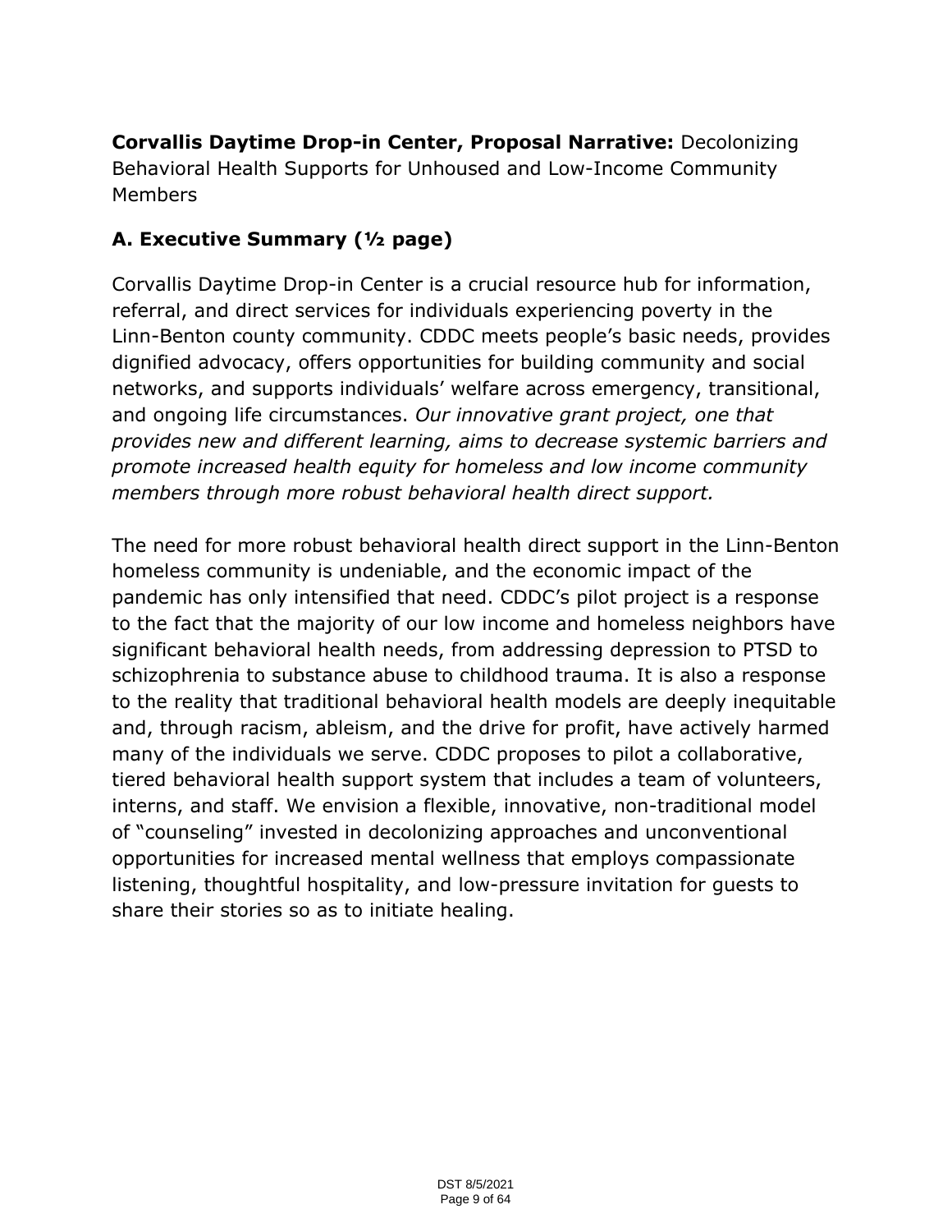**Corvallis Daytime Drop-in Center, Proposal Narrative:** Decolonizing Behavioral Health Supports for Unhoused and Low-Income Community Members

## A. Executive Summary (½ page)

Corvallis Daytime Drop-in Center is a crucial resource hub for information, referral, and direct services for individuals experiencing poverty in the Linn-Benton county community. CDDC meets people's basic needs, provides dignified advocacy, offers opportunities for building community and social networks, and supports individuals' welfare across emergency, transitional, and ongoing life circumstances. *Our innovative grant project, one that provides new and different learning, aims to decrease systemic barriers and promote increased health equity for homeless and low income community members through more robust behavioral health direct support.*

The need for more robust behavioral health direct support in the Linn-Benton homeless community is undeniable, and the economic impact of the pandemic has only intensified that need. CDDC's pilot project is a response to the fact that the majority of our low income and homeless neighbors have significant behavioral health needs, from addressing depression to PTSD to schizophrenia to substance abuse to childhood trauma. It is also a response to the reality that traditional behavioral health models are deeply inequitable and, through racism, ableism, and the drive for profit, have actively harmed many of the individuals we serve. CDDC proposes to pilot a collaborative, tiered behavioral health support system that includes a team of volunteers, interns, and staff. We envision a flexible, innovative, non-traditional model of "counseling" invested in decolonizing approaches and unconventional opportunities for increased mental wellness that employs compassionate listening, thoughtful hospitality, and low-pressure invitation for guests to share their stories so as to initiate healing.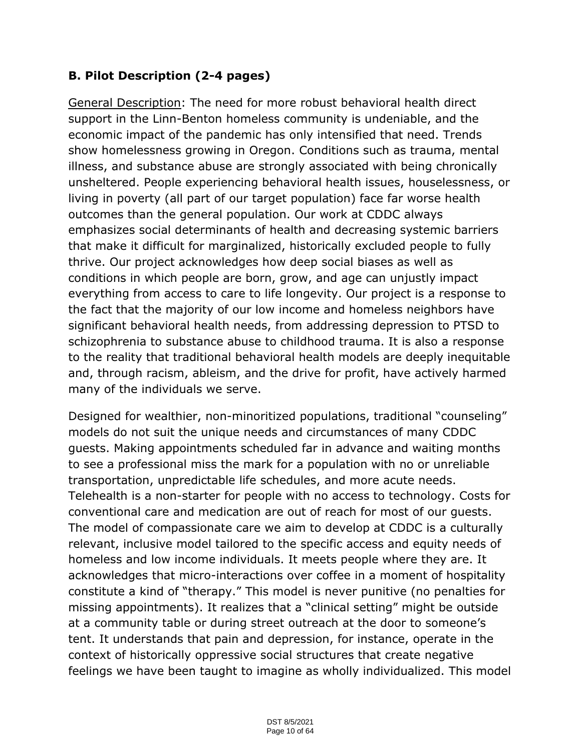## B. Pilot Description (2-4 pages)

General Description: The need for more robust behavioral health direct support in the Linn-Benton homeless community is undeniable, and the economic impact of the pandemic has only intensified that need. Trends show homelessness growing in Oregon. Conditions such as trauma, mental illness, and substance abuse are strongly associated with being chronically unsheltered. People experiencing behavioral health issues, houselessness, or living in poverty (all part of our target population) face far worse health outcomes than the general population. Our work at CDDC always emphasizes social determinants of health and decreasing systemic barriers that make it difficult for marginalized, historically excluded people to fully thrive. Our project acknowledges how deep social biases as well as conditions in which people are born, grow, and age can unjustly impact everything from access to care to life longevity. Our project is a response to the fact that the majority of our low income and homeless neighbors have significant behavioral health needs, from addressing depression to PTSD to schizophrenia to substance abuse to childhood trauma. It is also a response to the reality that traditional behavioral health models are deeply inequitable and, through racism, ableism, and the drive for profit, have actively harmed many of the individuals we serve.

Designed for wealthier, non-minoritized populations, traditional "counseling" models do not suit the unique needs and circumstances of many CDDC guests. Making appointments scheduled far in advance and waiting months to see a professional miss the mark for a population with no or unreliable transportation, unpredictable life schedules, and more acute needs. Telehealth is a non-starter for people with no access to technology. Costs for conventional care and medication are out of reach for most of our guests. The model of compassionate care we aim to develop at CDDC is a culturally relevant, inclusive model tailored to the specific access and equity needs of homeless and low income individuals. It meets people where they are. It acknowledges that micro-interactions over coffee in a moment of hospitality constitute a kind of "therapy." This model is never punitive (no penalties for missing appointments). It realizes that a "clinical setting" might be outside at a community table or during street outreach at the door to someone's tent. It understands that pain and depression, for instance, operate in the context of historically oppressive social structures that create negative feelings we have been taught to imagine as wholly individualized. This model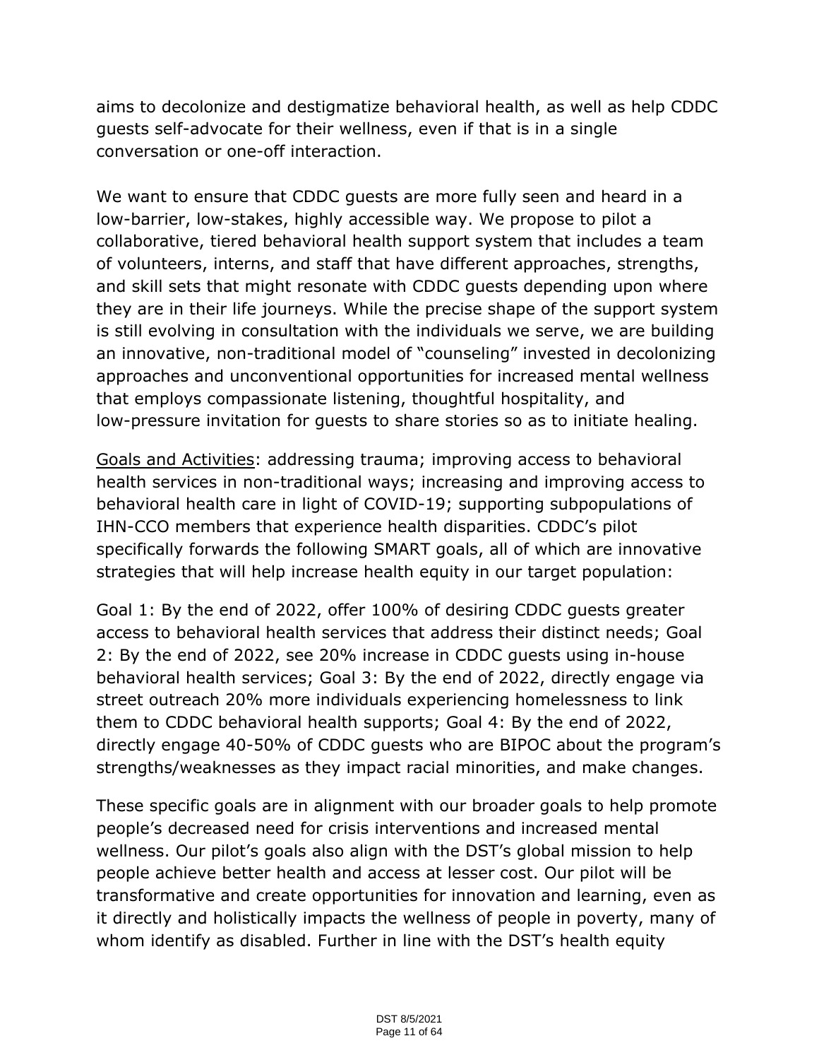aims to decolonize and destigmatize behavioral health, as well as help CDDC guests self-advocate for their wellness, even if that is in a single conversation or one-off interaction.

We want to ensure that CDDC guests are more fully seen and heard in a low-barrier, low-stakes, highly accessible way. We propose to pilot a collaborative, tiered behavioral health support system that includes a team of volunteers, interns, and staff that have different approaches, strengths, and skill sets that might resonate with CDDC guests depending upon where they are in their life journeys. While the precise shape of the support system is still evolving in consultation with the individuals we serve, we are building an innovative, non-traditional model of "counseling" invested in decolonizing approaches and unconventional opportunities for increased mental wellness that employs compassionate listening, thoughtful hospitality, and low-pressure invitation for guests to share stories so as to initiate healing.

<u>Goals and Activities</u>: addressing trauma; improving access to behavioral health services in non-traditional ways; increasing and improving access to behavioral health care in light of COVID-19; supporting subpopulations of IHN-CCO members that experience health disparities. CDDC's pilot specifically forwards the following SMART goals, all of which are innovative strategies that will help increase health equity in our target population:

Goal 1: By the end of 2022, offer 100% of desiring CDDC guests greater access to behavioral health services that address their distinct needs; Goal 2: By the end of 2022, see 20% increase in CDDC guests using in-house behavioral health services; Goal 3: By the end of 2022, directly engage via street outreach 20% more individuals experiencing homelessness to link them to CDDC behavioral health supports; Goal 4: By the end of 2022, directly engage 40-50% of CDDC guests who are BIPOC about the program's strengths/weaknesses as they impact racial minorities, and make changes.

These specific goals are in alignment with our broader goals to help promote people's decreased need for crisis interventions and increased mental wellness. Our pilot's goals also align with the DST's global mission to help people achieve better health and access at lesser cost. Our pilot will be transformative and create opportunities for innovation and learning, even as it directly and holistically impacts the wellness of people in poverty, many of whom identify as disabled. Further in line with the DST's health equity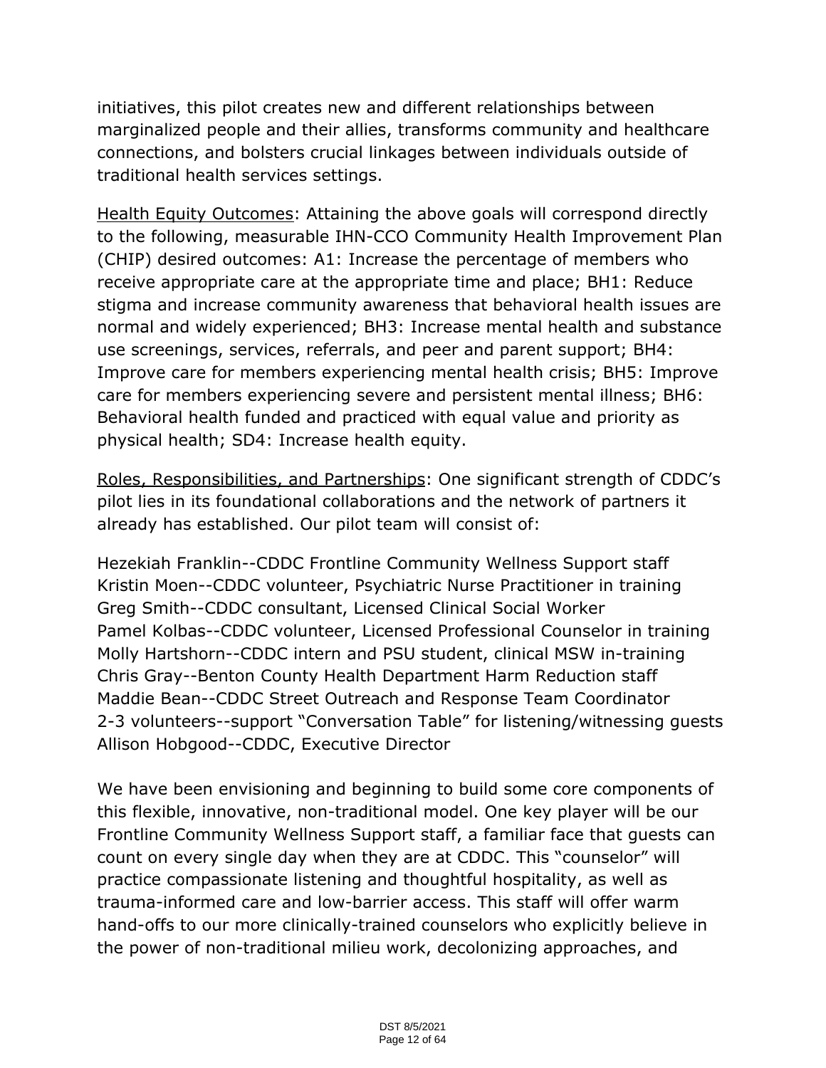initiatives, this pilot creates new and different relationships between marginalized people and their allies, transforms community and healthcare connections, and bolsters crucial linkages between individuals outside of traditional health services settings.

<u>Health Equity Outcomes</u>: Attaining the above goals will correspond directly to the following, measurable IHN-CCO Community Health Improvement Plan (CHIP) desired outcomes: A1: Increase the percentage of members who receive appropriate care at the appropriate time and place; BH1: Reduce stigma and increase community awareness that behavioral health issues are normal and widely experienced; BH3: Increase mental health and substance use screenings, services, referrals, and peer and parent support; BH4: Improve care for members experiencing mental health crisis; BH5: Improve care for members experiencing severe and persistent mental illness; BH6: Behavioral health funded and practiced with equal value and priority as physical health; SD4: Increase health equity.

<u>Roles, Responsibilities, and Partnerships</u>: One significant strength of CDDC's pilot lies in its foundational collaborations and the network of partners it already has established. Our pilot team will consist of:

Hezekiah Franklin--CDDC Frontline Community Wellness Support staff
Kristin Moen--CDDC volunteer, Psychiatric Nurse Practitioner in training
Greg Smith--CDDC consultant, Licensed Clinical Social Worker
Pamel Kolbas--CDDC volunteer, Licensed Professional Counselor in training
Molly Hartshorn--CDDC intern and PSU student, clinical MSW in-training
Chris Gray--Benton County Health Department Harm Reduction staff
Maddie Bean--CDDC Street Outreach and Response Team Coordinator
2-3 volunteers--support "Conversation Table" for listening/witnessing guests
Allison Hobgood--CDDC, Executive Director

We have been envisioning and beginning to build some core components of this flexible, innovative, non-traditional model. One key player will be our Frontline Community Wellness Support staff, a familiar face that guests can count on every single day when they are at CDDC. This "counselor" will practice compassionate listening and thoughtful hospitality, as well as trauma-informed care and low-barrier access. This staff will offer warm hand-offs to our more clinically-trained counselors who explicitly believe in the power of non-traditional milieu work, decolonizing approaches, and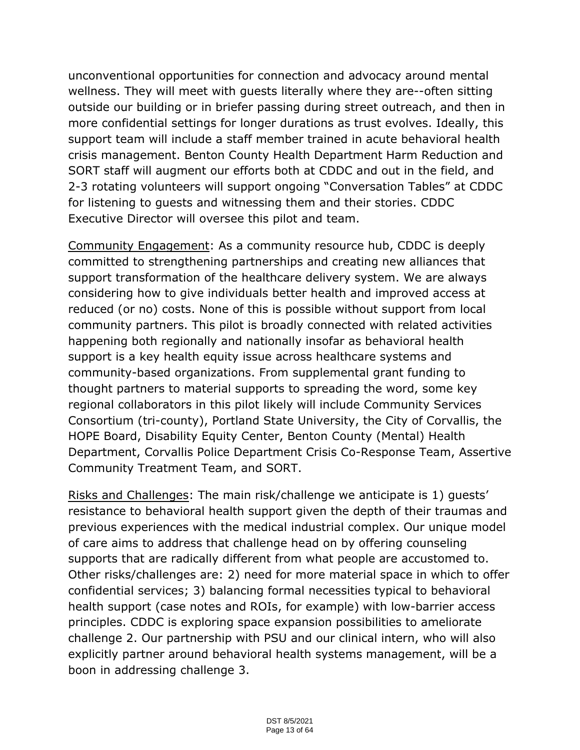unconventional opportunities for connection and advocacy around mental wellness. They will meet with guests literally where they are--often sitting outside our building or in briefer passing during street outreach, and then in more confidential settings for longer durations as trust evolves. Ideally, this support team will include a staff member trained in acute behavioral health crisis management. Benton County Health Department Harm Reduction and SORT staff will augment our efforts both at CDDC and out in the field, and 2-3 rotating volunteers will support ongoing "Conversation Tables" at CDDC for listening to guests and witnessing them and their stories. CDDC Executive Director will oversee this pilot and team.

Community Engagement: As a community resource hub, CDDC is deeply committed to strengthening partnerships and creating new alliances that support transformation of the healthcare delivery system. We are always considering how to give individuals better health and improved access at reduced (or no) costs. None of this is possible without support from local community partners. This pilot is broadly connected with related activities happening both regionally and nationally insofar as behavioral health support is a key health equity issue across healthcare systems and community-based organizations. From supplemental grant funding to thought partners to material supports to spreading the word, some key regional collaborators in this pilot likely will include Community Services Consortium (tri-county), Portland State University, the City of Corvallis, the HOPE Board, Disability Equity Center, Benton County (Mental) Health Department, Corvallis Police Department Crisis Co-Response Team, Assertive Community Treatment Team, and SORT.

Risks and Challenges: The main risk/challenge we anticipate is 1) guests' resistance to behavioral health support given the depth of their traumas and previous experiences with the medical industrial complex. Our unique model of care aims to address that challenge head on by offering counseling supports that are radically different from what people are accustomed to. Other risks/challenges are: 2) need for more material space in which to offer confidential services; 3) balancing formal necessities typical to behavioral health support (case notes and ROIs, for example) with low-barrier access principles. CDDC is exploring space expansion possibilities to ameliorate challenge 2. Our partnership with PSU and our clinical intern, who will also explicitly partner around behavioral health systems management, will be a boon in addressing challenge 3.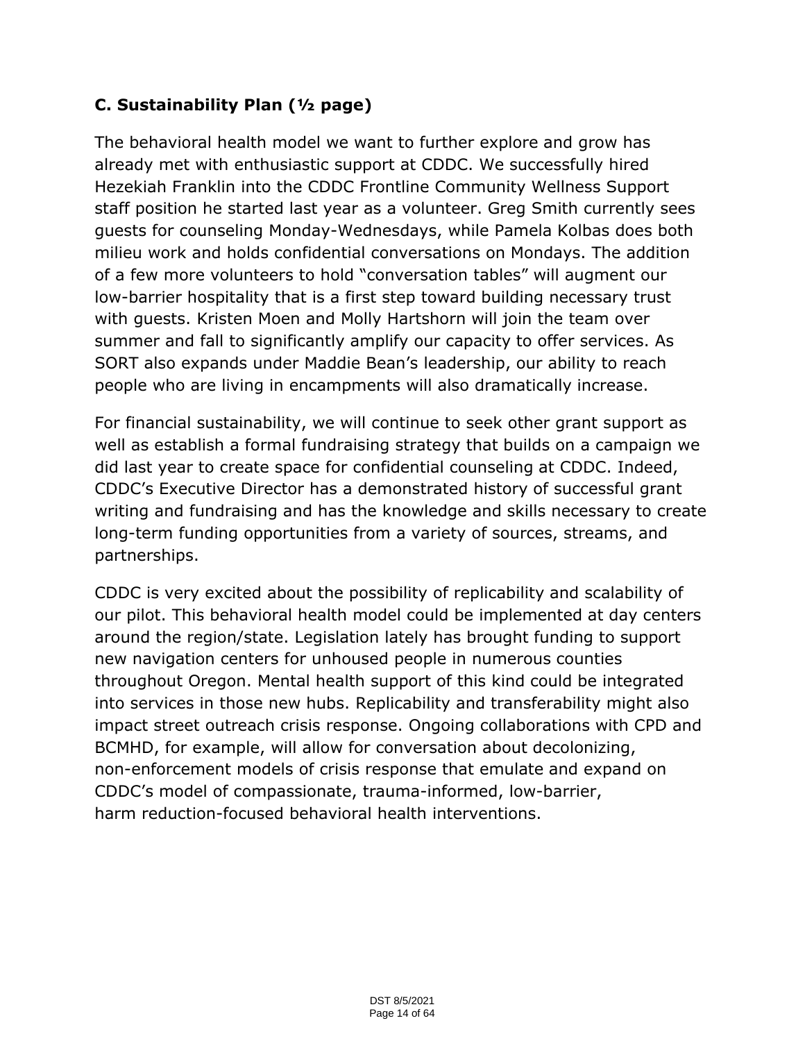### C. Sustainability Plan (½ page)

The behavioral health model we want to further explore and grow has already met with enthusiastic support at CDDC. We successfully hired Hezekiah Franklin into the CDDC Frontline Community Wellness Support staff position he started last year as a volunteer. Greg Smith currently sees guests for counseling Monday-Wednesdays, while Pamela Kolbas does both milieu work and holds confidential conversations on Mondays. The addition of a few more volunteers to hold "conversation tables" will augment our low-barrier hospitality that is a first step toward building necessary trust with guests. Kristen Moen and Molly Hartshorn will join the team over summer and fall to significantly amplify our capacity to offer services. As SORT also expands under Maddie Bean's leadership, our ability to reach people who are living in encampments will also dramatically increase.

For financial sustainability, we will continue to seek other grant support as well as establish a formal fundraising strategy that builds on a campaign we did last year to create space for confidential counseling at CDDC. Indeed, CDDC's Executive Director has a demonstrated history of successful grant writing and fundraising and has the knowledge and skills necessary to create long-term funding opportunities from a variety of sources, streams, and partnerships.

CDDC is very excited about the possibility of replicability and scalability of our pilot. This behavioral health model could be implemented at day centers around the region/state. Legislation lately has brought funding to support new navigation centers for unhoused people in numerous counties throughout Oregon. Mental health support of this kind could be integrated into services in those new hubs. Replicability and transferability might also impact street outreach crisis response. Ongoing collaborations with CPD and BCMHD, for example, will allow for conversation about decolonizing, non-enforcement models of crisis response that emulate and expand on CDDC's model of compassionate, trauma-informed, low-barrier, harm reduction-focused behavioral health interventions.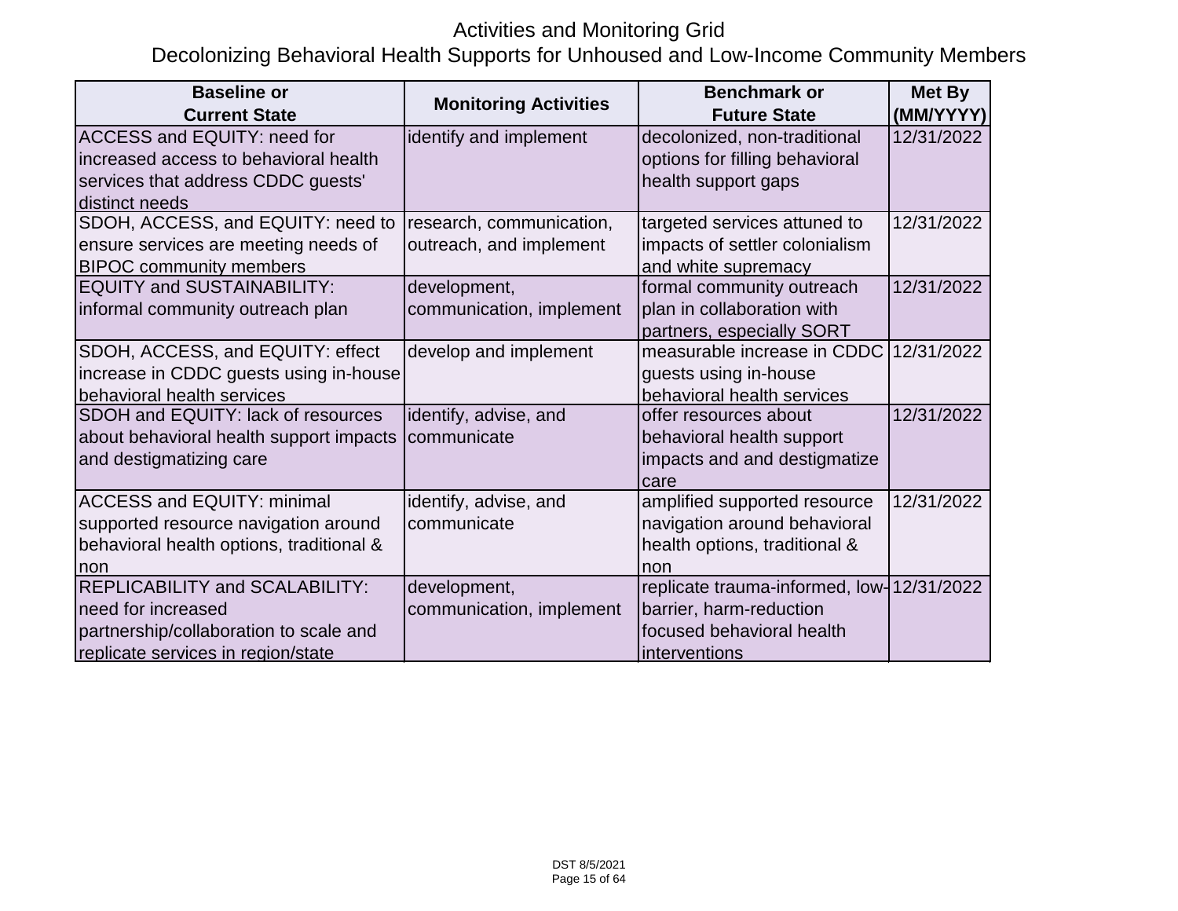# Activities and Monitoring Grid

## Decolonizing Behavioral Health Supports for Unhoused and Low-Income Community Members

| Baseline or Current State | Monitoring Activities | Benchmark or Future State | Met By (MM/YYYY) |
|---|---|---|---|
| ACCESS and EQUITY: need for increased access to behavioral health services that address CDDC guests' distinct needs | identify and implement | decolonized, non-traditional options for filling behavioral health support gaps | 12/31/2022 |
| SDOH, ACCESS, and EQUITY: need to ensure services are meeting needs of BIPOC community members | research, communication, outreach, and implement | targeted services attuned to impacts of settler colonialism and white supremacy | 12/31/2022 |
| EQUITY and SUSTAINABILITY: informal community outreach plan | development, communication, implement | formal community outreach plan in collaboration with partners, especially SORT | 12/31/2022 |
| SDOH, ACCESS, and EQUITY: effect increase in CDDC guests using in-house behavioral health services | develop and implement | measurable increase in CDDC guests using in-house behavioral health services | 12/31/2022 |
| SDOH and EQUITY: lack of resources about behavioral health support impacts and destigmatizing care | identify, advise, and communicate | offer resources about behavioral health support impacts and and destigmatize care | 12/31/2022 |
| ACCESS and EQUITY: minimal supported resource navigation around behavioral health options, traditional & non | identify, advise, and communicate | amplified supported resource navigation around behavioral health options, traditional & non | 12/31/2022 |
| REPLICABILITY and SCALABILITY: need for increased partnership/collaboration to scale and replicate services in region/state | development, communication, implement | replicate trauma-informed, low-barrier, harm-reduction focused behavioral health interventions | 12/31/2022 |

DST 8/5/2021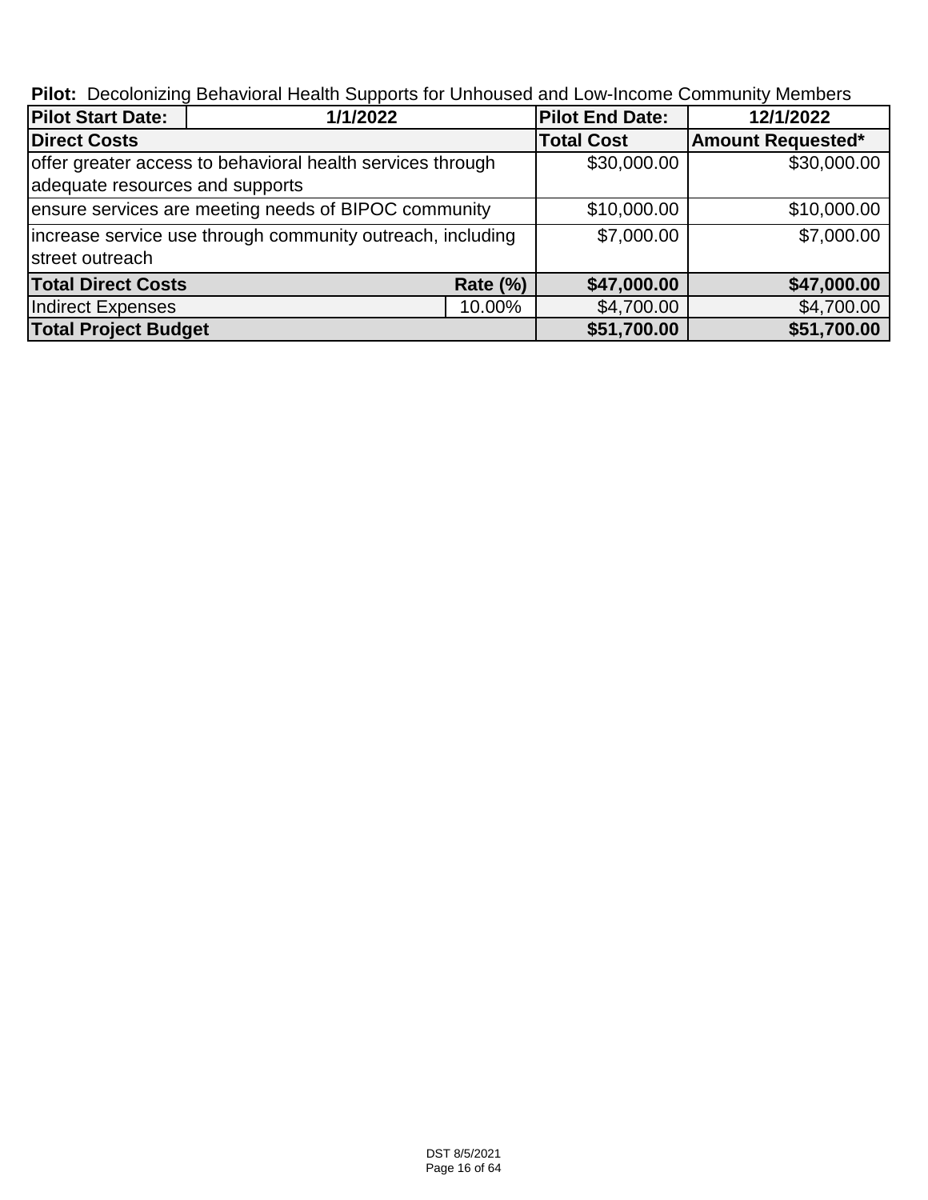**Pilot:** Decolonizing Behavioral Health Supports for Unhoused and Low-Income Community Members

| **Pilot Start Date:** | **1/1/2022** | | **Pilot End Date:** | **12/1/2022** |
|---|---|---|---|---|
| **Direct Costs** | | | **Total Cost** | **Amount Requested*** |
| offer greater access to behavioral health services through adequate resources and supports | | | $30,000.00 | $30,000.00 |
| ensure services are meeting needs of BIPOC community | | | $10,000.00 | $10,000.00 |
| increase service use through community outreach, including street outreach | | | $7,000.00 | $7,000.00 |
| **Total Direct Costs** | | **Rate (%)** | **$47,000.00** | **$47,000.00** |
| Indirect Expenses | | 10.00% | $4,700.00 | $4,700.00 |
| **Total Project Budget** | | | **$51,700.00** | **$51,700.00** |

DST 8/5/2021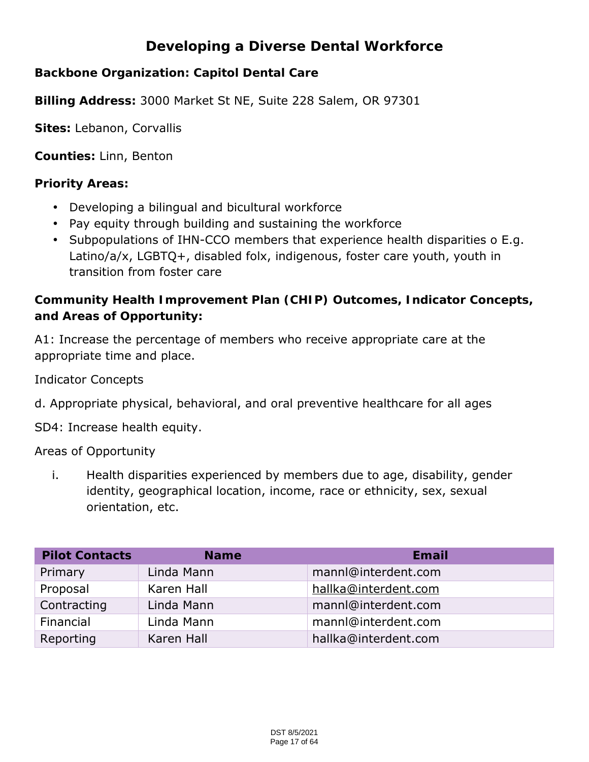# Developing a Diverse Dental Workforce

**Backbone Organization: Capitol Dental Care**

**Billing Address:** 3000 Market St NE, Suite 228 Salem, OR 97301

**Sites:** Lebanon, Corvallis

**Counties:** Linn, Benton

**Priority Areas:**

- Developing a bilingual and bicultural workforce
- Pay equity through building and sustaining the workforce
- Subpopulations of IHN-CCO members that experience health disparities o E.g. Latino/a/x, LGBTQ+, disabled folx, indigenous, foster care youth, youth in transition from foster care

**Community Health Improvement Plan (CHIP) Outcomes, Indicator Concepts, and Areas of Opportunity:**

A1: Increase the percentage of members who receive appropriate care at the appropriate time and place.

Indicator Concepts

d. Appropriate physical, behavioral, and oral preventive healthcare for all ages

SD4: Increase health equity.

Areas of Opportunity

i. Health disparities experienced by members due to age, disability, gender identity, geographical location, income, race or ethnicity, sex, sexual orientation, etc.

| Pilot Contacts | Name | Email |
| --- | --- | --- |
| Primary | Linda Mann | mannl@interdent.com |
| Proposal | Karen Hall | hallka@interdent.com |
| Contracting | Linda Mann | mannl@interdent.com |
| Financial | Linda Mann | mannl@interdent.com |
| Reporting | Karen Hall | hallka@interdent.com |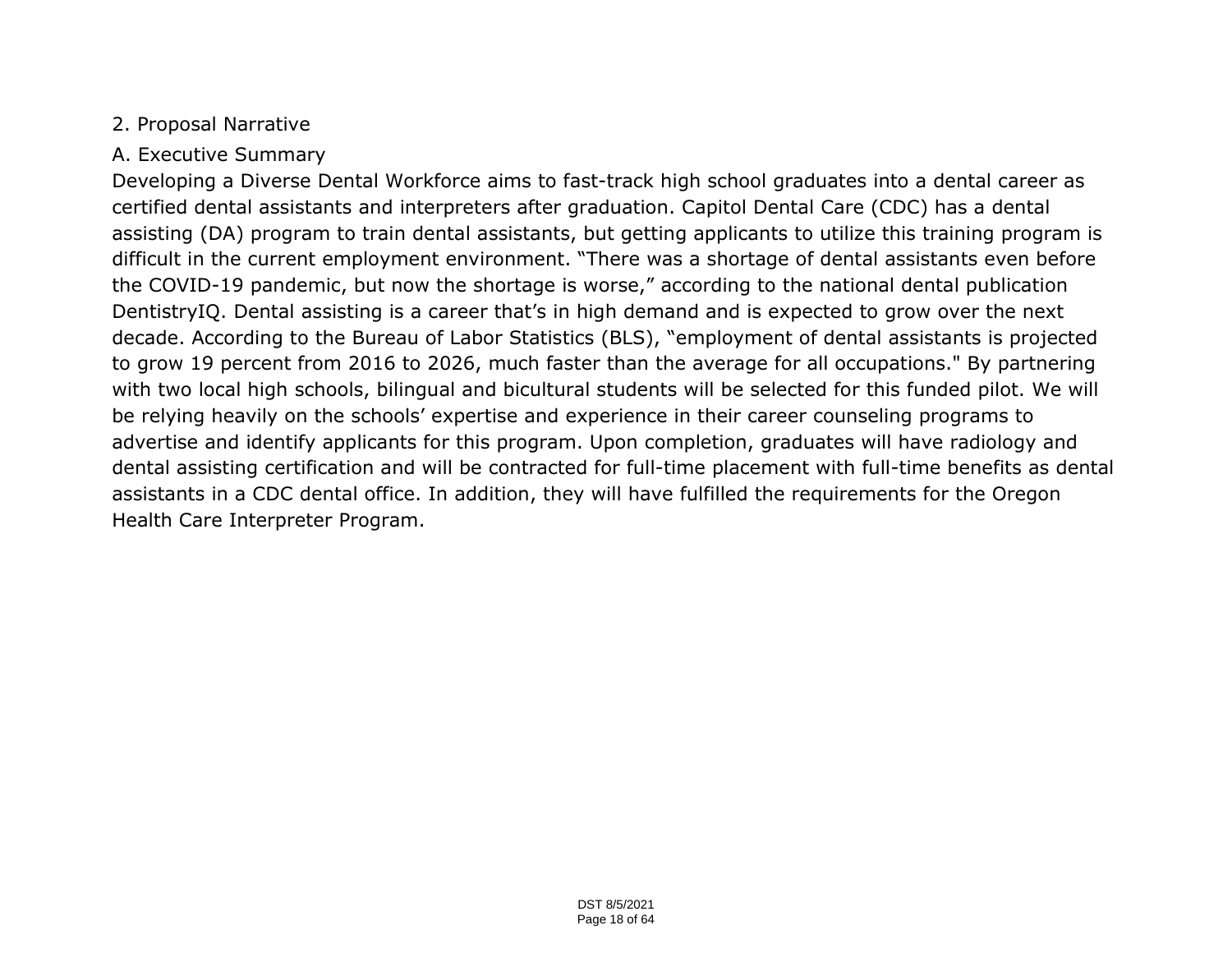## 2. Proposal Narrative

### A. Executive Summary

Developing a Diverse Dental Workforce aims to fast-track high school graduates into a dental career as certified dental assistants and interpreters after graduation. Capitol Dental Care (CDC) has a dental assisting (DA) program to train dental assistants, but getting applicants to utilize this training program is difficult in the current employment environment. “There was a shortage of dental assistants even before the COVID-19 pandemic, but now the shortage is worse,” according to the national dental publication DentistryIQ. Dental assisting is a career that’s in high demand and is expected to grow over the next decade. According to the Bureau of Labor Statistics (BLS), “employment of dental assistants is projected to grow 19 percent from 2016 to 2026, much faster than the average for all occupations." By partnering with two local high schools, bilingual and bicultural students will be selected for this funded pilot. We will be relying heavily on the schools’ expertise and experience in their career counseling programs to advertise and identify applicants for this program. Upon completion, graduates will have radiology and dental assisting certification and will be contracted for full-time placement with full-time benefits as dental assistants in a CDC dental office. In addition, they will have fulfilled the requirements for the Oregon Health Care Interpreter Program.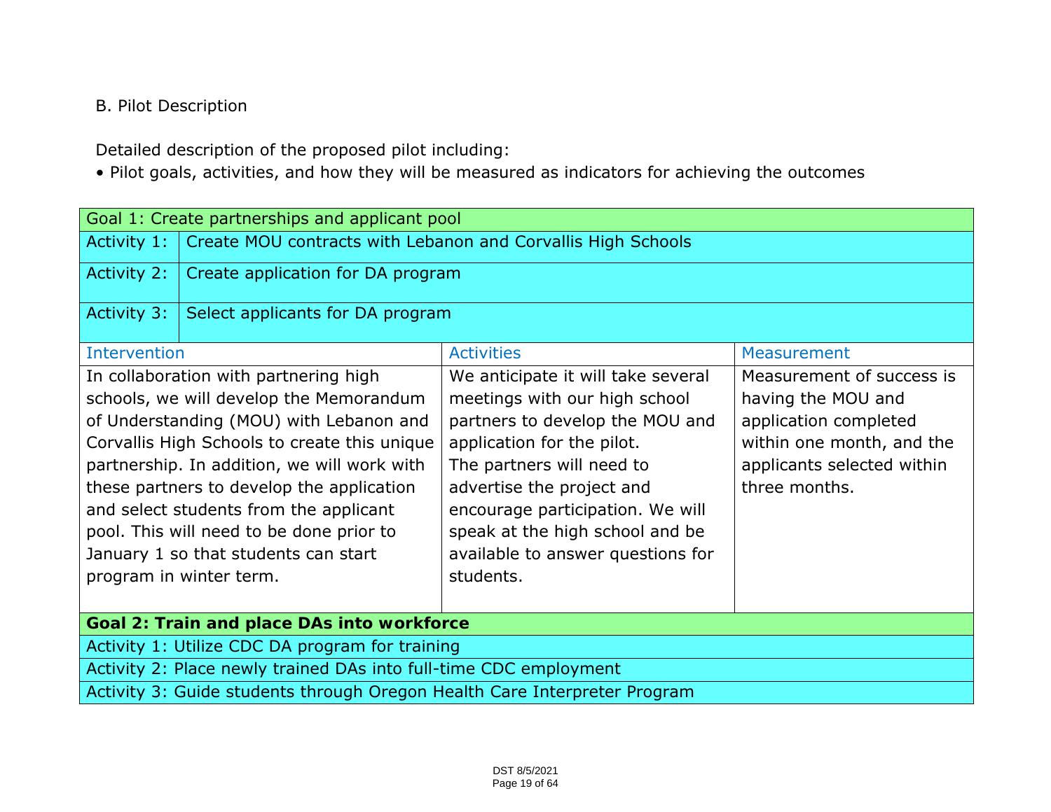B. Pilot Description

Detailed description of the proposed pilot including:

- Pilot goals, activities, and how they will be measured as indicators for achieving the outcomes

| Goal 1: Create partnerships and applicant pool | | |
|---|---|---|
| Activity 1: | Create MOU contracts with Lebanon and Corvallis High Schools | |
| Activity 2: | Create application for DA program | |
| Activity 3: | Select applicants for DA program | |
| **Intervention** | **Activities** | **Measurement** |
| In collaboration with partnering high schools, we will develop the Memorandum of Understanding (MOU) with Lebanon and Corvallis High Schools to create this unique partnership. In addition, we will work with these partners to develop the application and select students from the applicant pool. This will need to be done prior to January 1 so that students can start program in winter term. | We anticipate it will take several meetings with our high school partners to develop the MOU and application for the pilot. The partners will need to advertise the project and encourage participation. We will speak at the high school and be available to answer questions for students. | Measurement of success is having the MOU and application completed within one month, and the applicants selected within three months. |
| **Goal 2: Train and place DAs into workforce** | | |
| Activity 1: Utilize CDC DA program for training | | |
| Activity 2: Place newly trained DAs into full-time CDC employment | | |
| Activity 3: Guide students through Oregon Health Care Interpreter Program | | |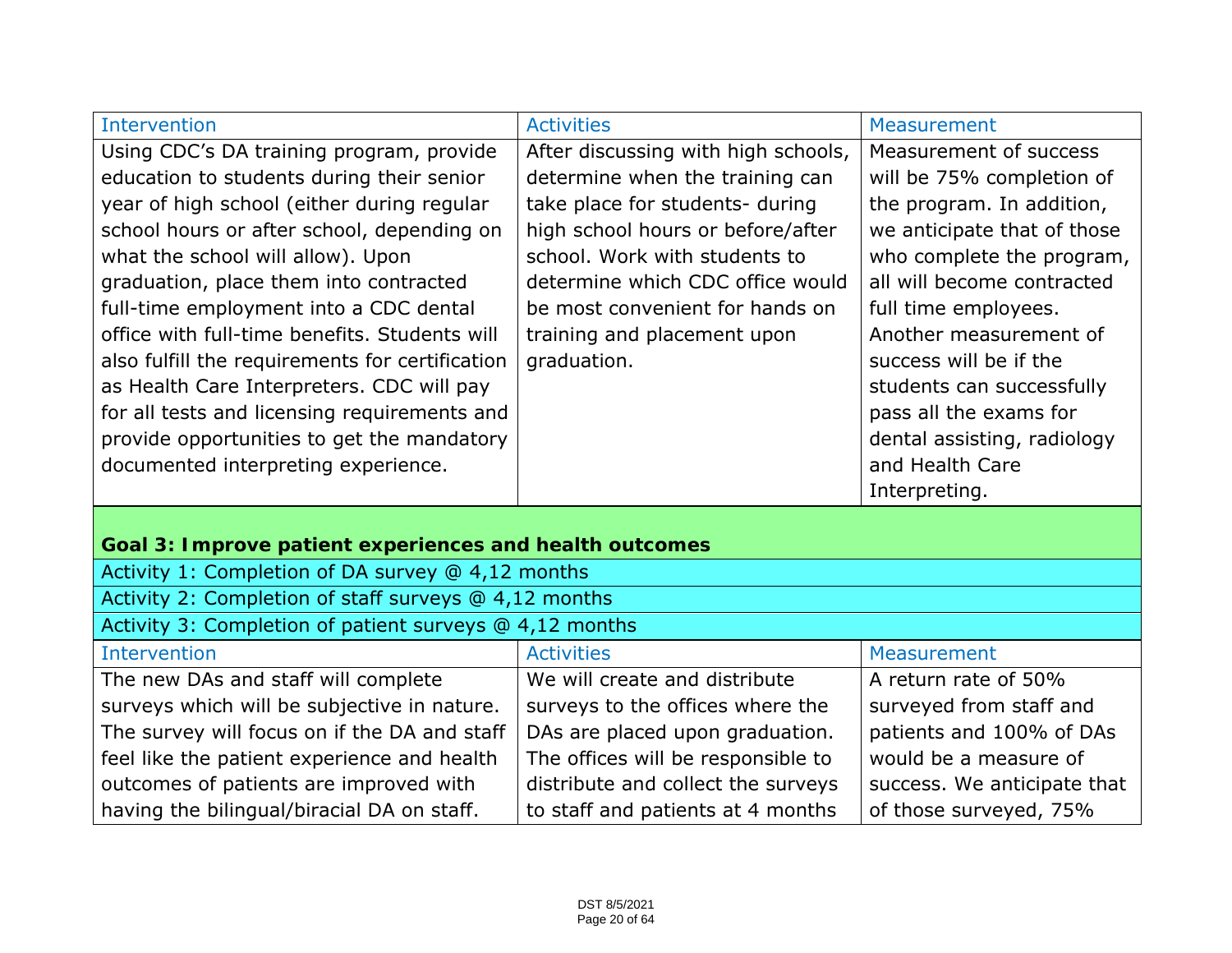| Intervention | Activities | Measurement |
|---|---|---|
| Using CDC's DA training program, provide education to students during their senior year of high school (either during regular school hours or after school, depending on what the school will allow). Upon graduation, place them into contracted full-time employment into a CDC dental office with full-time benefits. Students will also fulfill the requirements for certification as Health Care Interpreters. CDC will pay for all tests and licensing requirements and provide opportunities to get the mandatory documented interpreting experience. | After discussing with high schools, determine when the training can take place for students- during high school hours or before/after school. Work with students to determine which CDC office would be most convenient for hands on training and placement upon graduation. | Measurement of success will be 75% completion of the program. In addition, we anticipate that of those who complete the program, all will become contracted full time employees. Another measurement of success will be if the students can successfully pass all the exams for dental assisting, radiology and Health Care Interpreting. |

**Goal 3: Improve patient experiences and health outcomes**

Activity 1: Completion of DA survey @ 4,12 months

Activity 2: Completion of staff surveys @ 4,12 months

Activity 3: Completion of patient surveys @ 4,12 months

| Intervention | Activities | Measurement |
|---|---|---|
| The new DAs and staff will complete surveys which will be subjective in nature. The survey will focus on if the DA and staff feel like the patient experience and health outcomes of patients are improved with having the bilingual/biracial DA on staff. | We will create and distribute surveys to the offices where the DAs are placed upon graduation. The offices will be responsible to distribute and collect the surveys to staff and patients at 4 months | A return rate of 50% surveyed from staff and patients and 100% of DAs would be a measure of success. We anticipate that of those surveyed, 75% |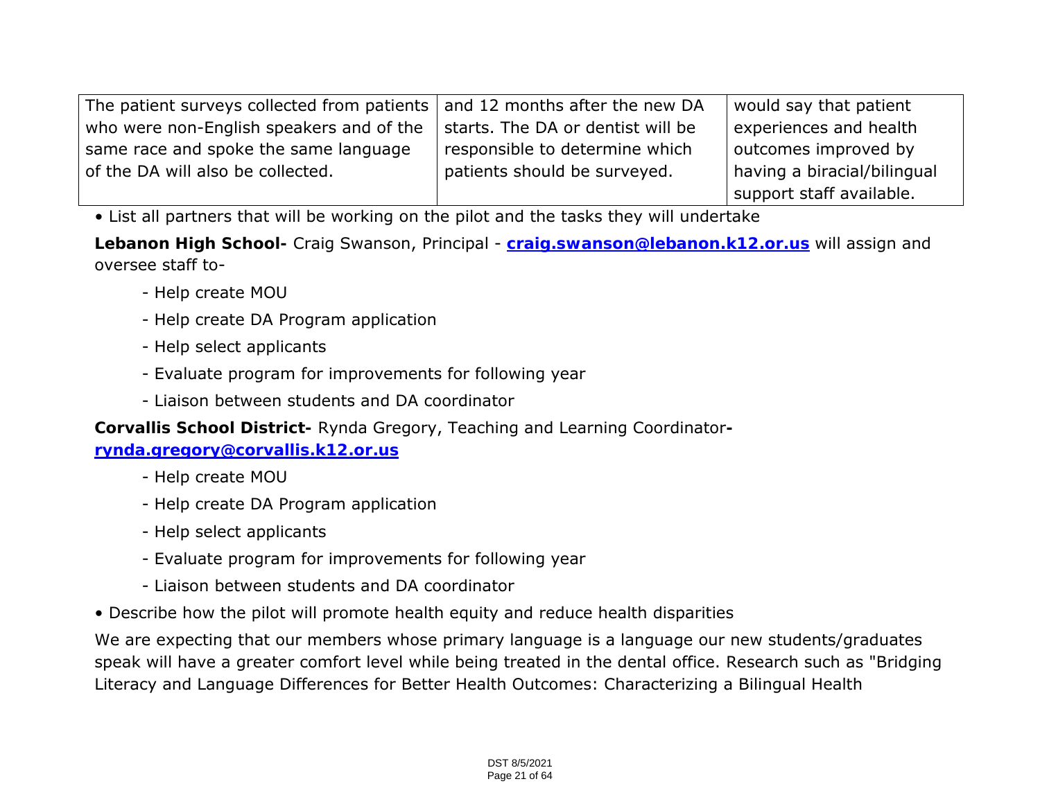| The patient surveys collected from patients who were non-English speakers and of the same race and spoke the same language of the DA will also be collected. | and 12 months after the new DA starts. The DA or dentist will be responsible to determine which patients should be surveyed. | would say that patient experiences and health outcomes improved by having a biracial/bilingual support staff available. |
|---|---|---|

• List all partners that will be working on the pilot and the tasks they will undertake

**Lebanon High School-** Craig Swanson, Principal - **craig.swanson@lebanon.k12.or.us** will assign and oversee staff to-

- Help create MOU
- Help create DA Program application
- Help select applicants
- Evaluate program for improvements for following year
- Liaison between students and DA coordinator

**Corvallis School District-** Rynda Gregory, Teaching and Learning Coordinator**-** **rynda.gregory@corvallis.k12.or.us**

- Help create MOU
- Help create DA Program application
- Help select applicants
- Evaluate program for improvements for following year
- Liaison between students and DA coordinator

• Describe how the pilot will promote health equity and reduce health disparities

We are expecting that our members whose primary language is a language our new students/graduates speak will have a greater comfort level while being treated in the dental office. Research such as "Bridging Literacy and Language Differences for Better Health Outcomes: Characterizing a Bilingual Health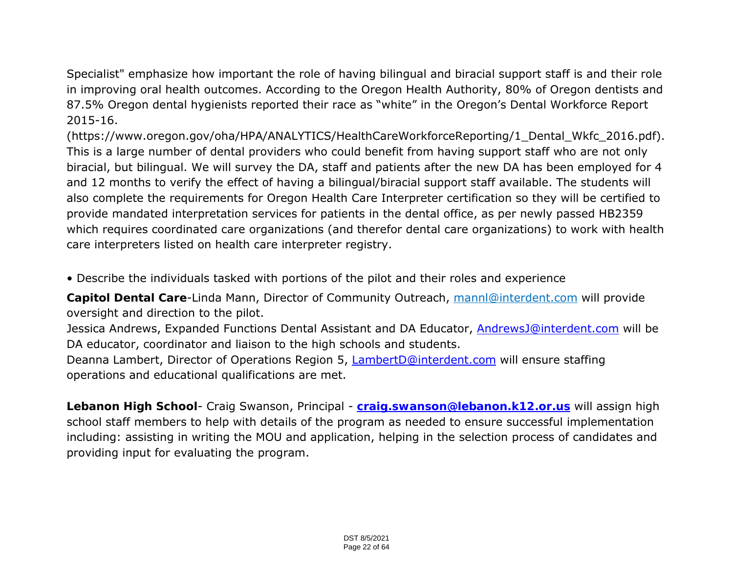Specialist" emphasize how important the role of having bilingual and biracial support staff is and their role in improving oral health outcomes. According to the Oregon Health Authority, 80% of Oregon dentists and 87.5% Oregon dental hygienists reported their race as "white" in the Oregon's Dental Workforce Report 2015-16.
(https://www.oregon.gov/oha/HPA/ANALYTICS/HealthCareWorkforceReporting/1_Dental_Wkfc_2016.pdf). This is a large number of dental providers who could benefit from having support staff who are not only biracial, but bilingual. We will survey the DA, staff and patients after the new DA has been employed for 4 and 12 months to verify the effect of having a bilingual/biracial support staff available. The students will also complete the requirements for Oregon Health Care Interpreter certification so they will be certified to provide mandated interpretation services for patients in the dental office, as per newly passed HB2359 which requires coordinated care organizations (and therefor dental care organizations) to work with health care interpreters listed on health care interpreter registry.

• Describe the individuals tasked with portions of the pilot and their roles and experience

**Capitol Dental Care**-Linda Mann, Director of Community Outreach, mannl@interdent.com will provide oversight and direction to the pilot.
Jessica Andrews, Expanded Functions Dental Assistant and DA Educator, AndrewsJ@interdent.com will be DA educator, coordinator and liaison to the high schools and students.
Deanna Lambert, Director of Operations Region 5, LambertD@interdent.com will ensure staffing operations and educational qualifications are met.

**Lebanon High School**- Craig Swanson, Principal - **craig.swanson@lebanon.k12.or.us** will assign high school staff members to help with details of the program as needed to ensure successful implementation including: assisting in writing the MOU and application, helping in the selection process of candidates and providing input for evaluating the program.

DST 8/5/2021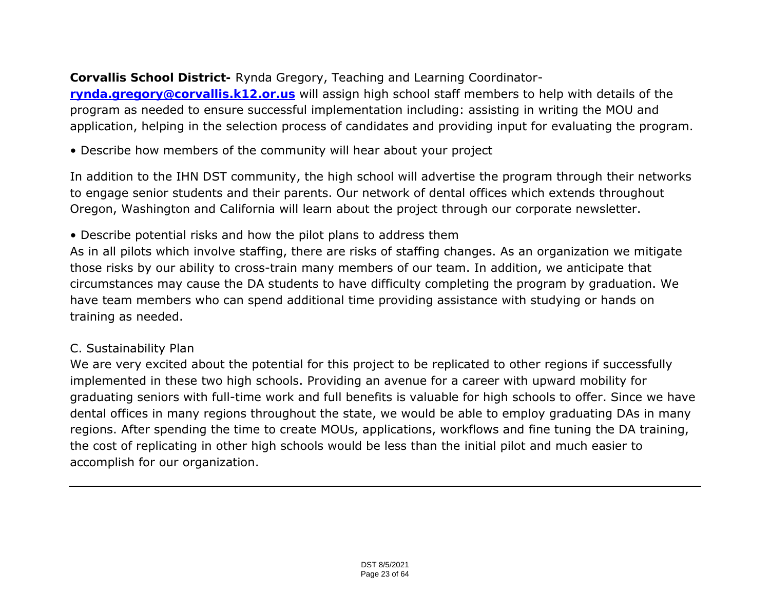**Corvallis School District-** Rynda Gregory, Teaching and Learning Coordinator- **rynda.gregory@corvallis.k12.or.us** will assign high school staff members to help with details of the program as needed to ensure successful implementation including: assisting in writing the MOU and application, helping in the selection process of candidates and providing input for evaluating the program.

• Describe how members of the community will hear about your project

In addition to the IHN DST community, the high school will advertise the program through their networks to engage senior students and their parents. Our network of dental offices which extends throughout Oregon, Washington and California will learn about the project through our corporate newsletter.

• Describe potential risks and how the pilot plans to address them

As in all pilots which involve staffing, there are risks of staffing changes. As an organization we mitigate those risks by our ability to cross-train many members of our team. In addition, we anticipate that circumstances may cause the DA students to have difficulty completing the program by graduation. We have team members who can spend additional time providing assistance with studying or hands on training as needed.

C. Sustainability Plan

We are very excited about the potential for this project to be replicated to other regions if successfully implemented in these two high schools. Providing an avenue for a career with upward mobility for graduating seniors with full-time work and full benefits is valuable for high schools to offer. Since we have dental offices in many regions throughout the state, we would be able to employ graduating DAs in many regions. After spending the time to create MOUs, applications, workflows and fine tuning the DA training, the cost of replicating in other high schools would be less than the initial pilot and much easier to accomplish for our organization.

---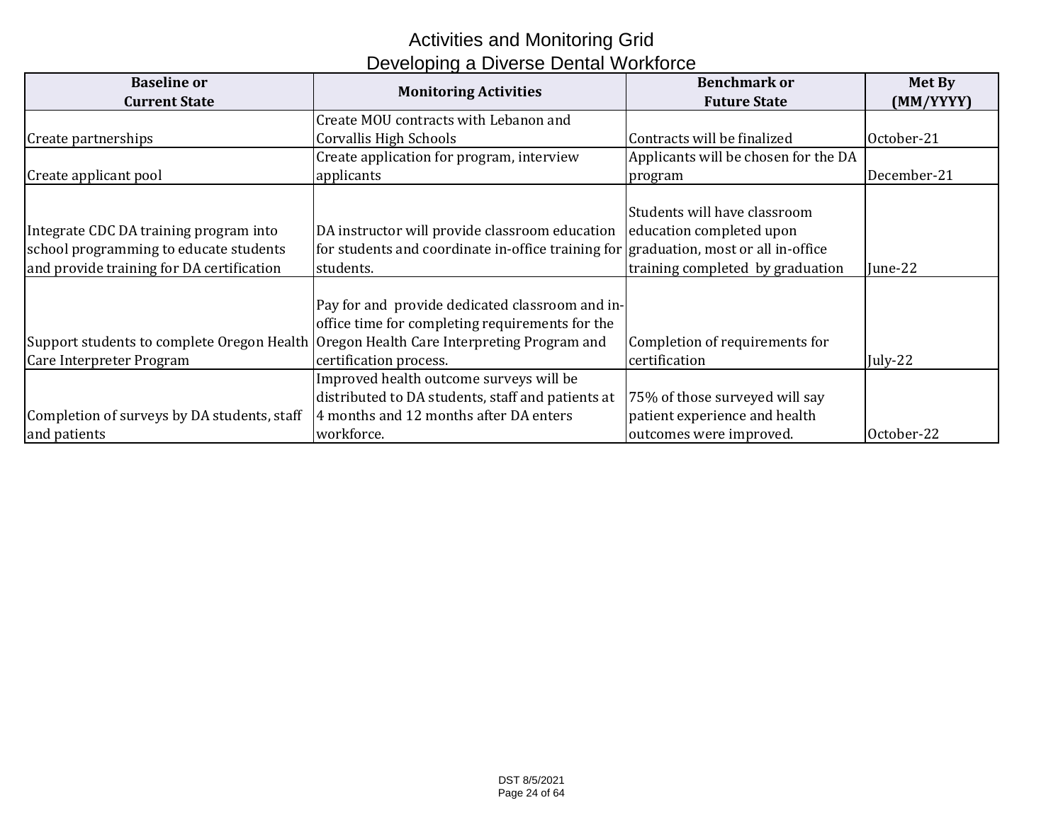# Activities and Monitoring Grid
## Developing a Diverse Dental Workforce

| Baseline or Current State | Monitoring Activities | Benchmark or Future State | Met By (MM/YYYY) |
|---|---|---|---|
| Create partnerships | Create MOU contracts with Lebanon and Corvallis High Schools | Contracts will be finalized | October-21 |
| Create applicant pool | Create application for program, interview applicants | Applicants will be chosen for the DA program | December-21 |
| Integrate CDC DA training program into school programming to educate students and provide training for DA certification | DA instructor will provide classroom education for students and coordinate in-office training for students. | Students will have classroom education completed upon graduation, most or all in-office training completed by graduation | June-22 |
| Support students to complete Oregon Health Care Interpreter Program | Pay for and provide dedicated classroom and in-office time for completing requirements for the Oregon Health Care Interpreting Program and certification process. | Completion of requirements for certification | July-22 |
| Completion of surveys by DA students, staff and patients | Improved health outcome surveys will be distributed to DA students, staff and patients at 4 months and 12 months after DA enters workforce. | 75% of those surveyed will say patient experience and health outcomes were improved. | October-22 |

DST 8/5/2021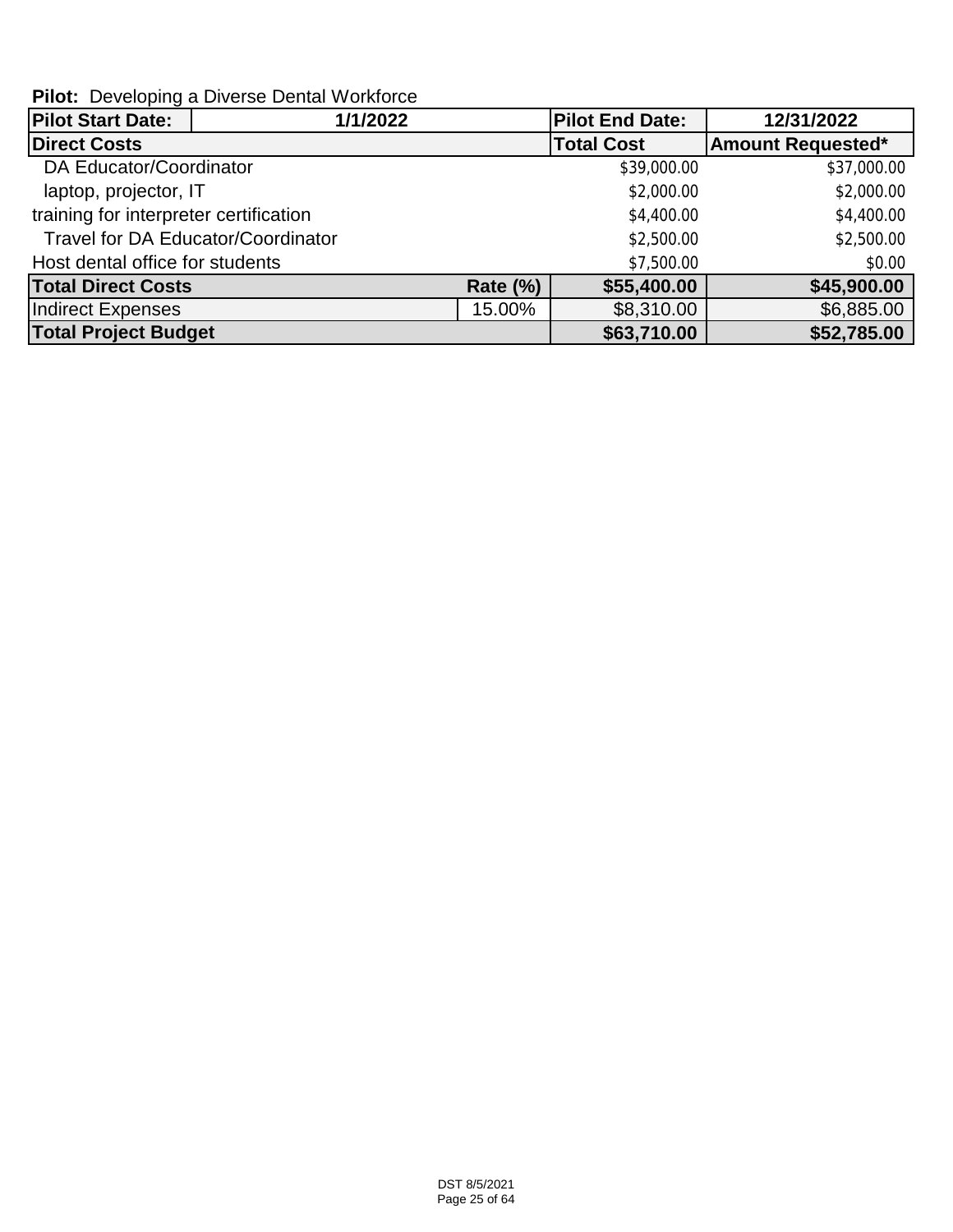**Pilot:** Developing a Diverse Dental Workforce

| **Pilot Start Date:** | **1/1/2022** | | **Pilot End Date:** | **12/31/2022** |
|---|---|---|---|---|
| **Direct Costs** | | | **Total Cost** | **Amount Requested*** |
| DA Educator/Coordinator | | | $39,000.00 | $37,000.00 |
| laptop, projector, IT | | | $2,000.00 | $2,000.00 |
| training for interpreter certification | | | $4,400.00 | $4,400.00 |
| Travel for DA Educator/Coordinator | | | $2,500.00 | $2,500.00 |
| Host dental office for students | | | $7,500.00 | $0.00 |
| **Total Direct Costs** | | **Rate (%)** | **$55,400.00** | **$45,900.00** |
| Indirect Expenses | | 15.00% | $8,310.00 | $6,885.00 |
| **Total Project Budget** | | | **$63,710.00** | **$52,785.00** |

DST 8/5/2021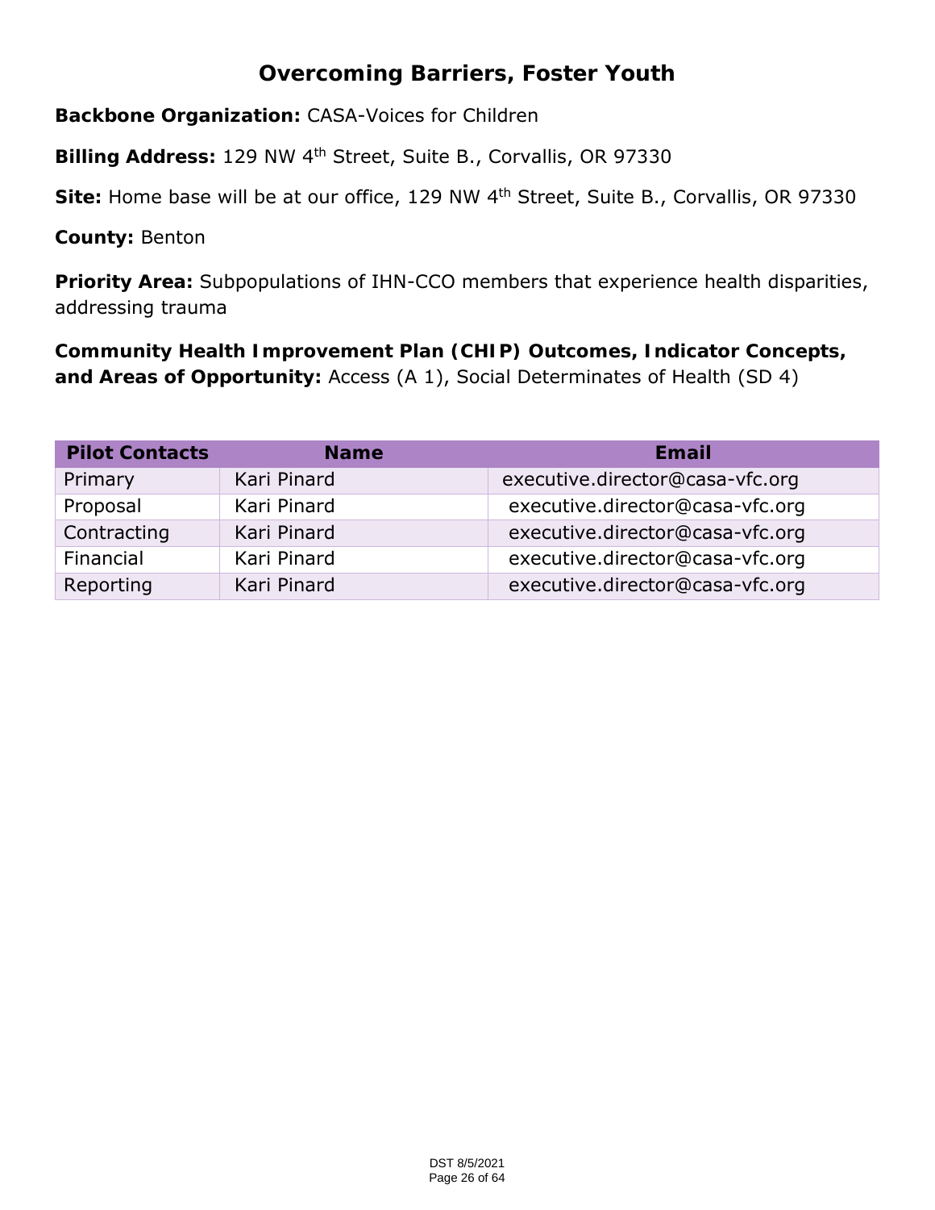# Overcoming Barriers, Foster Youth

**Backbone Organization:** CASA-Voices for Children

**Billing Address:** 129 NW 4th Street, Suite B., Corvallis, OR 97330

**Site:** Home base will be at our office, 129 NW 4th Street, Suite B., Corvallis, OR 97330

**County:** Benton

**Priority Area:** Subpopulations of IHN-CCO members that experience health disparities, addressing trauma

**Community Health Improvement Plan (CHIP) Outcomes, Indicator Concepts, and Areas of Opportunity:** Access (A 1), Social Determinates of Health (SD 4)

| Pilot Contacts | Name | Email |
|---|---|---|
| Primary | Kari Pinard | executive.director@casa-vfc.org |
| Proposal | Kari Pinard | executive.director@casa-vfc.org |
| Contracting | Kari Pinard | executive.director@casa-vfc.org |
| Financial | Kari Pinard | executive.director@casa-vfc.org |
| Reporting | Kari Pinard | executive.director@casa-vfc.org |

DST 8/5/2021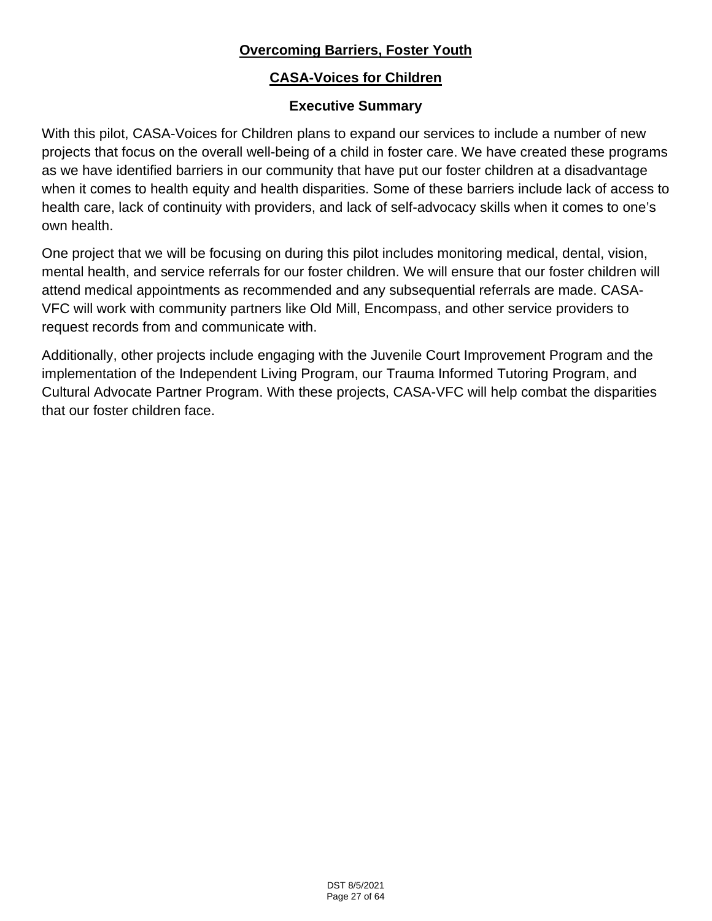## Overcoming Barriers, Foster Youth

## CASA-Voices for Children

### Executive Summary

With this pilot, CASA-Voices for Children plans to expand our services to include a number of new projects that focus on the overall well-being of a child in foster care. We have created these programs as we have identified barriers in our community that have put our foster children at a disadvantage when it comes to health equity and health disparities. Some of these barriers include lack of access to health care, lack of continuity with providers, and lack of self-advocacy skills when it comes to one's own health.

One project that we will be focusing on during this pilot includes monitoring medical, dental, vision, mental health, and service referrals for our foster children. We will ensure that our foster children will attend medical appointments as recommended and any subsequential referrals are made. CASA-VFC will work with community partners like Old Mill, Encompass, and other service providers to request records from and communicate with.

Additionally, other projects include engaging with the Juvenile Court Improvement Program and the implementation of the Independent Living Program, our Trauma Informed Tutoring Program, and Cultural Advocate Partner Program. With these projects, CASA-VFC will help combat the disparities that our foster children face.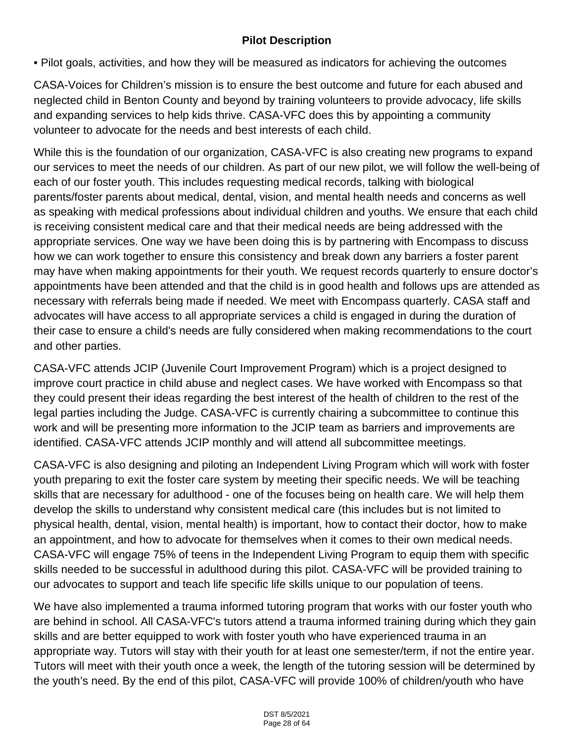**Pilot Description**

• Pilot goals, activities, and how they will be measured as indicators for achieving the outcomes

CASA-Voices for Children's mission is to ensure the best outcome and future for each abused and neglected child in Benton County and beyond by training volunteers to provide advocacy, life skills and expanding services to help kids thrive. CASA-VFC does this by appointing a community volunteer to advocate for the needs and best interests of each child.

While this is the foundation of our organization, CASA-VFC is also creating new programs to expand our services to meet the needs of our children. As part of our new pilot, we will follow the well-being of each of our foster youth. This includes requesting medical records, talking with biological parents/foster parents about medical, dental, vision, and mental health needs and concerns as well as speaking with medical professions about individual children and youths. We ensure that each child is receiving consistent medical care and that their medical needs are being addressed with the appropriate services. One way we have been doing this is by partnering with Encompass to discuss how we can work together to ensure this consistency and break down any barriers a foster parent may have when making appointments for their youth. We request records quarterly to ensure doctor's appointments have been attended and that the child is in good health and follows ups are attended as necessary with referrals being made if needed. We meet with Encompass quarterly. CASA staff and advocates will have access to all appropriate services a child is engaged in during the duration of their case to ensure a child's needs are fully considered when making recommendations to the court and other parties.

CASA-VFC attends JCIP (Juvenile Court Improvement Program) which is a project designed to improve court practice in child abuse and neglect cases. We have worked with Encompass so that they could present their ideas regarding the best interest of the health of children to the rest of the legal parties including the Judge. CASA-VFC is currently chairing a subcommittee to continue this work and will be presenting more information to the JCIP team as barriers and improvements are identified. CASA-VFC attends JCIP monthly and will attend all subcommittee meetings.

CASA-VFC is also designing and piloting an Independent Living Program which will work with foster youth preparing to exit the foster care system by meeting their specific needs. We will be teaching skills that are necessary for adulthood - one of the focuses being on health care. We will help them develop the skills to understand why consistent medical care (this includes but is not limited to physical health, dental, vision, mental health) is important, how to contact their doctor, how to make an appointment, and how to advocate for themselves when it comes to their own medical needs. CASA-VFC will engage 75% of teens in the Independent Living Program to equip them with specific skills needed to be successful in adulthood during this pilot. CASA-VFC will be provided training to our advocates to support and teach life specific life skills unique to our population of teens.

We have also implemented a trauma informed tutoring program that works with our foster youth who are behind in school. All CASA-VFC's tutors attend a trauma informed training during which they gain skills and are better equipped to work with foster youth who have experienced trauma in an appropriate way. Tutors will stay with their youth for at least one semester/term, if not the entire year. Tutors will meet with their youth once a week, the length of the tutoring session will be determined by the youth's need. By the end of this pilot, CASA-VFC will provide 100% of children/youth who have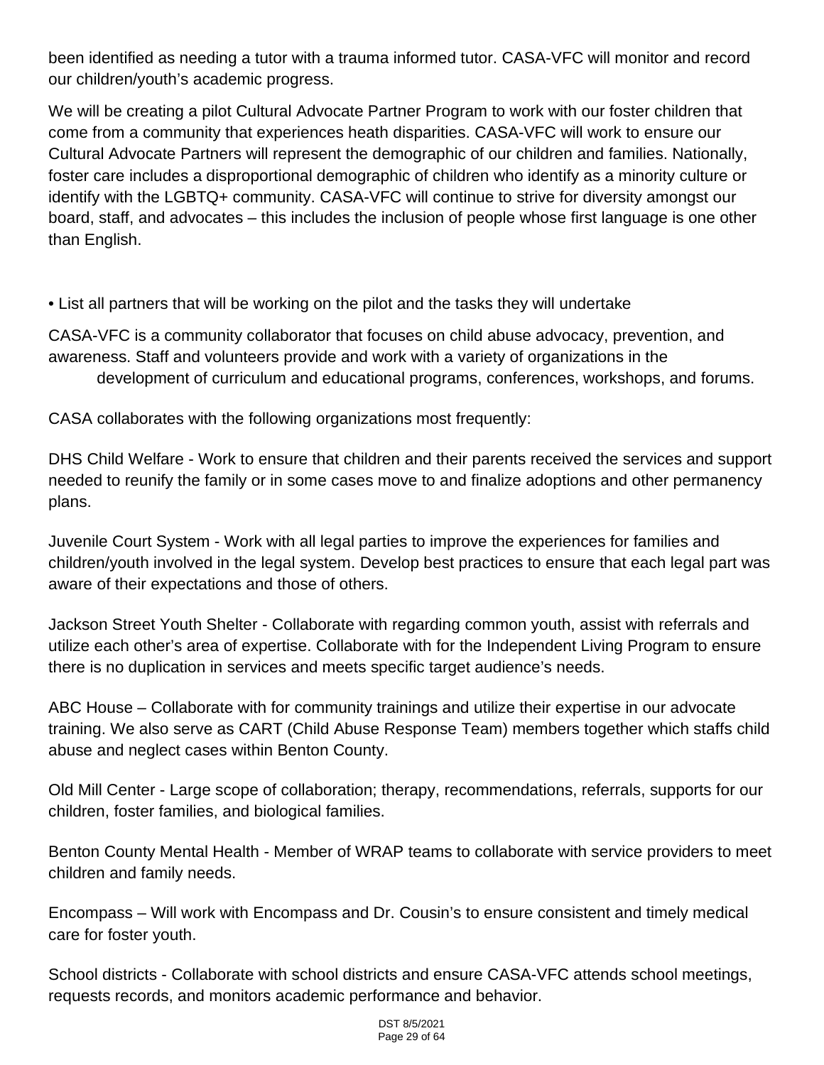been identified as needing a tutor with a trauma informed tutor. CASA-VFC will monitor and record our children/youth's academic progress.

We will be creating a pilot Cultural Advocate Partner Program to work with our foster children that come from a community that experiences heath disparities. CASA-VFC will work to ensure our Cultural Advocate Partners will represent the demographic of our children and families. Nationally, foster care includes a disproportional demographic of children who identify as a minority culture or identify with the LGBTQ+ community. CASA-VFC will continue to strive for diversity amongst our board, staff, and advocates – this includes the inclusion of people whose first language is one other than English.

• List all partners that will be working on the pilot and the tasks they will undertake

CASA-VFC is a community collaborator that focuses on child abuse advocacy, prevention, and awareness. Staff and volunteers provide and work with a variety of organizations in the development of curriculum and educational programs, conferences, workshops, and forums.

CASA collaborates with the following organizations most frequently:

DHS Child Welfare - Work to ensure that children and their parents received the services and support needed to reunify the family or in some cases move to and finalize adoptions and other permanency plans.

Juvenile Court System - Work with all legal parties to improve the experiences for families and children/youth involved in the legal system. Develop best practices to ensure that each legal part was aware of their expectations and those of others.

Jackson Street Youth Shelter - Collaborate with regarding common youth, assist with referrals and utilize each other's area of expertise. Collaborate with for the Independent Living Program to ensure there is no duplication in services and meets specific target audience's needs.

ABC House – Collaborate with for community trainings and utilize their expertise in our advocate training. We also serve as CART (Child Abuse Response Team) members together which staffs child abuse and neglect cases within Benton County.

Old Mill Center - Large scope of collaboration; therapy, recommendations, referrals, supports for our children, foster families, and biological families.

Benton County Mental Health - Member of WRAP teams to collaborate with service providers to meet children and family needs.

Encompass – Will work with Encompass and Dr. Cousin's to ensure consistent and timely medical care for foster youth.

School districts - Collaborate with school districts and ensure CASA-VFC attends school meetings, requests records, and monitors academic performance and behavior.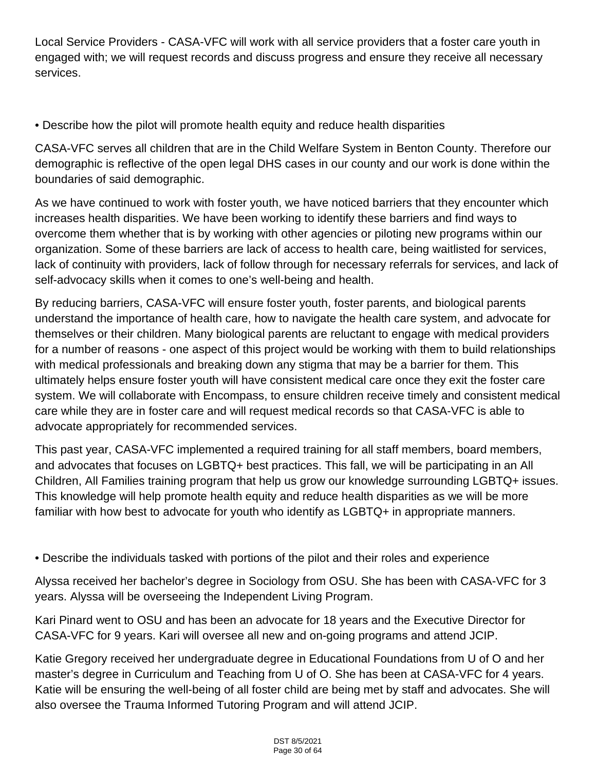Local Service Providers - CASA-VFC will work with all service providers that a foster care youth in engaged with; we will request records and discuss progress and ensure they receive all necessary services.

• Describe how the pilot will promote health equity and reduce health disparities

CASA-VFC serves all children that are in the Child Welfare System in Benton County. Therefore our demographic is reflective of the open legal DHS cases in our county and our work is done within the boundaries of said demographic.

As we have continued to work with foster youth, we have noticed barriers that they encounter which increases health disparities. We have been working to identify these barriers and find ways to overcome them whether that is by working with other agencies or piloting new programs within our organization. Some of these barriers are lack of access to health care, being waitlisted for services, lack of continuity with providers, lack of follow through for necessary referrals for services, and lack of self-advocacy skills when it comes to one's well-being and health.

By reducing barriers, CASA-VFC will ensure foster youth, foster parents, and biological parents understand the importance of health care, how to navigate the health care system, and advocate for themselves or their children. Many biological parents are reluctant to engage with medical providers for a number of reasons - one aspect of this project would be working with them to build relationships with medical professionals and breaking down any stigma that may be a barrier for them. This ultimately helps ensure foster youth will have consistent medical care once they exit the foster care system. We will collaborate with Encompass, to ensure children receive timely and consistent medical care while they are in foster care and will request medical records so that CASA-VFC is able to advocate appropriately for recommended services.

This past year, CASA-VFC implemented a required training for all staff members, board members, and advocates that focuses on LGBTQ+ best practices. This fall, we will be participating in an All Children, All Families training program that help us grow our knowledge surrounding LGBTQ+ issues. This knowledge will help promote health equity and reduce health disparities as we will be more familiar with how best to advocate for youth who identify as LGBTQ+ in appropriate manners.

• Describe the individuals tasked with portions of the pilot and their roles and experience

Alyssa received her bachelor's degree in Sociology from OSU. She has been with CASA-VFC for 3 years. Alyssa will be overseeing the Independent Living Program.

Kari Pinard went to OSU and has been an advocate for 18 years and the Executive Director for CASA-VFC for 9 years. Kari will oversee all new and on-going programs and attend JCIP.

Katie Gregory received her undergraduate degree in Educational Foundations from U of O and her master's degree in Curriculum and Teaching from U of O. She has been at CASA-VFC for 4 years. Katie will be ensuring the well-being of all foster child are being met by staff and advocates. She will also oversee the Trauma Informed Tutoring Program and will attend JCIP.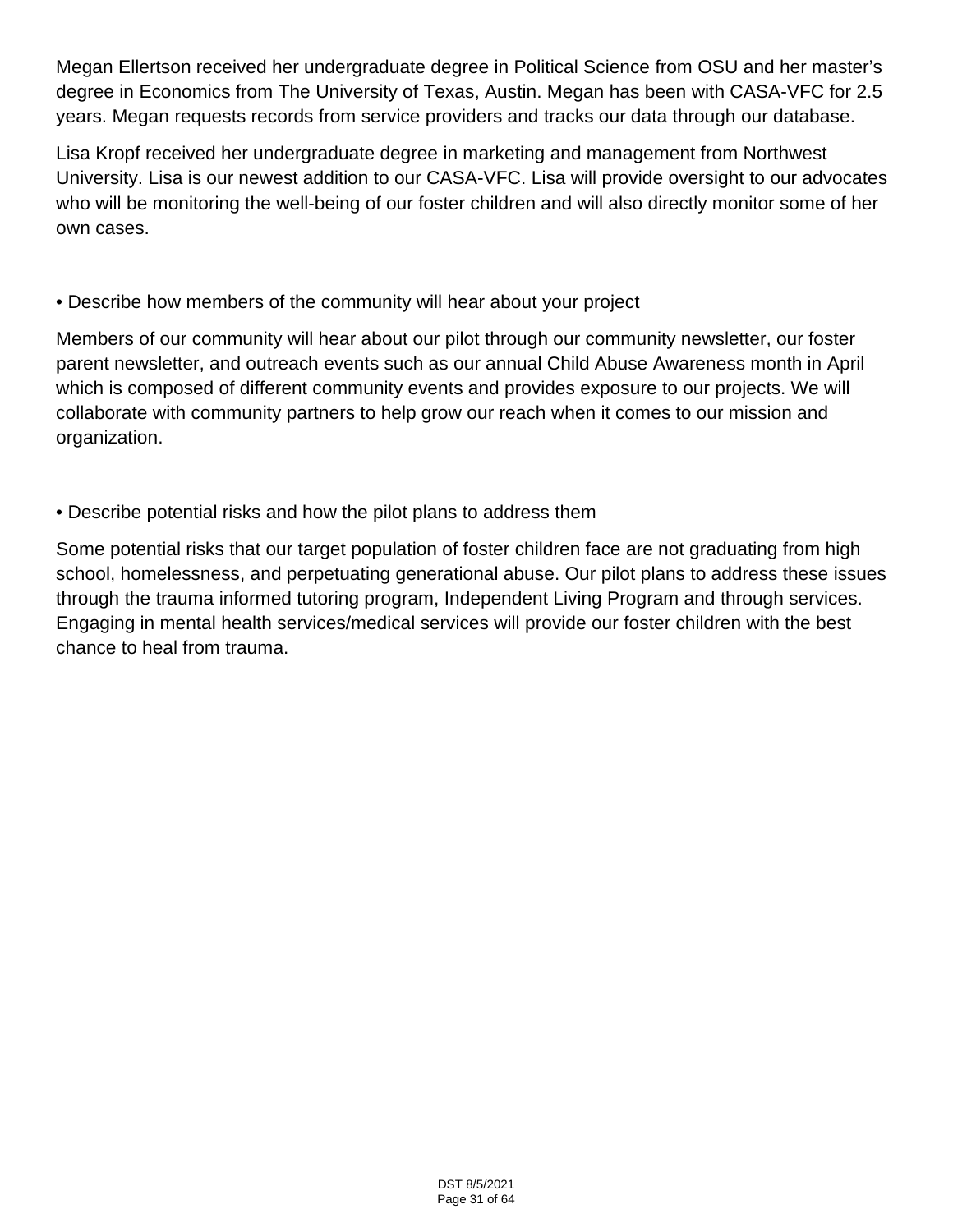Megan Ellertson received her undergraduate degree in Political Science from OSU and her master's degree in Economics from The University of Texas, Austin. Megan has been with CASA-VFC for 2.5 years. Megan requests records from service providers and tracks our data through our database.

Lisa Kropf received her undergraduate degree in marketing and management from Northwest University. Lisa is our newest addition to our CASA-VFC. Lisa will provide oversight to our advocates who will be monitoring the well-being of our foster children and will also directly monitor some of her own cases.

• Describe how members of the community will hear about your project

Members of our community will hear about our pilot through our community newsletter, our foster parent newsletter, and outreach events such as our annual Child Abuse Awareness month in April which is composed of different community events and provides exposure to our projects. We will collaborate with community partners to help grow our reach when it comes to our mission and organization.

• Describe potential risks and how the pilot plans to address them

Some potential risks that our target population of foster children face are not graduating from high school, homelessness, and perpetuating generational abuse. Our pilot plans to address these issues through the trauma informed tutoring program, Independent Living Program and through services. Engaging in mental health services/medical services will provide our foster children with the best chance to heal from trauma.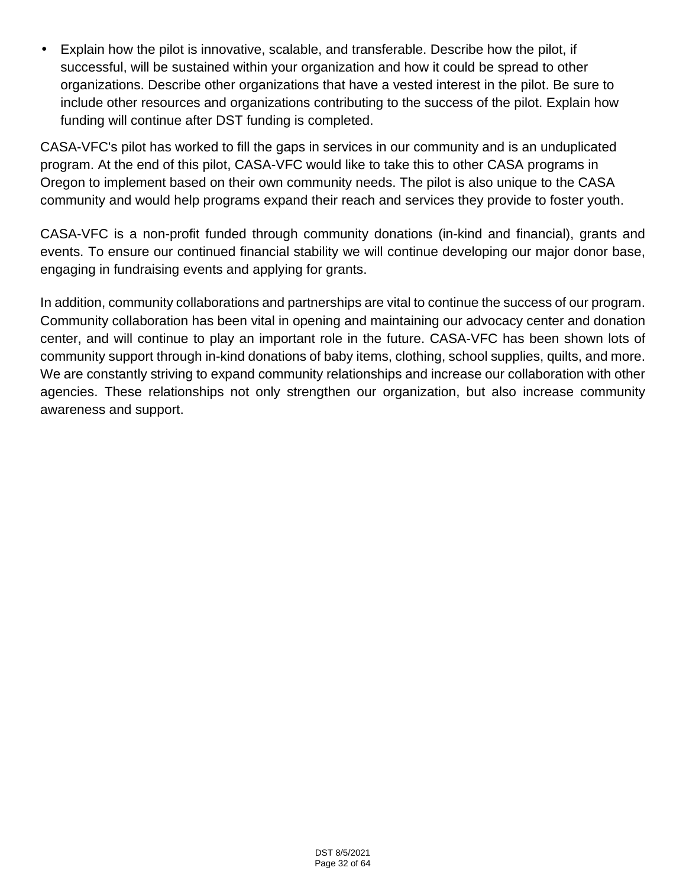- Explain how the pilot is innovative, scalable, and transferable. Describe how the pilot, if successful, will be sustained within your organization and how it could be spread to other organizations. Describe other organizations that have a vested interest in the pilot. Be sure to include other resources and organizations contributing to the success of the pilot. Explain how funding will continue after DST funding is completed.

CASA-VFC's pilot has worked to fill the gaps in services in our community and is an unduplicated program. At the end of this pilot, CASA-VFC would like to take this to other CASA programs in Oregon to implement based on their own community needs. The pilot is also unique to the CASA community and would help programs expand their reach and services they provide to foster youth.

CASA-VFC is a non-profit funded through community donations (in-kind and financial), grants and events. To ensure our continued financial stability we will continue developing our major donor base, engaging in fundraising events and applying for grants.

In addition, community collaborations and partnerships are vital to continue the success of our program. Community collaboration has been vital in opening and maintaining our advocacy center and donation center, and will continue to play an important role in the future. CASA-VFC has been shown lots of community support through in-kind donations of baby items, clothing, school supplies, quilts, and more. We are constantly striving to expand community relationships and increase our collaboration with other agencies. These relationships not only strengthen our organization, but also increase community awareness and support.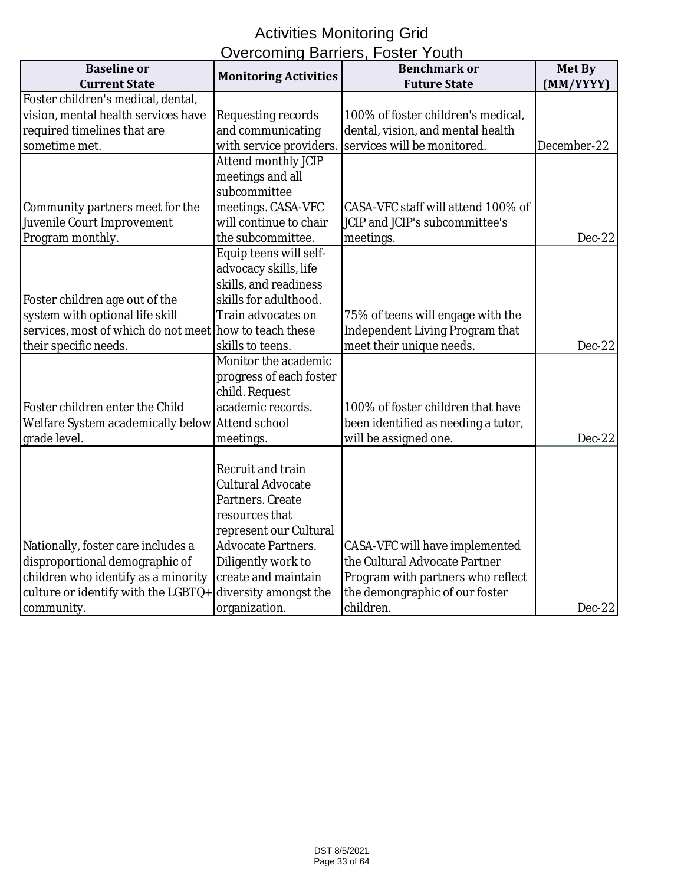# Activities Monitoring Grid
## Overcoming Barriers, Foster Youth

| Baseline or Current State | Monitoring Activities | Benchmark or Future State | Met By (MM/YYYY) |
|---|---|---|---|
| Foster children's medical, dental, vision, mental health services have required timelines that are sometime met. | Requesting records and communicating with service providers. | 100% of foster children's medical, dental, vision, and mental health services will be monitored. | December-22 |
| Community partners meet for the Juvenile Court Improvement Program monthly. | Attend monthly JCIP meetings and all subcommittee meetings. CASA-VFC will continue to chair the subcommittee. | CASA-VFC staff will attend 100% of JCIP and JCIP's subcommittee's meetings. | Dec-22 |
| Foster children age out of the system with optional life skill services, most of which do not meet their specific needs. | Equip teens will self-advocacy skills, life skills, and readiness skills for adulthood. Train advocates on how to teach these skills to teens. | 75% of teens will engage with the Independent Living Program that meet their unique needs. | Dec-22 |
| Foster children enter the Child Welfare System academically below grade level. | Monitor the academic progress of each foster child. Request academic records. Attend school meetings. | 100% of foster children that have been identified as needing a tutor, will be assigned one. | Dec-22 |
| Nationally, foster care includes a disproportional demographic of children who identify as a minority culture or identify with the LGBTQ+ community. | Recruit and train Cultural Advocate Partners. Create resources that represent our Cultural Advocate Partners. Diligently work to create and maintain diversity amongst the organization. | CASA-VFC will have implemented the Cultural Advocate Partner Program with partners who reflect the demongraphic of our foster children. | Dec-22 |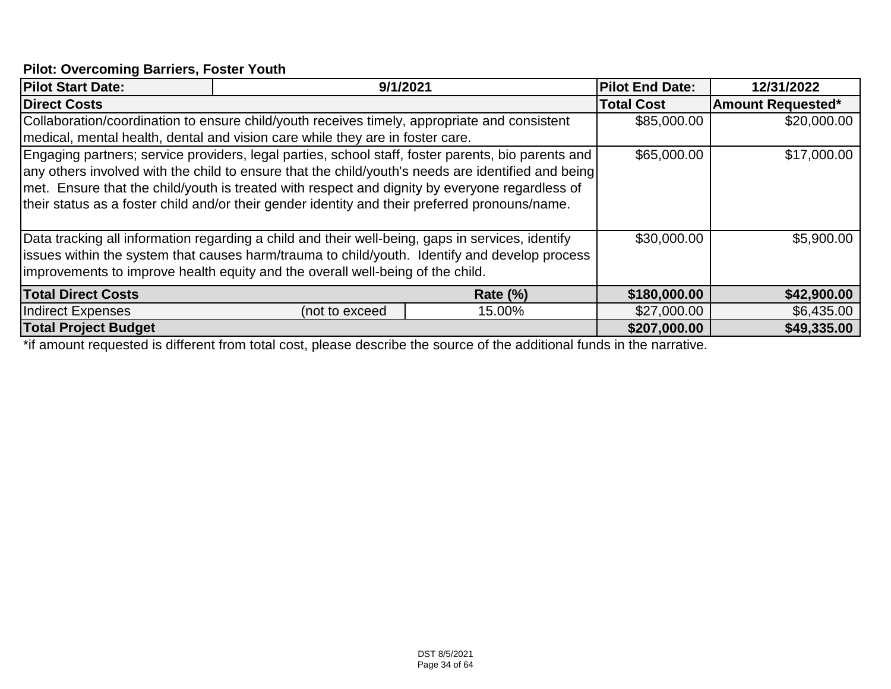**Pilot: Overcoming Barriers, Foster Youth**

| Pilot Start Date: | 9/1/2021 | | | Pilot End Date: | 12/31/2022 |
|---|---|---|---|---|---|
| **Direct Costs** | | | | **Total Cost** | **Amount Requested*** |
| Collaboration/coordination to ensure child/youth receives timely, appropriate and consistent medical, mental health, dental and vision care while they are in foster care. | | | | $85,000.00 | $20,000.00 |
| Engaging partners; service providers, legal parties, school staff, foster parents, bio parents and any others involved with the child to ensure that the child/youth's needs are identified and being met. Ensure that the child/youth is treated with respect and dignity by everyone regardless of their status as a foster child and/or their gender identity and their preferred pronouns/name. | | | | $65,000.00 | $17,000.00 |
| Data tracking all information regarding a child and their well-being, gaps in services, identify issues within the system that causes harm/trauma to child/youth. Identify and develop process improvements to improve health equity and the overall well-being of the child. | | | | $30,000.00 | $5,900.00 |
| **Total Direct Costs** | | | **Rate (%)** | **$180,000.00** | **$42,900.00** |
| Indirect Expenses | | (not to exceed | 15.00% | $27,000.00 | $6,435.00 |
| **Total Project Budget** | | | | **$207,000.00** | **$49,335.00** |

*if amount requested is different from total cost, please describe the source of the additional funds in the narrative.

DST 8/5/2021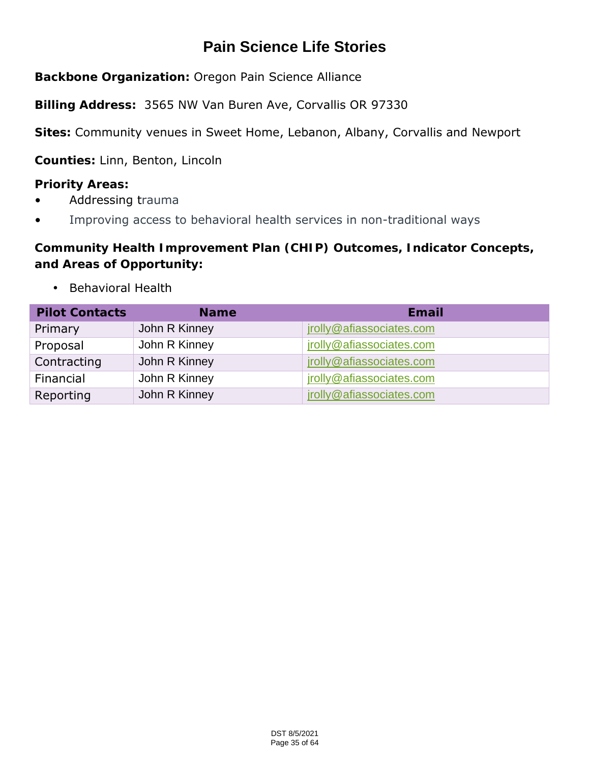# Pain Science Life Stories

**Backbone Organization:** Oregon Pain Science Alliance

**Billing Address:** 3565 NW Van Buren Ave, Corvallis OR 97330

**Sites:** Community venues in Sweet Home, Lebanon, Albany, Corvallis and Newport

**Counties:** Linn, Benton, Lincoln

**Priority Areas:**

- Addressing trauma
- Improving access to behavioral health services in non-traditional ways

**Community Health Improvement Plan (CHIP) Outcomes, Indicator Concepts, and Areas of Opportunity:**

- Behavioral Health

| Pilot Contacts | Name | Email |
|---|---|---|
| Primary | John R Kinney | jrolly@afiassociates.com |
| Proposal | John R Kinney | jrolly@afiassociates.com |
| Contracting | John R Kinney | jrolly@afiassociates.com |
| Financial | John R Kinney | jrolly@afiassociates.com |
| Reporting | John R Kinney | jrolly@afiassociates.com |

DST 8/5/2021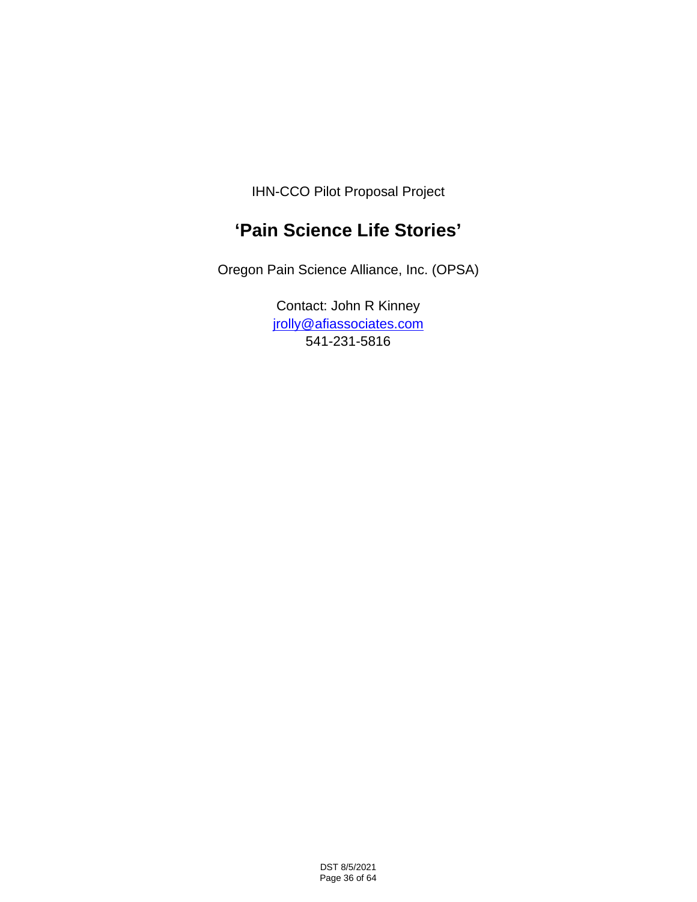IHN-CCO Pilot Proposal Project

# 'Pain Science Life Stories'

Oregon Pain Science Alliance, Inc. (OPSA)

Contact: John R Kinney
[jrolly@afiassociates.com](mailto:jrolly@afiassociates.com)
541-231-5816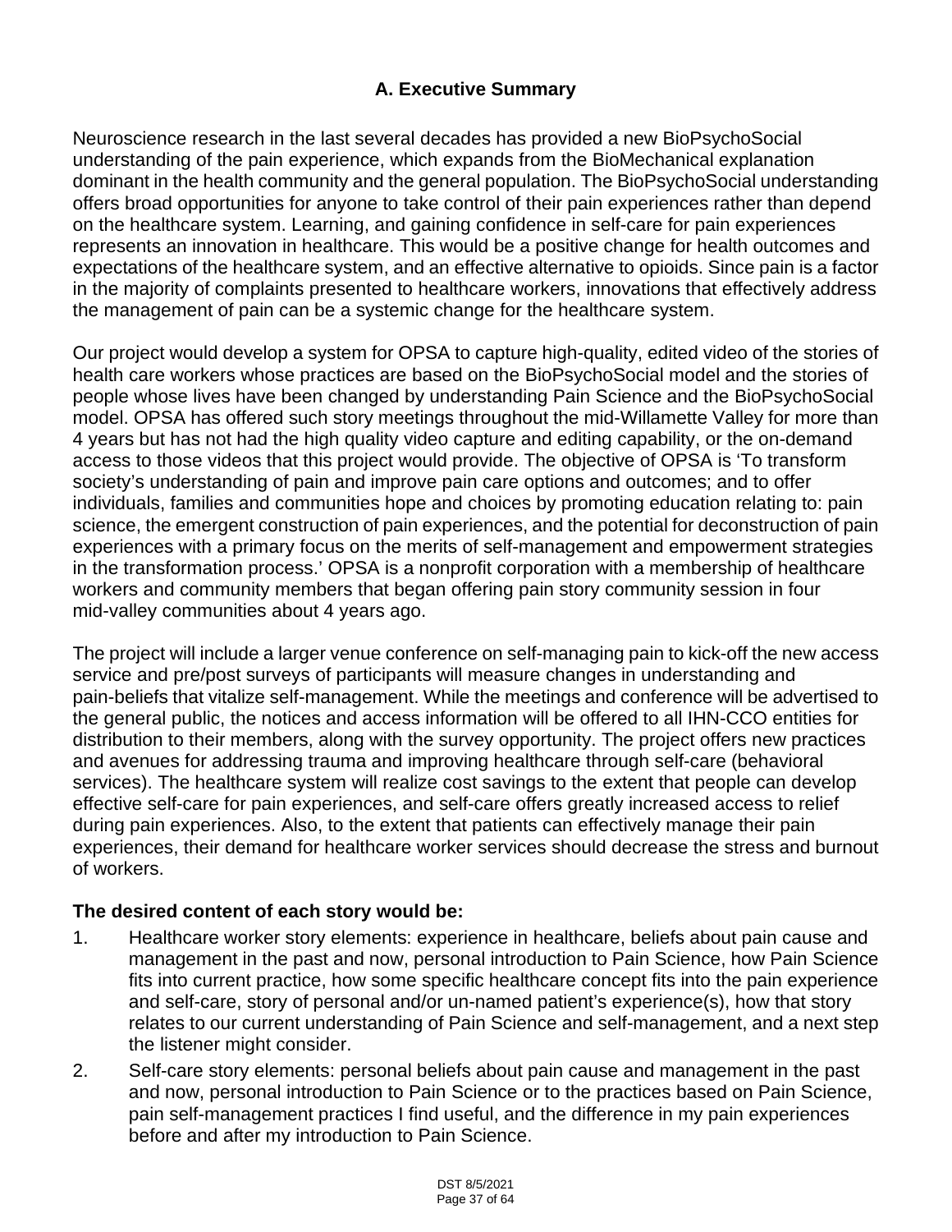## A. Executive Summary

Neuroscience research in the last several decades has provided a new BioPsychoSocial understanding of the pain experience, which expands from the BioMechanical explanation dominant in the health community and the general population. The BioPsychoSocial understanding offers broad opportunities for anyone to take control of their pain experiences rather than depend on the healthcare system. Learning, and gaining confidence in self-care for pain experiences represents an innovation in healthcare. This would be a positive change for health outcomes and expectations of the healthcare system, and an effective alternative to opioids. Since pain is a factor in the majority of complaints presented to healthcare workers, innovations that effectively address the management of pain can be a systemic change for the healthcare system.

Our project would develop a system for OPSA to capture high-quality, edited video of the stories of health care workers whose practices are based on the BioPsychoSocial model and the stories of people whose lives have been changed by understanding Pain Science and the BioPsychoSocial model. OPSA has offered such story meetings throughout the mid-Willamette Valley for more than 4 years but has not had the high quality video capture and editing capability, or the on-demand access to those videos that this project would provide. The objective of OPSA is 'To transform society's understanding of pain and improve pain care options and outcomes; and to offer individuals, families and communities hope and choices by promoting education relating to: pain science, the emergent construction of pain experiences, and the potential for deconstruction of pain experiences with a primary focus on the merits of self-management and empowerment strategies in the transformation process.' OPSA is a nonprofit corporation with a membership of healthcare workers and community members that began offering pain story community session in four mid-valley communities about 4 years ago.

The project will include a larger venue conference on self-managing pain to kick-off the new access service and pre/post surveys of participants will measure changes in understanding and pain-beliefs that vitalize self-management. While the meetings and conference will be advertised to the general public, the notices and access information will be offered to all IHN-CCO entities for distribution to their members, along with the survey opportunity. The project offers new practices and avenues for addressing trauma and improving healthcare through self-care (behavioral services). The healthcare system will realize cost savings to the extent that people can develop effective self-care for pain experiences, and self-care offers greatly increased access to relief during pain experiences. Also, to the extent that patients can effectively manage their pain experiences, their demand for healthcare worker services should decrease the stress and burnout of workers.

**The desired content of each story would be:**

1. Healthcare worker story elements: experience in healthcare, beliefs about pain cause and management in the past and now, personal introduction to Pain Science, how Pain Science fits into current practice, how some specific healthcare concept fits into the pain experience and self-care, story of personal and/or un-named patient's experience(s), how that story relates to our current understanding of Pain Science and self-management, and a next step the listener might consider.
2. Self-care story elements: personal beliefs about pain cause and management in the past and now, personal introduction to Pain Science or to the practices based on Pain Science, pain self-management practices I find useful, and the difference in my pain experiences before and after my introduction to Pain Science.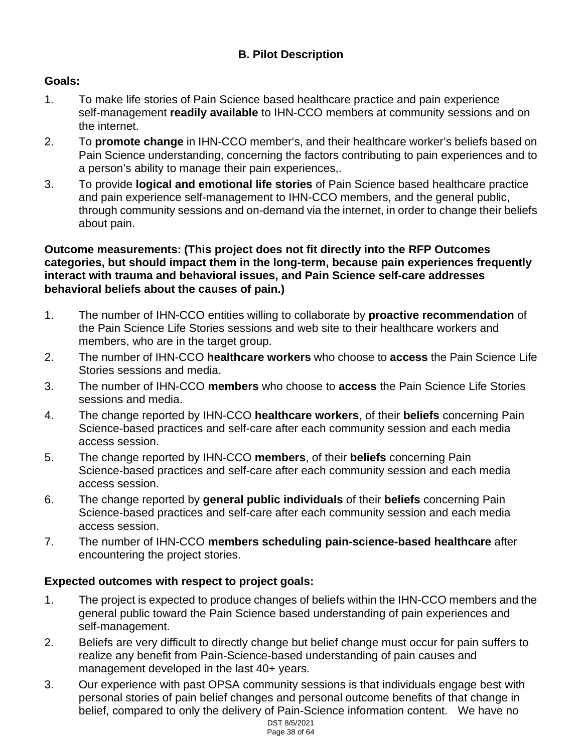## B. Pilot Description

**Goals:**

1. To make life stories of Pain Science based healthcare practice and pain experience self-management **readily available** to IHN-CCO members at community sessions and on the internet.
2. To **promote change** in IHN-CCO member's, and their healthcare worker's beliefs based on Pain Science understanding, concerning the factors contributing to pain experiences and to a person's ability to manage their pain experiences,.
3. To provide **logical and emotional life stories** of Pain Science based healthcare practice and pain experience self-management to IHN-CCO members, and the general public, through community sessions and on-demand via the internet, in order to change their beliefs about pain.

**Outcome measurements: (This project does not fit directly into the RFP Outcomes categories, but should impact them in the long-term, because pain experiences frequently interact with trauma and behavioral issues, and Pain Science self-care addresses behavioral beliefs about the causes of pain.)**

1. The number of IHN-CCO entities willing to collaborate by **proactive recommendation** of the Pain Science Life Stories sessions and web site to their healthcare workers and members, who are in the target group.
2. The number of IHN-CCO **healthcare workers** who choose to **access** the Pain Science Life Stories sessions and media.
3. The number of IHN-CCO **members** who choose to **access** the Pain Science Life Stories sessions and media.
4. The change reported by IHN-CCO **healthcare workers**, of their **beliefs** concerning Pain Science-based practices and self-care after each community session and each media access session.
5. The change reported by IHN-CCO **members**, of their **beliefs** concerning Pain Science-based practices and self-care after each community session and each media access session.
6. The change reported by **general public individuals** of their **beliefs** concerning Pain Science-based practices and self-care after each community session and each media access session.
7. The number of IHN-CCO **members scheduling pain-science-based healthcare** after encountering the project stories.

**Expected outcomes with respect to project goals:**

1. The project is expected to produce changes of beliefs within the IHN-CCO members and the general public toward the Pain Science based understanding of pain experiences and self-management.
2. Beliefs are very difficult to directly change but belief change must occur for pain suffers to realize any benefit from Pain-Science-based understanding of pain causes and management developed in the last 40+ years.
3. Our experience with past OPSA community sessions is that individuals engage best with personal stories of pain belief changes and personal outcome benefits of that change in belief, compared to only the delivery of Pain-Science information content. We have no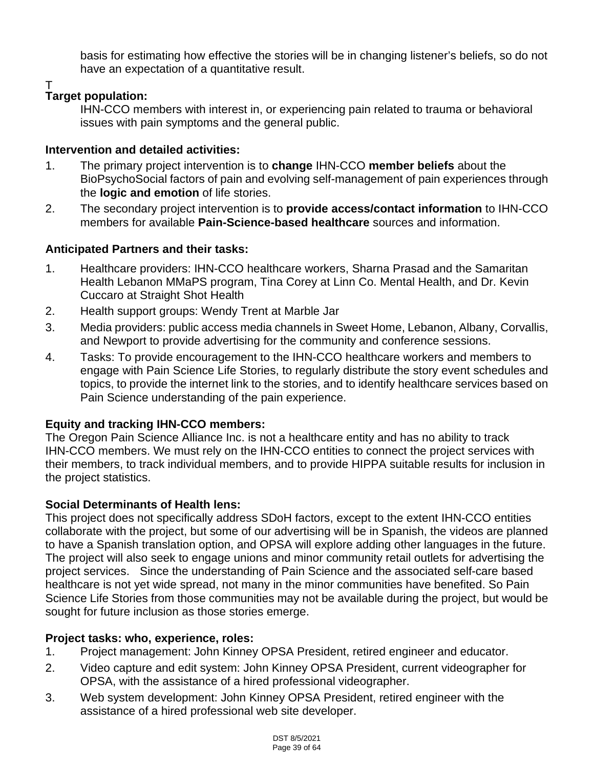basis for estimating how effective the stories will be in changing listener's beliefs, so do not have an expectation of a quantitative result.

T

**Target population:**

IHN-CCO members with interest in, or experiencing pain related to trauma or behavioral issues with pain symptoms and the general public.

**Intervention and detailed activities:**

1. The primary project intervention is to **change** IHN-CCO **member beliefs** about the BioPsychoSocial factors of pain and evolving self-management of pain experiences through the **logic and emotion** of life stories.
2. The secondary project intervention is to **provide access/contact information** to IHN-CCO members for available **Pain-Science-based healthcare** sources and information.

**Anticipated Partners and their tasks:**

1. Healthcare providers: IHN-CCO healthcare workers, Sharna Prasad and the Samaritan Health Lebanon MMaPS program, Tina Corey at Linn Co. Mental Health, and Dr. Kevin Cuccaro at Straight Shot Health
2. Health support groups: Wendy Trent at Marble Jar
3. Media providers: public access media channels in Sweet Home, Lebanon, Albany, Corvallis, and Newport to provide advertising for the community and conference sessions.
4. Tasks: To provide encouragement to the IHN-CCO healthcare workers and members to engage with Pain Science Life Stories, to regularly distribute the story event schedules and topics, to provide the internet link to the stories, and to identify healthcare services based on Pain Science understanding of the pain experience.

**Equity and tracking IHN-CCO members:**

The Oregon Pain Science Alliance Inc. is not a healthcare entity and has no ability to track IHN-CCO members. We must rely on the IHN-CCO entities to connect the project services with their members, to track individual members, and to provide HIPPA suitable results for inclusion in the project statistics.

**Social Determinants of Health lens:**

This project does not specifically address SDoH factors, except to the extent IHN-CCO entities collaborate with the project, but some of our advertising will be in Spanish, the videos are planned to have a Spanish translation option, and OPSA will explore adding other languages in the future. The project will also seek to engage unions and minor community retail outlets for advertising the project services. Since the understanding of Pain Science and the associated self-care based healthcare is not yet wide spread, not many in the minor communities have benefited. So Pain Science Life Stories from those communities may not be available during the project, but would be sought for future inclusion as those stories emerge.

**Project tasks: who, experience, roles:**

1. Project management: John Kinney OPSA President, retired engineer and educator.
2. Video capture and edit system: John Kinney OPSA President, current videographer for OPSA, with the assistance of a hired professional videographer.
3. Web system development: John Kinney OPSA President, retired engineer with the assistance of a hired professional web site developer.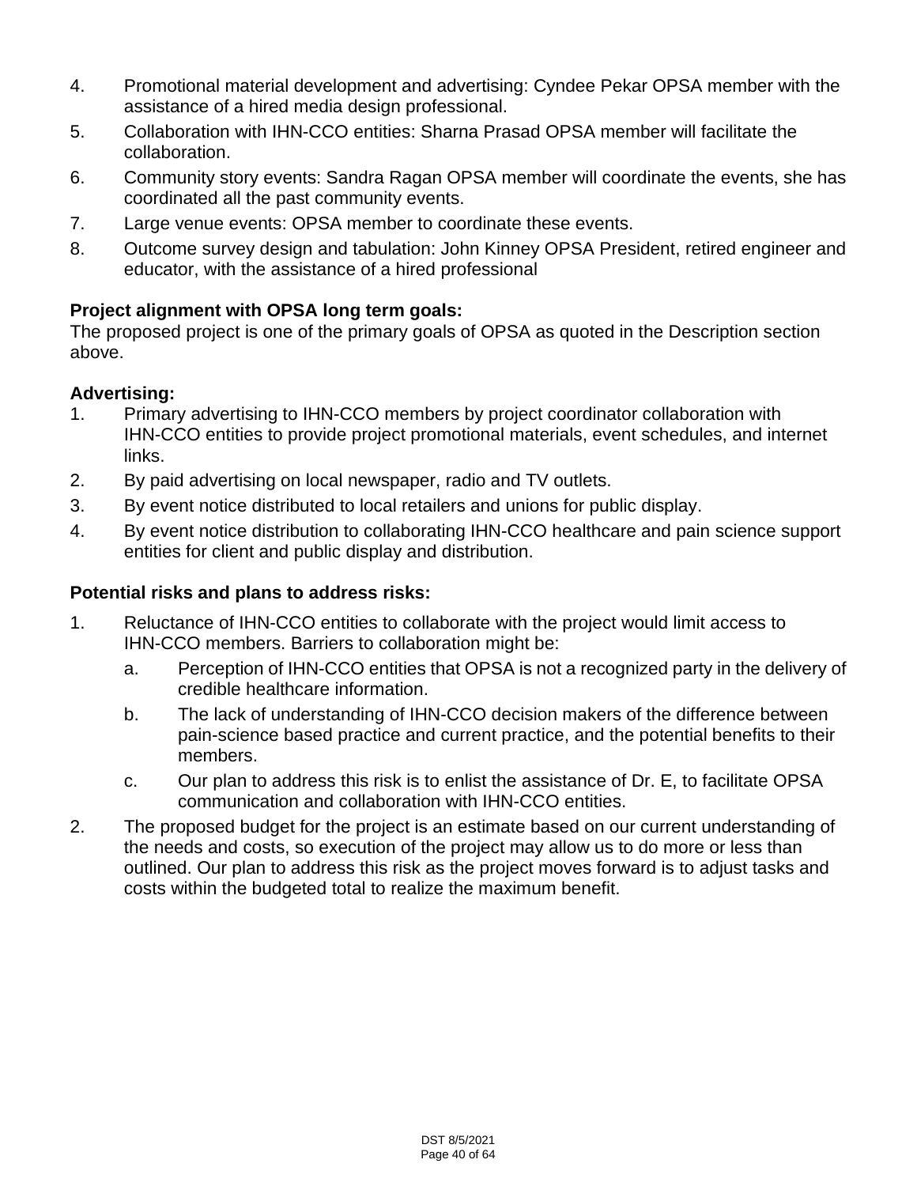4. Promotional material development and advertising: Cyndee Pekar OPSA member with the assistance of a hired media design professional.
5. Collaboration with IHN-CCO entities: Sharna Prasad OPSA member will facilitate the collaboration.
6. Community story events: Sandra Ragan OPSA member will coordinate the events, she has coordinated all the past community events.
7. Large venue events: OPSA member to coordinate these events.
8. Outcome survey design and tabulation: John Kinney OPSA President, retired engineer and educator, with the assistance of a hired professional

**Project alignment with OPSA long term goals:**
The proposed project is one of the primary goals of OPSA as quoted in the Description section above.

**Advertising:**

1. Primary advertising to IHN-CCO members by project coordinator collaboration with IHN-CCO entities to provide project promotional materials, event schedules, and internet links.
2. By paid advertising on local newspaper, radio and TV outlets.
3. By event notice distributed to local retailers and unions for public display.
4. By event notice distribution to collaborating IHN-CCO healthcare and pain science support entities for client and public display and distribution.

**Potential risks and plans to address risks:**

1. Reluctance of IHN-CCO entities to collaborate with the project would limit access to IHN-CCO members. Barriers to collaboration might be:
    a. Perception of IHN-CCO entities that OPSA is not a recognized party in the delivery of credible healthcare information.
    b. The lack of understanding of IHN-CCO decision makers of the difference between pain-science based practice and current practice, and the potential benefits to their members.
    c. Our plan to address this risk is to enlist the assistance of Dr. E, to facilitate OPSA communication and collaboration with IHN-CCO entities.
2. The proposed budget for the project is an estimate based on our current understanding of the needs and costs, so execution of the project may allow us to do more or less than outlined. Our plan to address this risk as the project moves forward is to adjust tasks and costs within the budgeted total to realize the maximum benefit.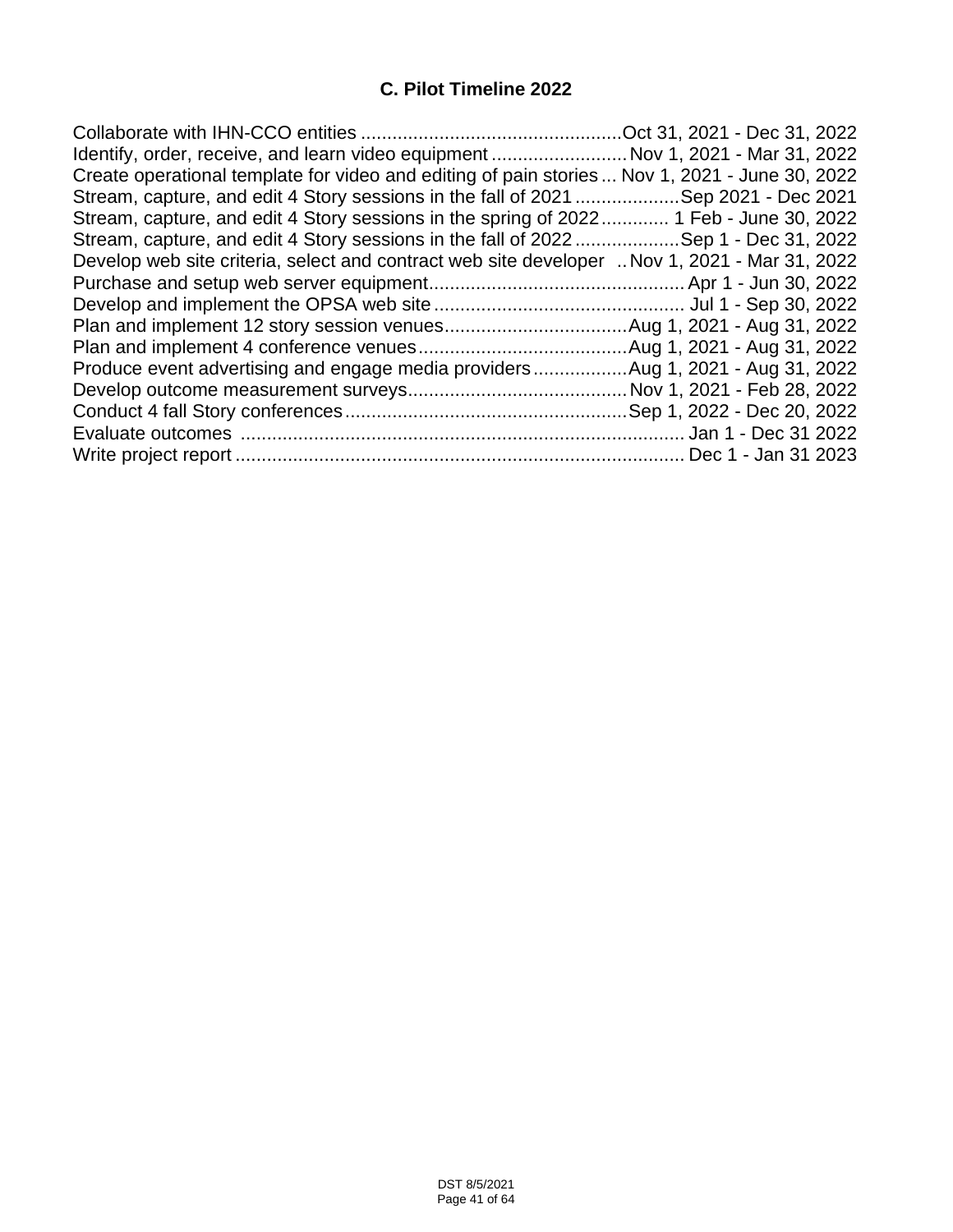## C. Pilot Timeline 2022

Collaborate with IHN-CCO entities ..................................................Oct 31, 2021 - Dec 31, 2022
Identify, order, receive, and learn video equipment ..........................Nov 1, 2021 - Mar 31, 2022
Create operational template for video and editing of pain stories ... Nov 1, 2021 - June 30, 2022
Stream, capture, and edit 4 Story sessions in the fall of 2021 ....................Sep 2021 - Dec 2021
Stream, capture, and edit 4 Story sessions in the spring of 2022............. 1 Feb - June 30, 2022
Stream, capture, and edit 4 Story sessions in the fall of 2022 ....................Sep 1 - Dec 31, 2022
Develop web site criteria, select and contract web site developer .. Nov 1, 2021 - Mar 31, 2022
Purchase and setup web server equipment................................................. Apr 1 - Jun 30, 2022
Develop and implement the OPSA web site ................................................ Jul 1 - Sep 30, 2022
Plan and implement 12 story session venues...................................Aug 1, 2021 - Aug 31, 2022
Plan and implement 4 conference venues........................................Aug 1, 2021 - Aug 31, 2022
Produce event advertising and engage media providers..................Aug 1, 2021 - Aug 31, 2022
Develop outcome measurement surveys.......................................... Nov 1, 2021 - Feb 28, 2022
Conduct 4 fall Story conferences......................................................Sep 1, 2022 - Dec 20, 2022
Evaluate outcomes ..................................................................................... Jan 1 - Dec 31 2022
Write project report ...................................................................................... Dec 1 - Jan 31 2023

DST 8/5/2021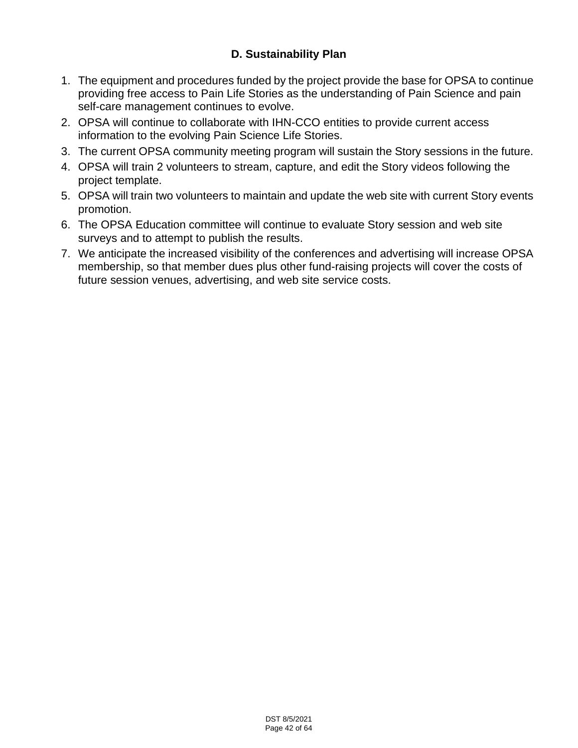## D. Sustainability Plan

1. The equipment and procedures funded by the project provide the base for OPSA to continue providing free access to Pain Life Stories as the understanding of Pain Science and pain self-care management continues to evolve.
2. OPSA will continue to collaborate with IHN-CCO entities to provide current access information to the evolving Pain Science Life Stories.
3. The current OPSA community meeting program will sustain the Story sessions in the future.
4. OPSA will train 2 volunteers to stream, capture, and edit the Story videos following the project template.
5. OPSA will train two volunteers to maintain and update the web site with current Story events promotion.
6. The OPSA Education committee will continue to evaluate Story session and web site surveys and to attempt to publish the results.
7. We anticipate the increased visibility of the conferences and advertising will increase OPSA membership, so that member dues plus other fund-raising projects will cover the costs of future session venues, advertising, and web site service costs.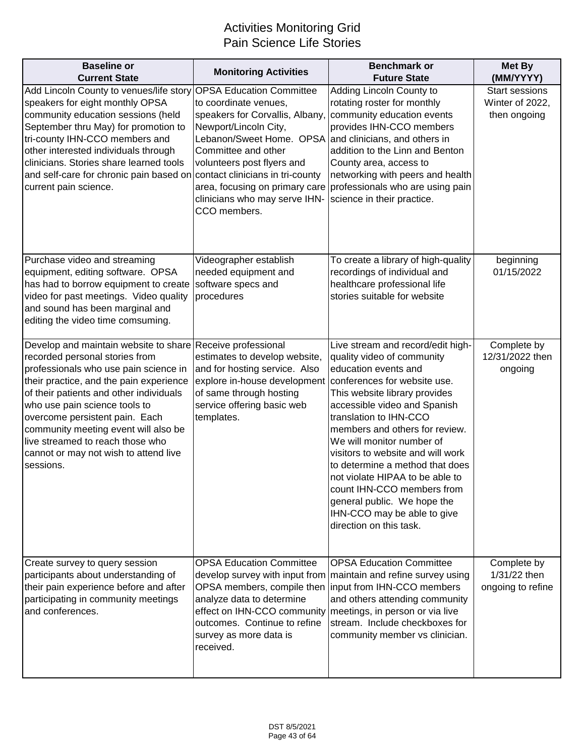# Activities Monitoring Grid
## Pain Science Life Stories

| Baseline or Current State | Monitoring Activities | Benchmark or Future State | Met By (MM/YYYY) |
|---|---|---|---|
| Add Lincoln County to venues/life story speakers for eight monthly OPSA community education sessions (held September thru May) for promotion to tri-county IHN-CCO members and other interested individuals through clinicians. Stories share learned tools and self-care for chronic pain based on current pain science. | OPSA Education Committee to coordinate venues, speakers for Corvallis, Albany, Newport/Lincoln City, Lebanon/Sweet Home. OPSA Committee and other volunteers post flyers and contact clinicians in tri-county area, focusing on primary care clinicians who may serve IHN-CCO members. | Adding Lincoln County to rotating roster for monthly community education events provides IHN-CCO members and clinicians, and others in addition to the Linn and Benton County area, access to networking with peers and health professionals who are using pain science in their practice. | Start sessions Winter of 2022, then ongoing |
| Purchase video and streaming equipment, editing software. OPSA has had to borrow equipment to create video for past meetings. Video quality and sound has been marginal and editing the video time comsuming. | Videographer establish needed equipment and software specs and procedures | To create a library of high-quality recordings of individual and healthcare professional life stories suitable for website | beginning 01/15/2022 |
| Develop and maintain website to share recorded personal stories from professionals who use pain science in their practice, and the pain experience of their patients and other individuals who use pain science tools to overcome persistent pain. Each community meeting event will also be live streamed to reach those who cannot or may not wish to attend live sessions. | Receive professional estimates to develop website, and for hosting service. Also explore in-house development of same through hosting service offering basic web templates. | Live stream and record/edit high-quality video of community education events and conferences for website use. This website library provides accessible video and Spanish translation to IHN-CCO members and others for review. We will monitor number of visitors to website and will work to determine a method that does not violate HIPAA to be able to count IHN-CCO members from general public. We hope the IHN-CCO may be able to give direction on this task. | Complete by 12/31/2022 then ongoing |
| Create survey to query session participants about understanding of their pain experience before and after participating in community meetings and conferences. | OPSA Education Committee develop survey with input from OPSA members, compile then analyze data to determine effect on IHN-CCO community outcomes. Continue to refine survey as more data is received. | OPSA Education Committee maintain and refine survey using input from IHN-CCO members and others attending community meetings, in person or via live stream. Include checkboxes for community member vs clinician. | Complete by 1/31/22 then ongoing to refine |

DST 8/5/2021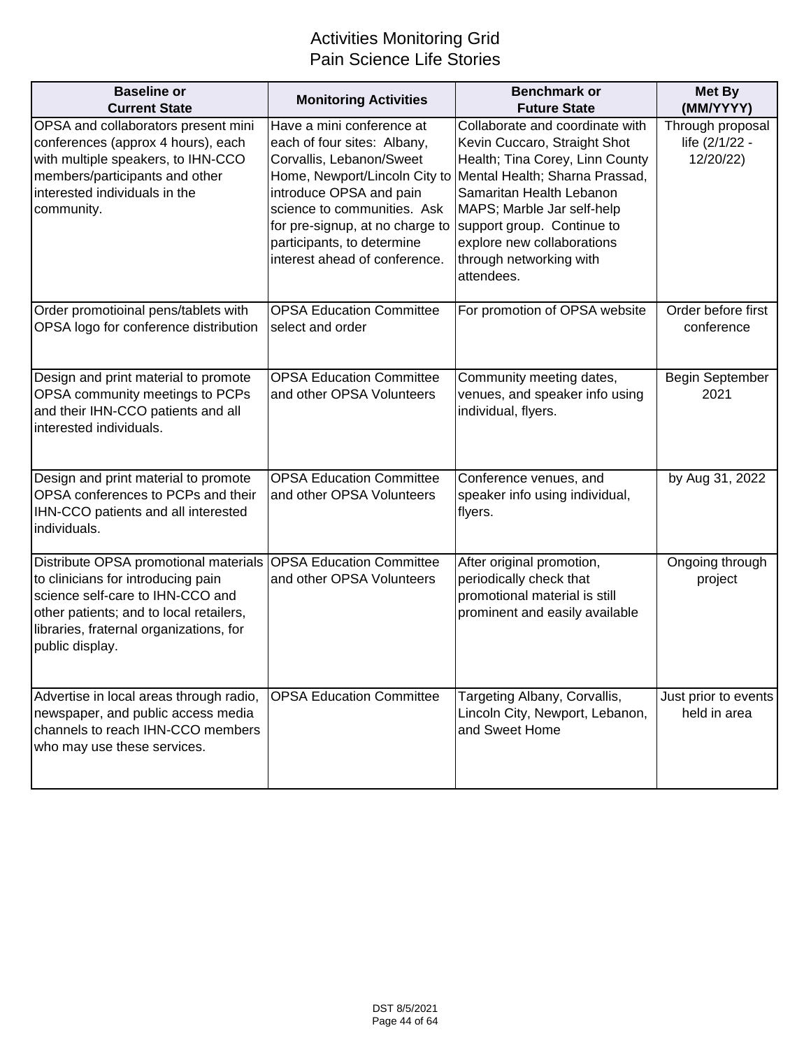# Activities Monitoring Grid
## Pain Science Life Stories

| Baseline or Current State | Monitoring Activities | Benchmark or Future State | Met By (MM/YYYY) |
|---|---|---|---|
| OPSA and collaborators present mini conferences (approx 4 hours), each with multiple speakers, to IHN-CCO members/participants and other interested individuals in the community. | Have a mini conference at each of four sites: Albany, Corvallis, Lebanon/Sweet Home, Newport/Lincoln City to introduce OPSA and pain science to communities. Ask for pre-signup, at no charge to participants, to determine interest ahead of conference. | Collaborate and coordinate with Kevin Cuccaro, Straight Shot Health; Tina Corey, Linn County Mental Health; Sharna Prassad, Samaritan Health Lebanon MAPS; Marble Jar self-help support group. Continue to explore new collaborations through networking with attendees. | Through proposal life (2/1/22 - 12/20/22) |
| Order promotioinal pens/tablets with OPSA logo for conference distribution | OPSA Education Committee select and order | For promotion of OPSA website | Order before first conference |
| Design and print material to promote OPSA community meetings to PCPs and their IHN-CCO patients and all interested individuals. | OPSA Education Committee and other OPSA Volunteers | Community meeting dates, venues, and speaker info using individual, flyers. | Begin September 2021 |
| Design and print material to promote OPSA conferences to PCPs and their IHN-CCO patients and all interested individuals. | OPSA Education Committee and other OPSA Volunteers | Conference venues, and speaker info using individual, flyers. | by Aug 31, 2022 |
| Distribute OPSA promotional materials to clinicians for introducing pain science self-care to IHN-CCO and other patients; and to local retailers, libraries, fraternal organizations, for public display. | OPSA Education Committee and other OPSA Volunteers | After original promotion, periodically check that promotional material is still prominent and easily available | Ongoing through project |
| Advertise in local areas through radio, newspaper, and public access media channels to reach IHN-CCO members who may use these services. | OPSA Education Committee | Targeting Albany, Corvallis, Lincoln City, Newport, Lebanon, and Sweet Home | Just prior to events held in area |

DST 8/5/2021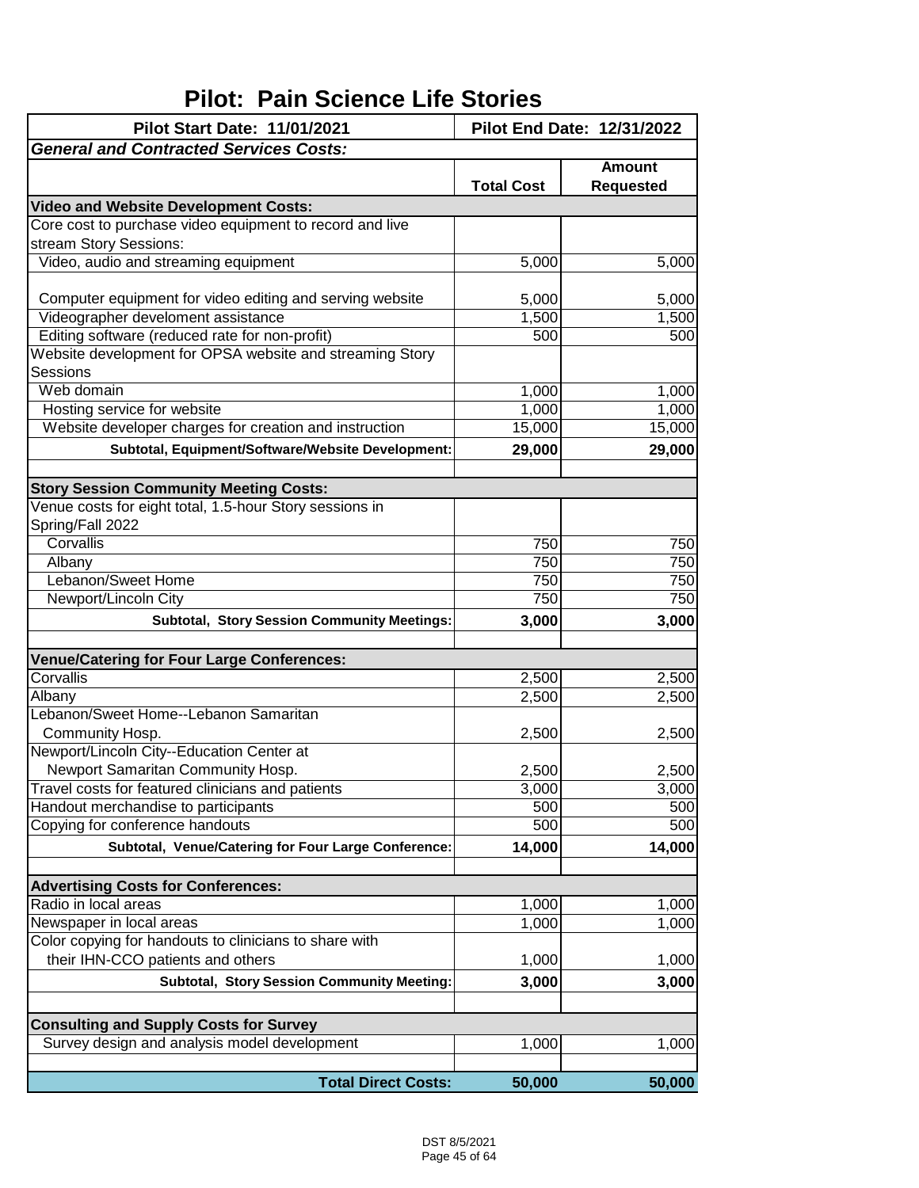# Pilot: Pain Science Life Stories

| Pilot Start Date: 11/01/2021 | Pilot End Date: 12/31/2022 | |
|---|---|---|
| ***General and Contracted Services Costs:*** | | |
| | **Total Cost** | **Amount Requested** |
| **Video and Website Development Costs:** | | |
| Core cost to purchase video equipment to record and live stream Story Sessions: | | |
| Video, audio and streaming equipment | 5,000 | 5,000 |
| Computer equipment for video editing and serving website | 5,000 | 5,000 |
| Videographer develoment assistance | 1,500 | 1,500 |
| Editing software (reduced rate for non-profit) | 500 | 500 |
| Website development for OPSA website and streaming Story Sessions | | |
| Web domain | 1,000 | 1,000 |
| Hosting service for website | 1,000 | 1,000 |
| Website developer charges for creation and instruction | 15,000 | 15,000 |
| **Subtotal, Equipment/Software/Website Development:** | **29,000** | **29,000** |
| | | |
| **Story Session Community Meeting Costs:** | | |
| Venue costs for eight total, 1.5-hour Story sessions in Spring/Fall 2022 | | |
| Corvallis | 750 | 750 |
| Albany | 750 | 750 |
| Lebanon/Sweet Home | 750 | 750 |
| Newport/Lincoln City | 750 | 750 |
| **Subtotal, Story Session Community Meetings:** | **3,000** | **3,000** |
| | | |
| **Venue/Catering for Four Large Conferences:** | | |
| Corvallis | 2,500 | 2,500 |
| Albany | 2,500 | 2,500 |
| Lebanon/Sweet Home--Lebanon Samaritan Community Hosp. | 2,500 | 2,500 |
| Newport/Lincoln City--Education Center at Newport Samaritan Community Hosp. | 2,500 | 2,500 |
| Travel costs for featured clinicians and patients | 3,000 | 3,000 |
| Handout merchandise to participants | 500 | 500 |
| Copying for conference handouts | 500 | 500 |
| **Subtotal, Venue/Catering for Four Large Conference:** | **14,000** | **14,000** |
| | | |
| **Advertising Costs for Conferences:** | | |
| Radio in local areas | 1,000 | 1,000 |
| Newspaper in local areas | 1,000 | 1,000 |
| Color copying for handouts to clinicians to share with their IHN-CCO patients and others | 1,000 | 1,000 |
| **Subtotal, Story Session Community Meeting:** | **3,000** | **3,000** |
| | | |
| **Consulting and Supply Costs for Survey** | | |
| Survey design and analysis model development | 1,000 | 1,000 |
| | | |
| **Total Direct Costs:** | **50,000** | **50,000** |

DST 8/5/2021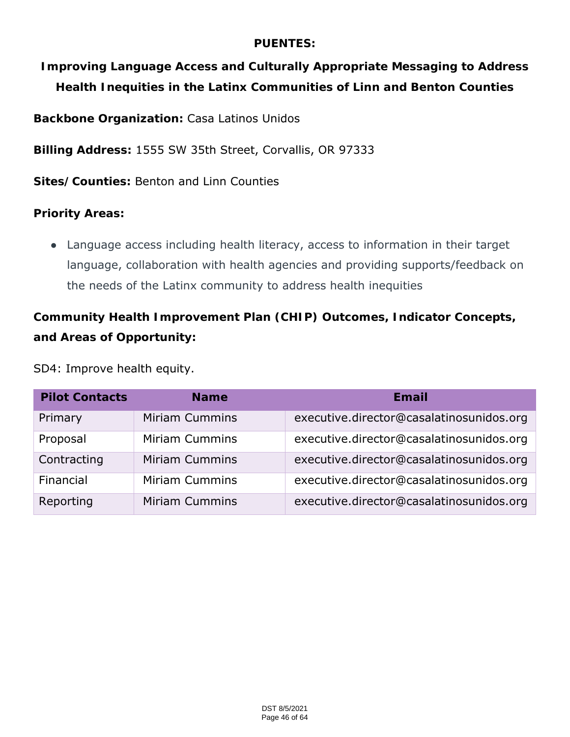## PUENTES:

## Improving Language Access and Culturally Appropriate Messaging to Address Health Inequities in the Latinx Communities of Linn and Benton Counties

**Backbone Organization:** Casa Latinos Unidos

**Billing Address:** 1555 SW 35th Street, Corvallis, OR 97333

**Sites/Counties:** Benton and Linn Counties

**Priority Areas:**

- Language access including health literacy, access to information in their target language, collaboration with health agencies and providing supports/feedback on the needs of the Latinx community to address health inequities

**Community Health Improvement Plan (CHIP) Outcomes, Indicator Concepts, and Areas of Opportunity:**

SD4: Improve health equity.

| Pilot Contacts | Name | Email |
| --- | --- | --- |
| Primary | Miriam Cummins | executive.director@casalatinosunidos.org |
| Proposal | Miriam Cummins | executive.director@casalatinosunidos.org |
| Contracting | Miriam Cummins | executive.director@casalatinosunidos.org |
| Financial | Miriam Cummins | executive.director@casalatinosunidos.org |
| Reporting | Miriam Cummins | executive.director@casalatinosunidos.org |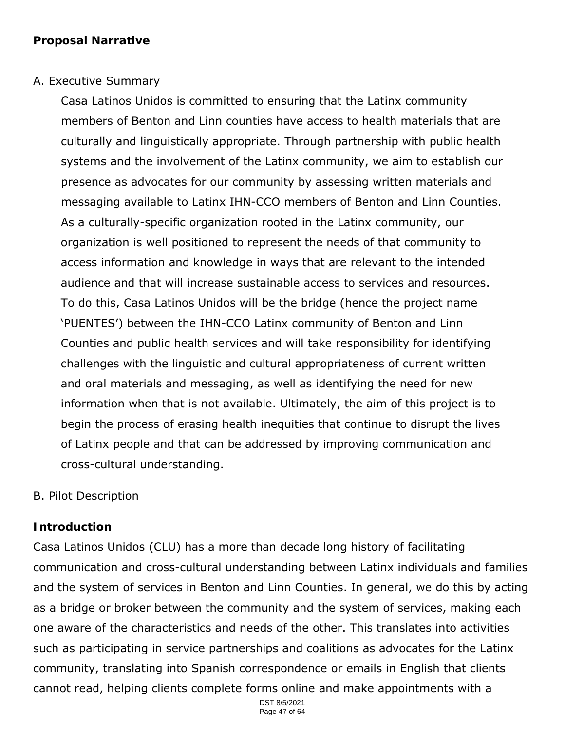**Proposal Narrative**

A. Executive Summary

Casa Latinos Unidos is committed to ensuring that the Latinx community members of Benton and Linn counties have access to health materials that are culturally and linguistically appropriate. Through partnership with public health systems and the involvement of the Latinx community, we aim to establish our presence as advocates for our community by assessing written materials and messaging available to Latinx IHN-CCO members of Benton and Linn Counties. As a culturally-specific organization rooted in the Latinx community, our organization is well positioned to represent the needs of that community to access information and knowledge in ways that are relevant to the intended audience and that will increase sustainable access to services and resources. To do this, Casa Latinos Unidos will be the bridge (hence the project name 'PUENTES') between the IHN-CCO Latinx community of Benton and Linn Counties and public health services and will take responsibility for identifying challenges with the linguistic and cultural appropriateness of current written and oral materials and messaging, as well as identifying the need for new information when that is not available. Ultimately, the aim of this project is to begin the process of erasing health inequities that continue to disrupt the lives of Latinx people and that can be addressed by improving communication and cross-cultural understanding.

B. Pilot Description

**Introduction**

Casa Latinos Unidos (CLU) has a more than decade long history of facilitating communication and cross-cultural understanding between Latinx individuals and families and the system of services in Benton and Linn Counties. In general, we do this by acting as a bridge or broker between the community and the system of services, making each one aware of the characteristics and needs of the other. This translates into activities such as participating in service partnerships and coalitions as advocates for the Latinx community, translating into Spanish correspondence or emails in English that clients cannot read, helping clients complete forms online and make appointments with a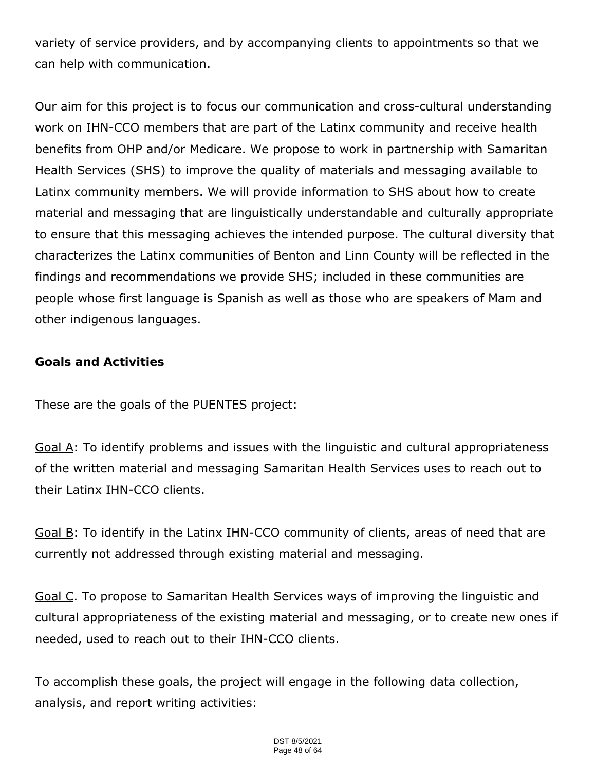variety of service providers, and by accompanying clients to appointments so that we can help with communication.

Our aim for this project is to focus our communication and cross-cultural understanding work on IHN-CCO members that are part of the Latinx community and receive health benefits from OHP and/or Medicare. We propose to work in partnership with Samaritan Health Services (SHS) to improve the quality of materials and messaging available to Latinx community members. We will provide information to SHS about how to create material and messaging that are linguistically understandable and culturally appropriate to ensure that this messaging achieves the intended purpose. The cultural diversity that characterizes the Latinx communities of Benton and Linn County will be reflected in the findings and recommendations we provide SHS; included in these communities are people whose first language is Spanish as well as those who are speakers of Mam and other indigenous languages.

**Goals and Activities**

These are the goals of the PUENTES project:

<u>Goal A</u>: To identify problems and issues with the linguistic and cultural appropriateness of the written material and messaging Samaritan Health Services uses to reach out to their Latinx IHN-CCO clients.

<u>Goal B</u>: To identify in the Latinx IHN-CCO community of clients, areas of need that are currently not addressed through existing material and messaging.

<u>Goal C</u>. To propose to Samaritan Health Services ways of improving the linguistic and cultural appropriateness of the existing material and messaging, or to create new ones if needed, used to reach out to their IHN-CCO clients.

To accomplish these goals, the project will engage in the following data collection, analysis, and report writing activities: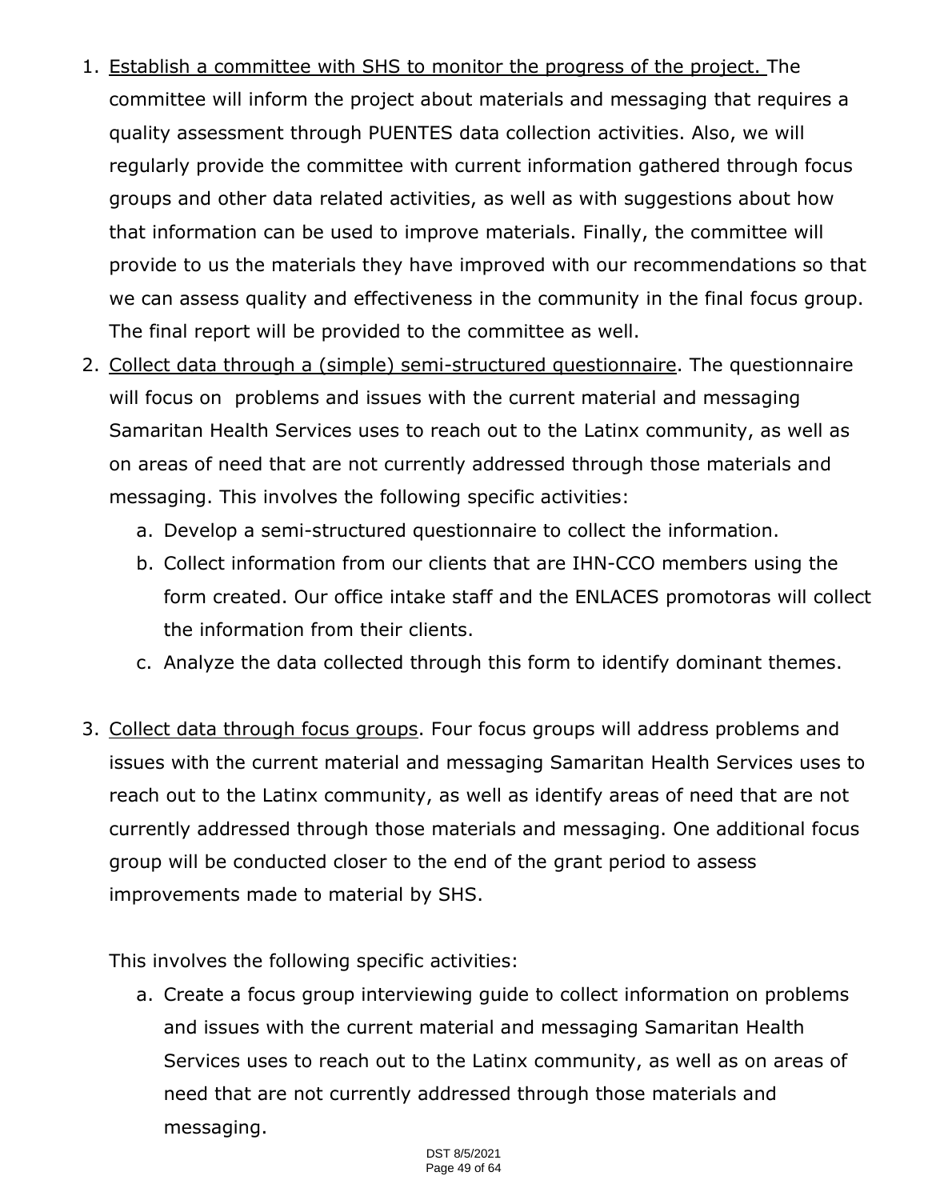1. Establish a committee with SHS to monitor the progress of the project. The committee will inform the project about materials and messaging that requires a quality assessment through PUENTES data collection activities. Also, we will regularly provide the committee with current information gathered through focus groups and other data related activities, as well as with suggestions about how that information can be used to improve materials. Finally, the committee will provide to us the materials they have improved with our recommendations so that we can assess quality and effectiveness in the community in the final focus group. The final report will be provided to the committee as well.
2. Collect data through a (simple) semi-structured questionnaire. The questionnaire will focus on problems and issues with the current material and messaging Samaritan Health Services uses to reach out to the Latinx community, as well as on areas of need that are not currently addressed through those materials and messaging. This involves the following specific activities:
   a. Develop a semi-structured questionnaire to collect the information.
   b. Collect information from our clients that are IHN-CCO members using the form created. Our office intake staff and the ENLACES promotoras will collect the information from their clients.
   c. Analyze the data collected through this form to identify dominant themes.

3. Collect data through focus groups. Four focus groups will address problems and issues with the current material and messaging Samaritan Health Services uses to reach out to the Latinx community, as well as identify areas of need that are not currently addressed through those materials and messaging. One additional focus group will be conducted closer to the end of the grant period to assess improvements made to material by SHS.

   This involves the following specific activities:

   a. Create a focus group interviewing guide to collect information on problems and issues with the current material and messaging Samaritan Health Services uses to reach out to the Latinx community, as well as on areas of need that are not currently addressed through those materials and messaging.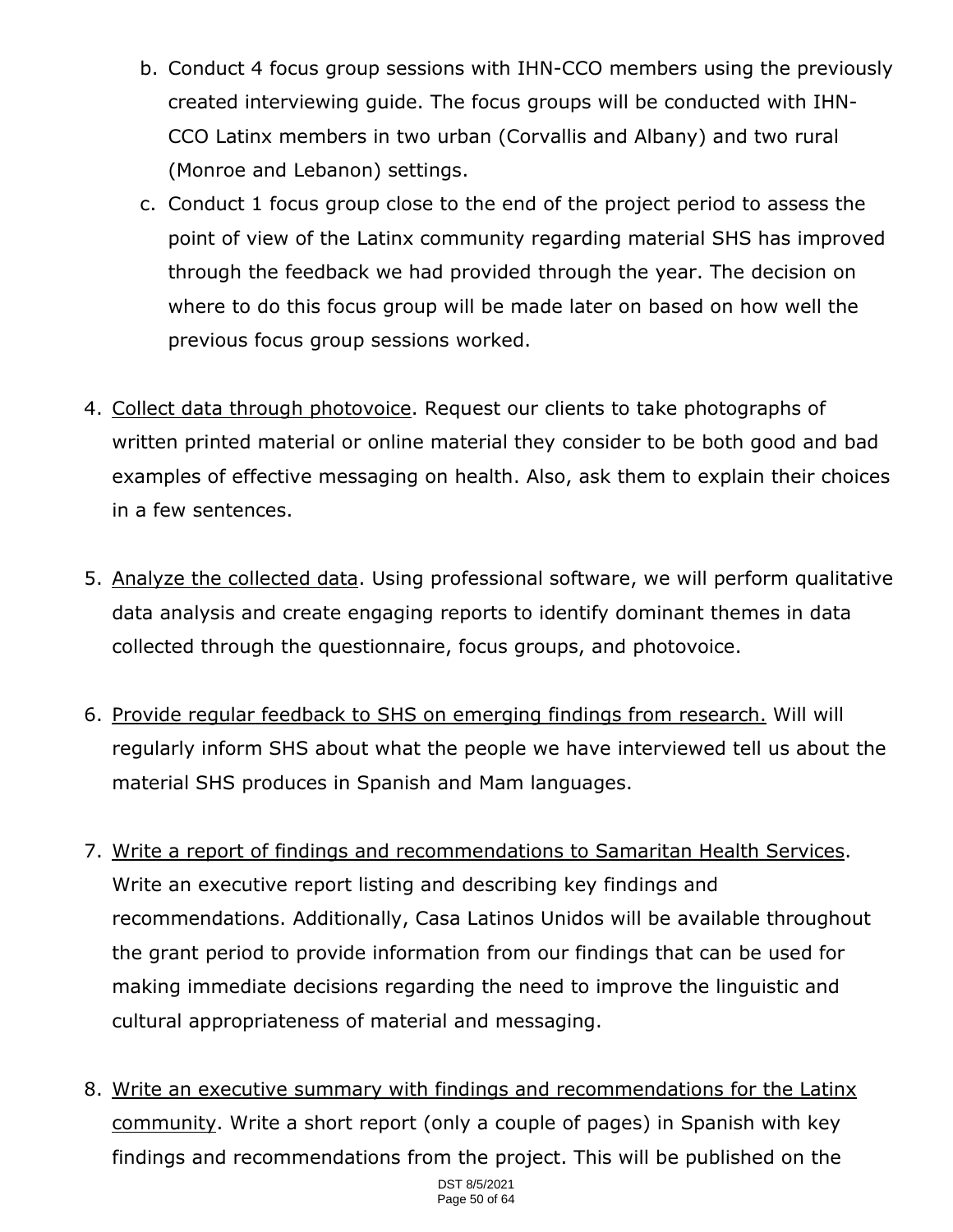b. Conduct 4 focus group sessions with IHN-CCO members using the previously created interviewing guide. The focus groups will be conducted with IHN-CCO Latinx members in two urban (Corvallis and Albany) and two rural (Monroe and Lebanon) settings.

c. Conduct 1 focus group close to the end of the project period to assess the point of view of the Latinx community regarding material SHS has improved through the feedback we had provided through the year. The decision on where to do this focus group will be made later on based on how well the previous focus group sessions worked.

4. Collect data through photovoice. Request our clients to take photographs of written printed material or online material they consider to be both good and bad examples of effective messaging on health. Also, ask them to explain their choices in a few sentences.

5. Analyze the collected data. Using professional software, we will perform qualitative data analysis and create engaging reports to identify dominant themes in data collected through the questionnaire, focus groups, and photovoice.

6. Provide regular feedback to SHS on emerging findings from research. Will will regularly inform SHS about what the people we have interviewed tell us about the material SHS produces in Spanish and Mam languages.

7. Write a report of findings and recommendations to Samaritan Health Services. Write an executive report listing and describing key findings and recommendations. Additionally, Casa Latinos Unidos will be available throughout the grant period to provide information from our findings that can be used for making immediate decisions regarding the need to improve the linguistic and cultural appropriateness of material and messaging.

8. Write an executive summary with findings and recommendations for the Latinx community. Write a short report (only a couple of pages) in Spanish with key findings and recommendations from the project. This will be published on the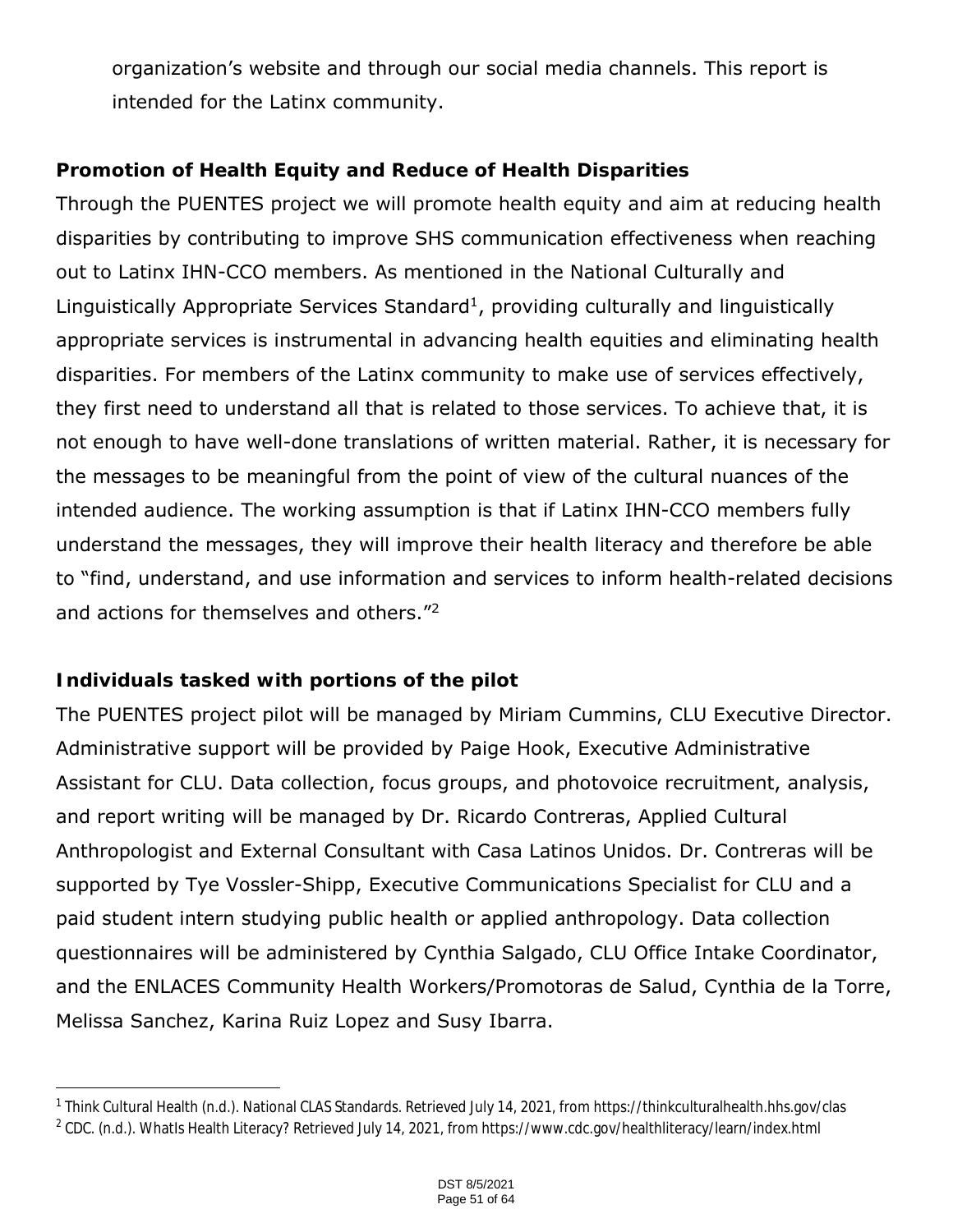organization's website and through our social media channels. This report is intended for the Latinx community.

**Promotion of Health Equity and Reduce of Health Disparities**

Through the PUENTES project we will promote health equity and aim at reducing health disparities by contributing to improve SHS communication effectiveness when reaching out to Latinx IHN-CCO members. As mentioned in the National Culturally and Linguistically Appropriate Services Standard[1], providing culturally and linguistically appropriate services is instrumental in advancing health equities and eliminating health disparities. For members of the Latinx community to make use of services effectively, they first need to understand all that is related to those services. To achieve that, it is not enough to have well-done translations of written material. Rather, it is necessary for the messages to be meaningful from the point of view of the cultural nuances of the intended audience. The working assumption is that if Latinx IHN-CCO members fully understand the messages, they will improve their health literacy and therefore be able to "find, understand, and use information and services to inform health-related decisions and actions for themselves and others."[2]

**Individuals tasked with portions of the pilot**

The PUENTES project pilot will be managed by Miriam Cummins, CLU Executive Director. Administrative support will be provided by Paige Hook, Executive Administrative Assistant for CLU. Data collection, focus groups, and photovoice recruitment, analysis, and report writing will be managed by Dr. Ricardo Contreras, Applied Cultural Anthropologist and External Consultant with Casa Latinos Unidos. Dr. Contreras will be supported by Tye Vossler-Shipp, Executive Communications Specialist for CLU and a paid student intern studying public health or applied anthropology. Data collection questionnaires will be administered by Cynthia Salgado, CLU Office Intake Coordinator, and the ENLACES Community Health Workers/Promotoras de Salud, Cynthia de la Torre, Melissa Sanchez, Karina Ruiz Lopez and Susy Ibarra.

---

[1] Think Cultural Health (n.d.). National CLAS Standards. Retrieved July 14, 2021, from https://thinkculturalhealth.hhs.gov/clas

[2] CDC. (n.d.). WhatIs Health Literacy? Retrieved July 14, 2021, from https://www.cdc.gov/healthliteracy/learn/index.html

DST 8/5/2021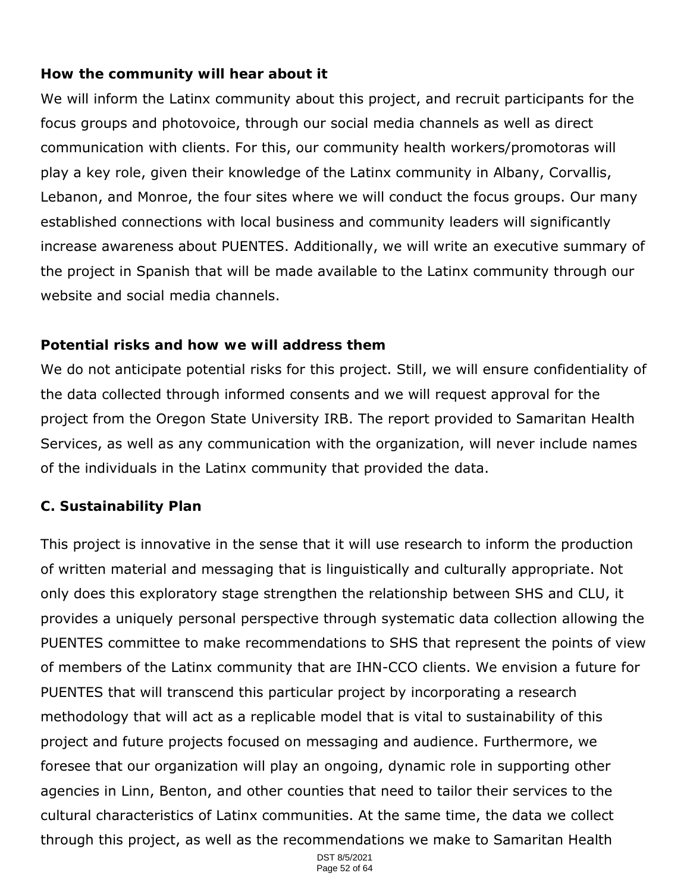**How the community will hear about it**

We will inform the Latinx community about this project, and recruit participants for the focus groups and photovoice, through our social media channels as well as direct communication with clients. For this, our community health workers/promotoras will play a key role, given their knowledge of the Latinx community in Albany, Corvallis, Lebanon, and Monroe, the four sites where we will conduct the focus groups. Our many established connections with local business and community leaders will significantly increase awareness about PUENTES. Additionally, we will write an executive summary of the project in Spanish that will be made available to the Latinx community through our website and social media channels.

**Potential risks and how we will address them**

We do not anticipate potential risks for this project. Still, we will ensure confidentiality of the data collected through informed consents and we will request approval for the project from the Oregon State University IRB. The report provided to Samaritan Health Services, as well as any communication with the organization, will never include names of the individuals in the Latinx community that provided the data.

**C. Sustainability Plan**

This project is innovative in the sense that it will use research to inform the production of written material and messaging that is linguistically and culturally appropriate. Not only does this exploratory stage strengthen the relationship between SHS and CLU, it provides a uniquely personal perspective through systematic data collection allowing the PUENTES committee to make recommendations to SHS that represent the points of view of members of the Latinx community that are IHN-CCO clients. We envision a future for PUENTES that will transcend this particular project by incorporating a research methodology that will act as a replicable model that is vital to sustainability of this project and future projects focused on messaging and audience. Furthermore, we foresee that our organization will play an ongoing, dynamic role in supporting other agencies in Linn, Benton, and other counties that need to tailor their services to the cultural characteristics of Latinx communities. At the same time, the data we collect through this project, as well as the recommendations we make to Samaritan Health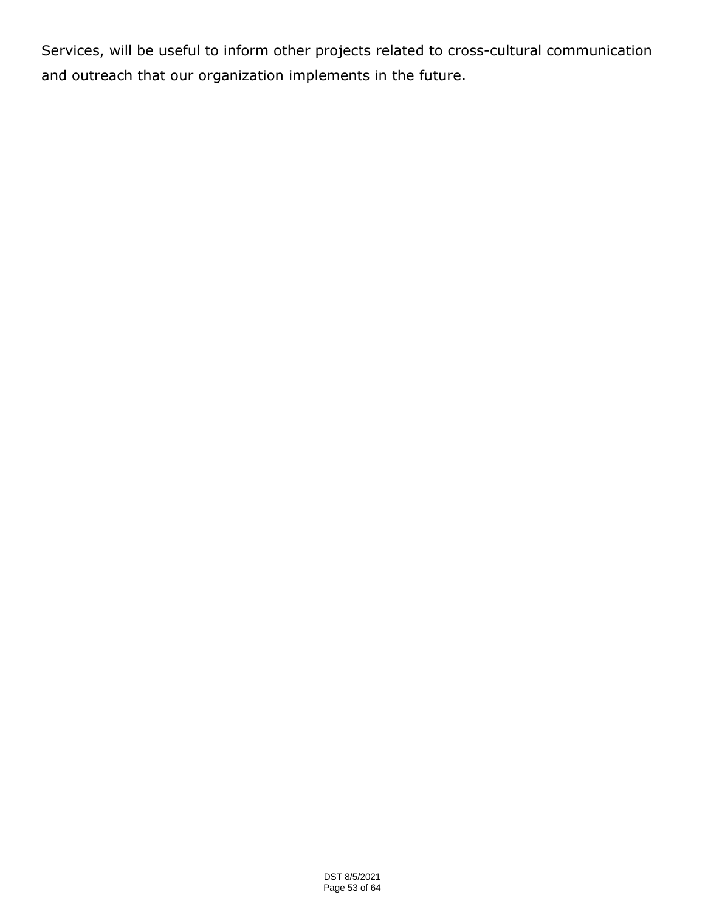Services, will be useful to inform other projects related to cross-cultural communication and outreach that our organization implements in the future.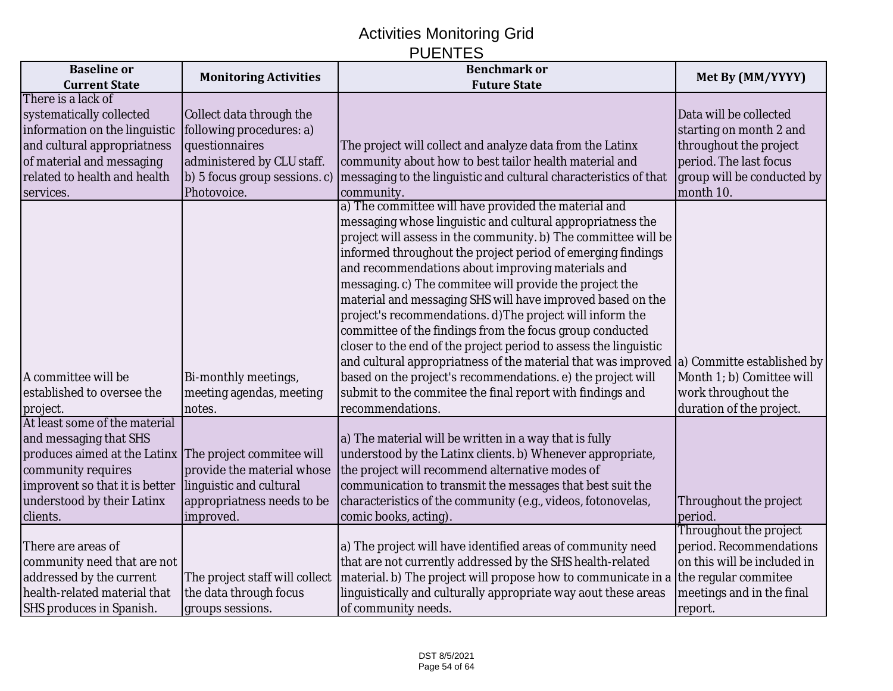# Activities Monitoring Grid
## PUENTES

| Baseline or Current State | Monitoring Activities | Benchmark or Future State | Met By (MM/YYYY) |
|---|---|---|---|
| There is a lack of systematically collected information on the linguistic and cultural appropriatness of material and messaging related to health and health services. | Collect data through the following procedures: a) questionnaires administered by CLU staff. b) 5 focus group sessions. c) Photovoice. | The project will collect and analyze data from the Latinx community about how to best tailor health material and messaging to the linguistic and cultural characteristics of that community. | Data will be collected starting on month 2 and throughout the project period. The last focus group will be conducted by month 10. |
| A committee will be established to oversee the project. | Bi-monthly meetings, meeting agendas, meeting notes. | a) The committee will have provided the material and messaging whose linguistic and cultural appropriatness the project will assess in the community. b) The committee will be informed throughout the project period of emerging findings and recommendations about improving materials and messaging. c) The commitee will provide the project the material and messaging SHS will have improved based on the project's recommendations. d)The project will inform the committee of the findings from the focus group conducted closer to the end of the project period to assess the linguistic and cultural appropriatness of the material that was improved based on the project's recommendations. e) the project will submit to the commitee the final report with findings and recommendations. | a) Committe established by Month 1; b) Comittee will work throughout the duration of the project. |
| At least some of the material and messaging that SHS produces aimed at the Latinx community requires improvent so that it is better understood by their Latinx clients. | The project commitee will provide the material whose linguistic and cultural appropriatness needs to be improved. | a) The material will be written in a way that is fully understood by the Latinx clients. b) Whenever appropriate, the project will recommend alternative modes of communication to transmit the messages that best suit the characteristics of the community (e.g., videos, fotonovelas, comic books, acting). | Throughout the project period. |
| There are areas of community need that are not addressed by the current health-related material that SHS produces in Spanish. | The project staff will collect the data through focus groups sessions. | a) The project will have identified areas of community need that are not currently addressed by the SHS health-related material. b) The project will propose how to communicate in a linguistically and culturally appropriate way aout these areas of community needs. | Throughout the project period. Recommendations on this will be included in the regular commitee meetings and in the final report. |

DST 8/5/2021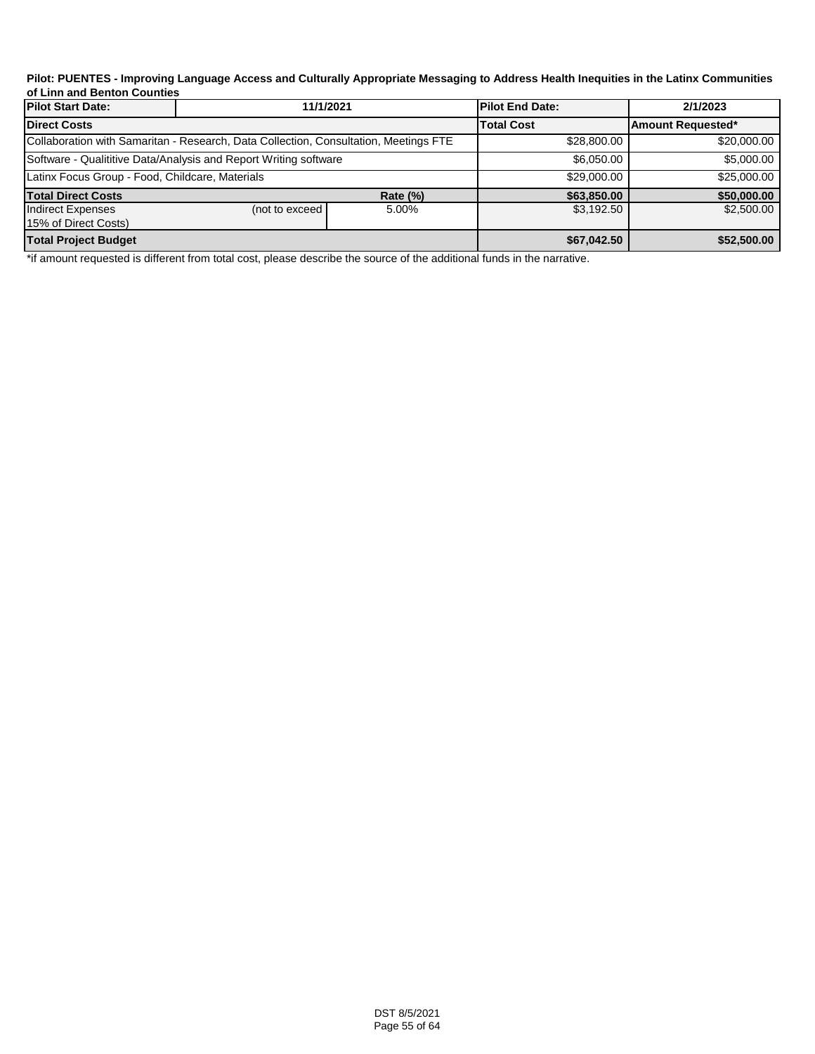**Pilot: PUENTES - Improving Language Access and Culturally Appropriate Messaging to Address Health Inequities in the Latinx Communities of Linn and Benton Counties**

| Pilot Start Date: | 11/1/2021 | | Pilot End Date: | 2/1/2023 |
|---|---|---|---|---|
| **Direct Costs** | | | **Total Cost** | **Amount Requested*** |
| Collaboration with Samaritan - Research, Data Collection, Consultation, Meetings FTE | | | $28,800.00 | $20,000.00 |
| Software - Qualititive Data/Analysis and Report Writing software | | | $6,050.00 | $5,000.00 |
| Latinx Focus Group - Food, Childcare, Materials | | | $29,000.00 | $25,000.00 |
| **Total Direct Costs** | | **Rate (%)** | **$63,850.00** | **$50,000.00** |
| Indirect Expenses 15% of Direct Costs) | (not to exceed | 5.00% | $3,192.50 | $2,500.00 |
| **Total Project Budget** | | | **$67,042.50** | **$52,500.00** |

*if amount requested is different from total cost, please describe the source of the additional funds in the narrative.

DST 8/5/2021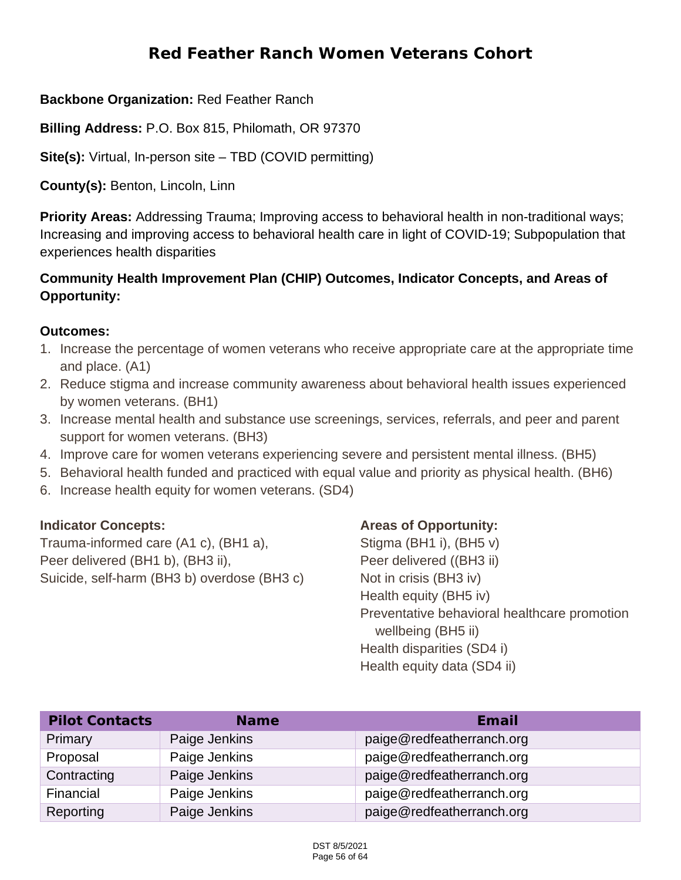# Red Feather Ranch Women Veterans Cohort

**Backbone Organization:** Red Feather Ranch

**Billing Address:** P.O. Box 815, Philomath, OR 97370

**Site(s):** Virtual, In-person site – TBD (COVID permitting)

**County(s):** Benton, Lincoln, Linn

**Priority Areas:** Addressing Trauma; Improving access to behavioral health in non-traditional ways; Increasing and improving access to behavioral health care in light of COVID-19; Subpopulation that experiences health disparities

**Community Health Improvement Plan (CHIP) Outcomes, Indicator Concepts, and Areas of Opportunity:**

**Outcomes:**

1. Increase the percentage of women veterans who receive appropriate care at the appropriate time and place. (A1)
2. Reduce stigma and increase community awareness about behavioral health issues experienced by women veterans. (BH1)
3. Increase mental health and substance use screenings, services, referrals, and peer and parent support for women veterans. (BH3)
4. Improve care for women veterans experiencing severe and persistent mental illness. (BH5)
5. Behavioral health funded and practiced with equal value and priority as physical health. (BH6)
6. Increase health equity for women veterans. (SD4)

**Indicator Concepts:**

Trauma-informed care (A1 c), (BH1 a),
Peer delivered (BH1 b), (BH3 ii),
Suicide, self-harm (BH3 b) overdose (BH3 c)

**Areas of Opportunity:**

Stigma (BH1 i), (BH5 v)
Peer delivered ((BH3 ii)
Not in crisis (BH3 iv)
Health equity (BH5 iv)
Preventative behavioral healthcare promotion wellbeing (BH5 ii)
Health disparities (SD4 i)
Health equity data (SD4 ii)

| Pilot Contacts | Name | Email |
|---|---|---|
| Primary | Paige Jenkins | paige@redfeatherranch.org |
| Proposal | Paige Jenkins | paige@redfeatherranch.org |
| Contracting | Paige Jenkins | paige@redfeatherranch.org |
| Financial | Paige Jenkins | paige@redfeatherranch.org |
| Reporting | Paige Jenkins | paige@redfeatherranch.org |

DST 8/5/2021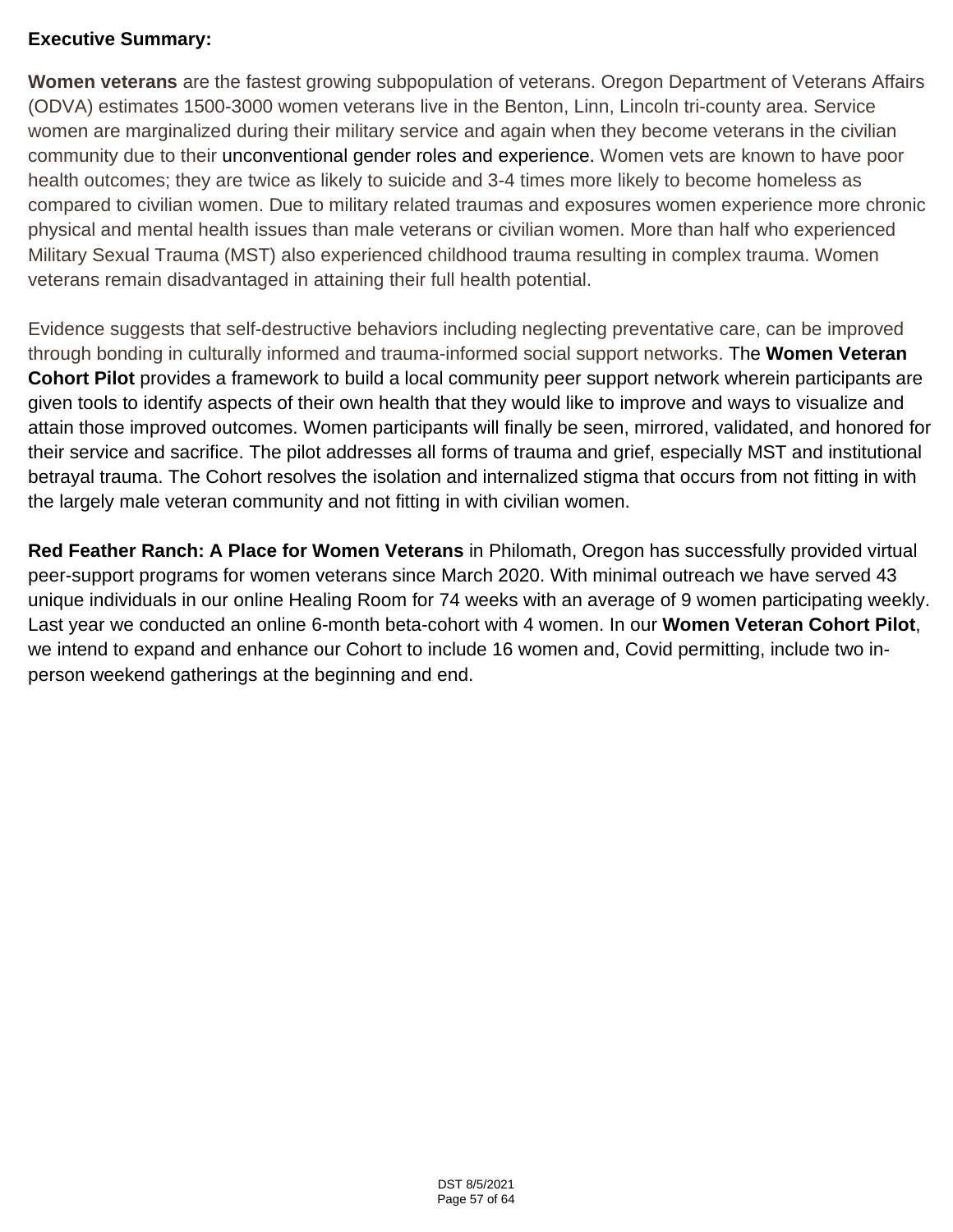**Executive Summary:**

**Women veterans** are the fastest growing subpopulation of veterans. Oregon Department of Veterans Affairs (ODVA) estimates 1500-3000 women veterans live in the Benton, Linn, Lincoln tri-county area. Service women are marginalized during their military service and again when they become veterans in the civilian community due to their unconventional gender roles and experience. Women vets are known to have poor health outcomes; they are twice as likely to suicide and 3-4 times more likely to become homeless as compared to civilian women. Due to military related traumas and exposures women experience more chronic physical and mental health issues than male veterans or civilian women. More than half who experienced Military Sexual Trauma (MST) also experienced childhood trauma resulting in complex trauma. Women veterans remain disadvantaged in attaining their full health potential.

Evidence suggests that self-destructive behaviors including neglecting preventative care, can be improved through bonding in culturally informed and trauma-informed social support networks. The **Women Veteran Cohort Pilot** provides a framework to build a local community peer support network wherein participants are given tools to identify aspects of their own health that they would like to improve and ways to visualize and attain those improved outcomes. Women participants will finally be seen, mirrored, validated, and honored for their service and sacrifice. The pilot addresses all forms of trauma and grief, especially MST and institutional betrayal trauma. The Cohort resolves the isolation and internalized stigma that occurs from not fitting in with the largely male veteran community and not fitting in with civilian women.

**Red Feather Ranch: A Place for Women Veterans** in Philomath, Oregon has successfully provided virtual peer-support programs for women veterans since March 2020. With minimal outreach we have served 43 unique individuals in our online Healing Room for 74 weeks with an average of 9 women participating weekly. Last year we conducted an online 6-month beta-cohort with 4 women. In our **Women Veteran Cohort Pilot**, we intend to expand and enhance our Cohort to include 16 women and, Covid permitting, include two in-person weekend gatherings at the beginning and end.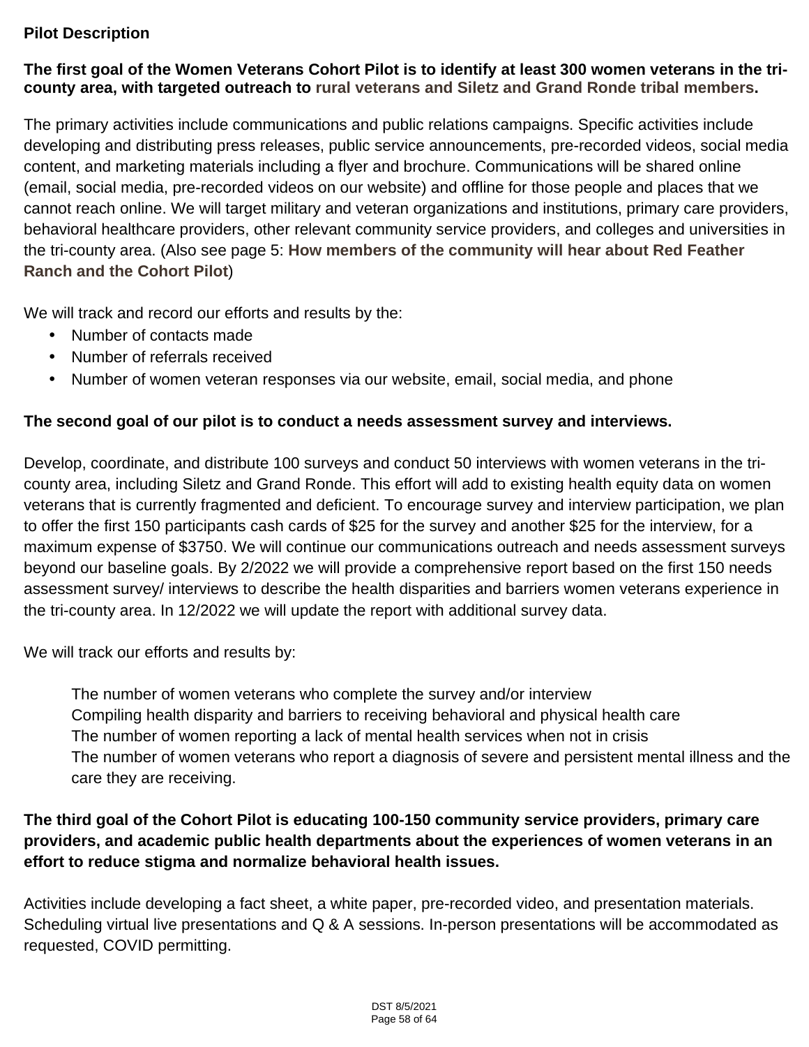**Pilot Description**

**The first goal of the Women Veterans Cohort Pilot is to identify at least 300 women veterans in the tri-county area, with targeted outreach to rural veterans and Siletz and Grand Ronde tribal members.**

The primary activities include communications and public relations campaigns. Specific activities include developing and distributing press releases, public service announcements, pre-recorded videos, social media content, and marketing materials including a flyer and brochure. Communications will be shared online (email, social media, pre-recorded videos on our website) and offline for those people and places that we cannot reach online. We will target military and veteran organizations and institutions, primary care providers, behavioral healthcare providers, other relevant community service providers, and colleges and universities in the tri-county area. (Also see page 5: **How members of the community will hear about Red Feather Ranch and the Cohort Pilot**)

We will track and record our efforts and results by the:

- Number of contacts made
- Number of referrals received
- Number of women veteran responses via our website, email, social media, and phone

**The second goal of our pilot is to conduct a needs assessment survey and interviews.**

Develop, coordinate, and distribute 100 surveys and conduct 50 interviews with women veterans in the tri-county area, including Siletz and Grand Ronde. This effort will add to existing health equity data on women veterans that is currently fragmented and deficient. To encourage survey and interview participation, we plan to offer the first 150 participants cash cards of $25 for the survey and another $25 for the interview, for a maximum expense of $3750. We will continue our communications outreach and needs assessment surveys beyond our baseline goals. By 2/2022 we will provide a comprehensive report based on the first 150 needs assessment survey/ interviews to describe the health disparities and barriers women veterans experience in the tri-county area. In 12/2022 we will update the report with additional survey data.

We will track our efforts and results by:

The number of women veterans who complete the survey and/or interview
Compiling health disparity and barriers to receiving behavioral and physical health care
The number of women reporting a lack of mental health services when not in crisis
The number of women veterans who report a diagnosis of severe and persistent mental illness and the care they are receiving.

**The third goal of the Cohort Pilot is educating 100-150 community service providers, primary care providers, and academic public health departments about the experiences of women veterans in an effort to reduce stigma and normalize behavioral health issues.**

Activities include developing a fact sheet, a white paper, pre-recorded video, and presentation materials. Scheduling virtual live presentations and Q & A sessions. In-person presentations will be accommodated as requested, COVID permitting.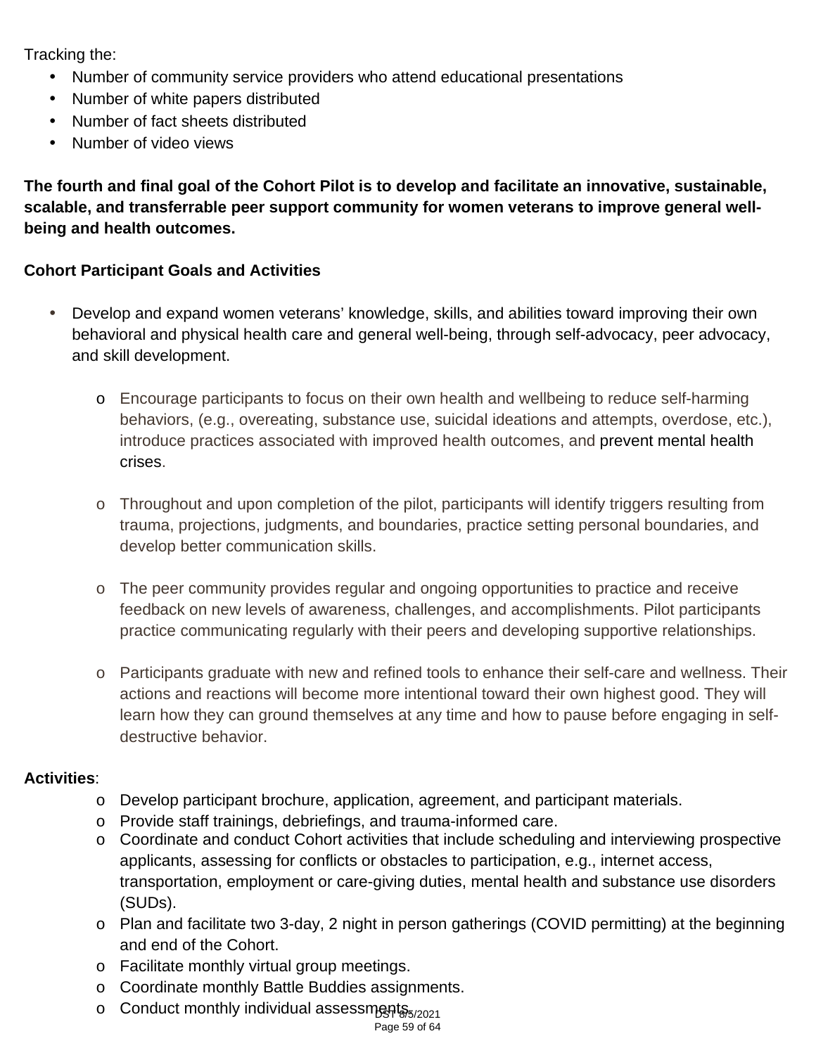Tracking the:

- Number of community service providers who attend educational presentations
- Number of white papers distributed
- Number of fact sheets distributed
- Number of video views

**The fourth and final goal of the Cohort Pilot is to develop and facilitate an innovative, sustainable, scalable, and transferrable peer support community for women veterans to improve general well-being and health outcomes.**

**Cohort Participant Goals and Activities**

- Develop and expand women veterans' knowledge, skills, and abilities toward improving their own behavioral and physical health care and general well-being, through self-advocacy, peer advocacy, and skill development.

  - Encourage participants to focus on their own health and wellbeing to reduce self-harming behaviors, (e.g., overeating, substance use, suicidal ideations and attempts, overdose, etc.), introduce practices associated with improved health outcomes, and prevent mental health crises.

  - Throughout and upon completion of the pilot, participants will identify triggers resulting from trauma, projections, judgments, and boundaries, practice setting personal boundaries, and develop better communication skills.

  - The peer community provides regular and ongoing opportunities to practice and receive feedback on new levels of awareness, challenges, and accomplishments. Pilot participants practice communicating regularly with their peers and developing supportive relationships.

  - Participants graduate with new and refined tools to enhance their self-care and wellness. Their actions and reactions will become more intentional toward their own highest good. They will learn how they can ground themselves at any time and how to pause before engaging in self-destructive behavior.

**Activities**:

- Develop participant brochure, application, agreement, and participant materials.
- Provide staff trainings, debriefings, and trauma-informed care.
- Coordinate and conduct Cohort activities that include scheduling and interviewing prospective applicants, assessing for conflicts or obstacles to participation, e.g., internet access, transportation, employment or care-giving duties, mental health and substance use disorders (SUDs).
- Plan and facilitate two 3-day, 2 night in person gatherings (COVID permitting) at the beginning and end of the Cohort.
- Facilitate monthly virtual group meetings.
- Coordinate monthly Battle Buddies assignments.
- Conduct monthly individual assessments.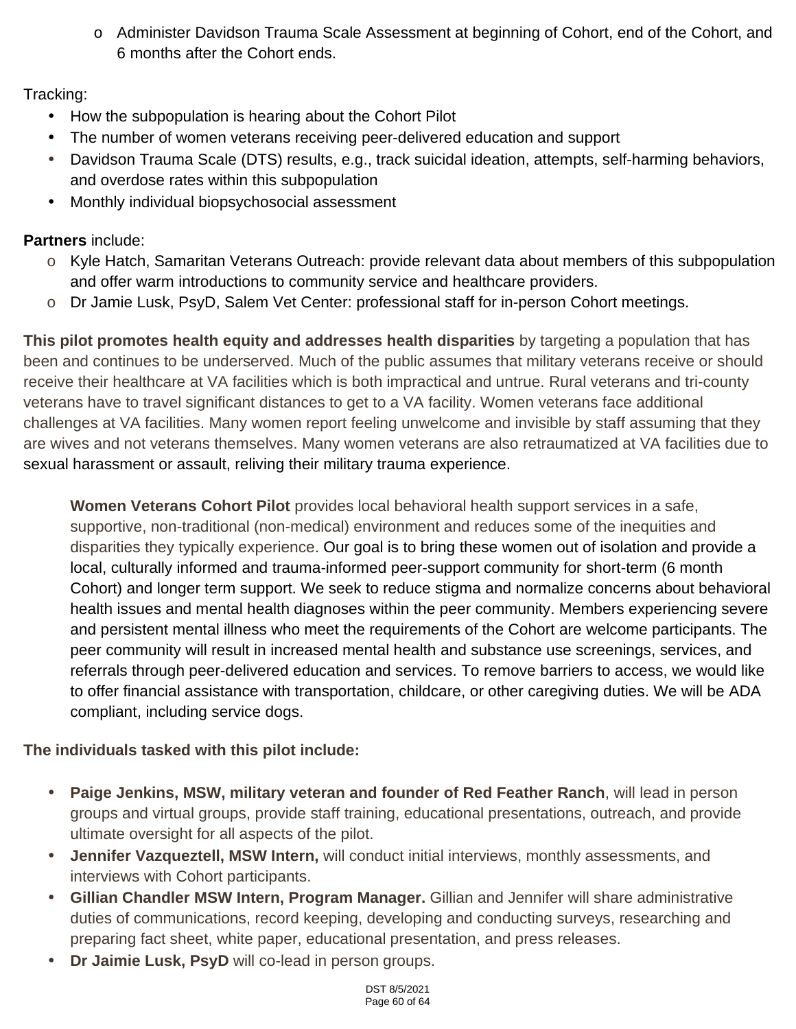- Administer Davidson Trauma Scale Assessment at beginning of Cohort, end of the Cohort, and 6 months after the Cohort ends.

Tracking:

- How the subpopulation is hearing about the Cohort Pilot
- The number of women veterans receiving peer-delivered education and support
- Davidson Trauma Scale (DTS) results, e.g., track suicidal ideation, attempts, self-harming behaviors, and overdose rates within this subpopulation
- Monthly individual biopsychosocial assessment

**Partners** include:

- Kyle Hatch, Samaritan Veterans Outreach: provide relevant data about members of this subpopulation and offer warm introductions to community service and healthcare providers.
- Dr Jamie Lusk, PsyD, Salem Vet Center: professional staff for in-person Cohort meetings.

**This pilot promotes health equity and addresses health disparities** by targeting a population that has been and continues to be underserved. Much of the public assumes that military veterans receive or should receive their healthcare at VA facilities which is both impractical and untrue. Rural veterans and tri-county veterans have to travel significant distances to get to a VA facility. Women veterans face additional challenges at VA facilities. Many women report feeling unwelcome and invisible by staff assuming that they are wives and not veterans themselves. Many women veterans are also retraumatized at VA facilities due to sexual harassment or assault, reliving their military trauma experience.

**Women Veterans Cohort Pilot** provides local behavioral health support services in a safe, supportive, non-traditional (non-medical) environment and reduces some of the inequities and disparities they typically experience. Our goal is to bring these women out of isolation and provide a local, culturally informed and trauma-informed peer-support community for short-term (6 month Cohort) and longer term support. We seek to reduce stigma and normalize concerns about behavioral health issues and mental health diagnoses within the peer community. Members experiencing severe and persistent mental illness who meet the requirements of the Cohort are welcome participants. The peer community will result in increased mental health and substance use screenings, services, and referrals through peer-delivered education and services. To remove barriers to access, we would like to offer financial assistance with transportation, childcare, or other caregiving duties. We will be ADA compliant, including service dogs.

**The individuals tasked with this pilot include:**

- **Paige Jenkins, MSW, military veteran and founder of Red Feather Ranch**, will lead in person groups and virtual groups, provide staff training, educational presentations, outreach, and provide ultimate oversight for all aspects of the pilot.
- **Jennifer Vazqueztell, MSW Intern,** will conduct initial interviews, monthly assessments, and interviews with Cohort participants.
- **Gillian Chandler MSW Intern, Program Manager.** Gillian and Jennifer will share administrative duties of communications, record keeping, developing and conducting surveys, researching and preparing fact sheet, white paper, educational presentation, and press releases.
- **Dr Jaimie Lusk, PsyD** will co-lead in person groups.

DST 8/5/2021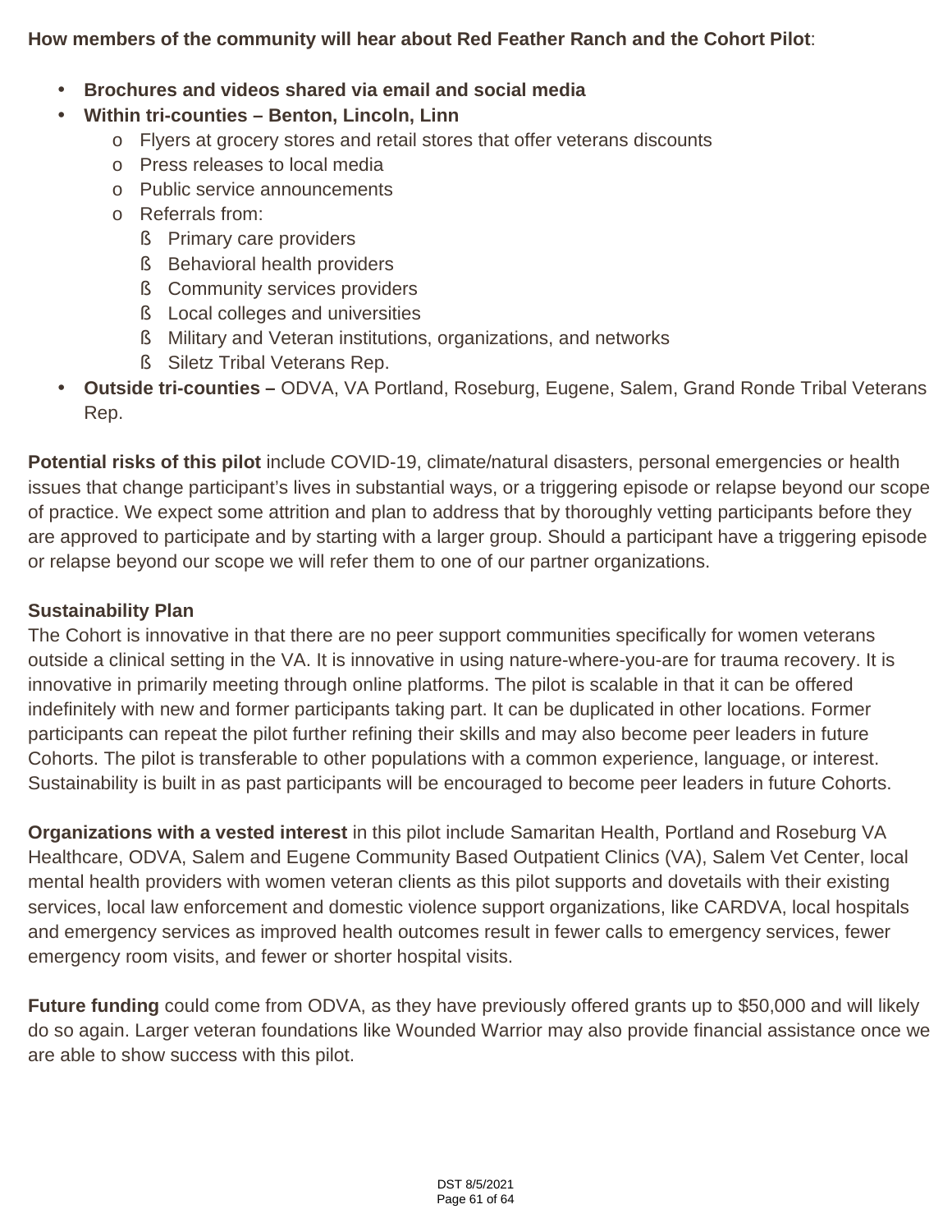**How members of the community will hear about Red Feather Ranch and the Cohort Pilot**:

- **Brochures and videos shared via email and social media**
- **Within tri-counties – Benton, Lincoln, Linn**
    - Flyers at grocery stores and retail stores that offer veterans discounts
    - Press releases to local media
    - Public service announcements
    - Referrals from:
        - Primary care providers
        - Behavioral health providers
        - Community services providers
        - Local colleges and universities
        - Military and Veteran institutions, organizations, and networks
        - Siletz Tribal Veterans Rep.
- **Outside tri-counties –** ODVA, VA Portland, Roseburg, Eugene, Salem, Grand Ronde Tribal Veterans Rep.

**Potential risks of this pilot** include COVID-19, climate/natural disasters, personal emergencies or health issues that change participant's lives in substantial ways, or a triggering episode or relapse beyond our scope of practice. We expect some attrition and plan to address that by thoroughly vetting participants before they are approved to participate and by starting with a larger group. Should a participant have a triggering episode or relapse beyond our scope we will refer them to one of our partner organizations.

**Sustainability Plan**

The Cohort is innovative in that there are no peer support communities specifically for women veterans outside a clinical setting in the VA. It is innovative in using nature-where-you-are for trauma recovery. It is innovative in primarily meeting through online platforms. The pilot is scalable in that it can be offered indefinitely with new and former participants taking part. It can be duplicated in other locations. Former participants can repeat the pilot further refining their skills and may also become peer leaders in future Cohorts. The pilot is transferable to other populations with a common experience, language, or interest. Sustainability is built in as past participants will be encouraged to become peer leaders in future Cohorts.

**Organizations with a vested interest** in this pilot include Samaritan Health, Portland and Roseburg VA Healthcare, ODVA, Salem and Eugene Community Based Outpatient Clinics (VA), Salem Vet Center, local mental health providers with women veteran clients as this pilot supports and dovetails with their existing services, local law enforcement and domestic violence support organizations, like CARDVA, local hospitals and emergency services as improved health outcomes result in fewer calls to emergency services, fewer emergency room visits, and fewer or shorter hospital visits.

**Future funding** could come from ODVA, as they have previously offered grants up to $50,000 and will likely do so again. Larger veteran foundations like Wounded Warrior may also provide financial assistance once we are able to show success with this pilot.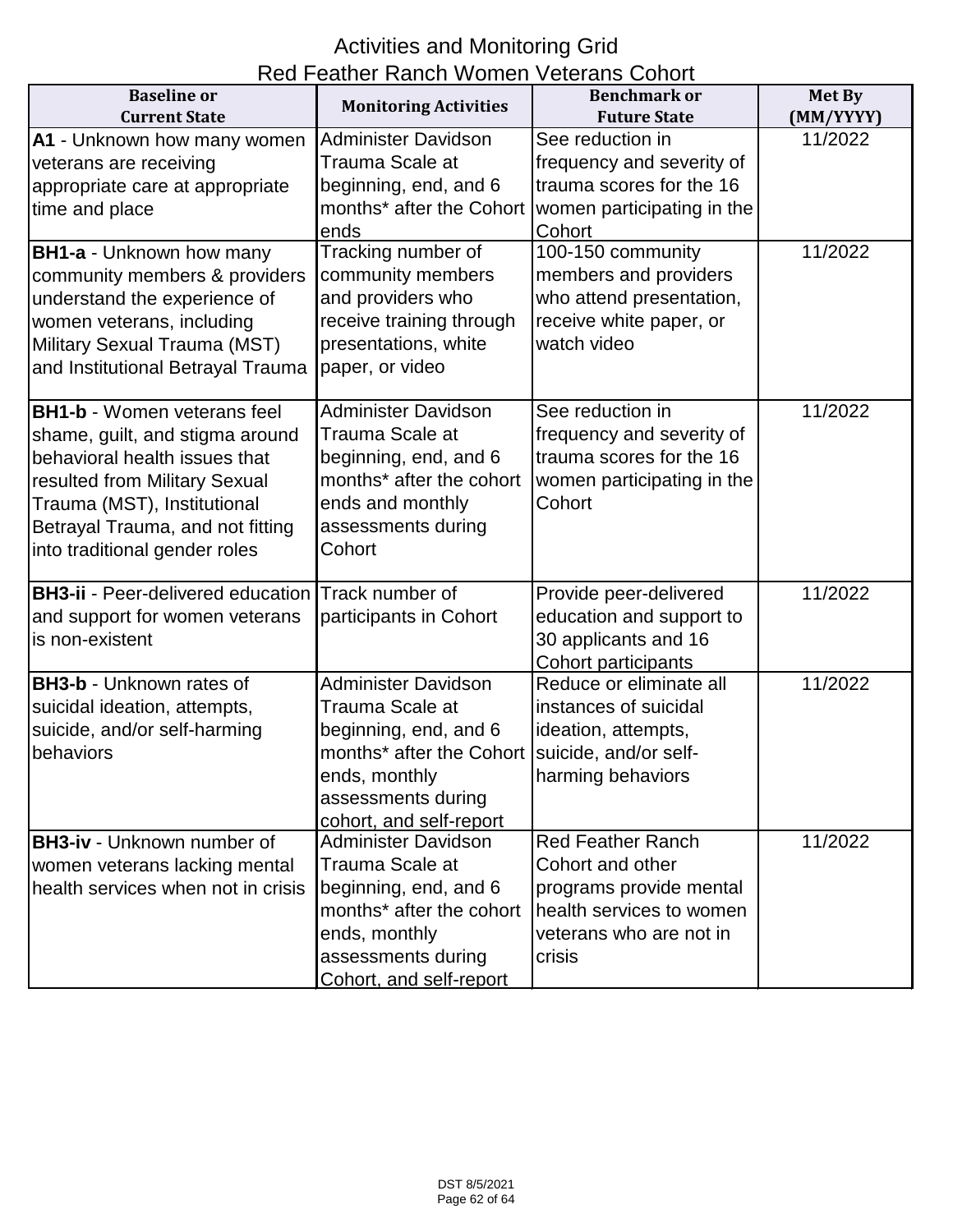# Activities and Monitoring Grid
## Red Feather Ranch Women Veterans Cohort

| Baseline or Current State | Monitoring Activities | Benchmark or Future State | Met By (MM/YYYY) |
|---|---|---|---|
| **A1** - Unknown how many women veterans are receiving appropriate care at appropriate time and place | Administer Davidson Trauma Scale at beginning, end, and 6 months* after the Cohort ends | See reduction in frequency and severity of trauma scores for the 16 women participating in the Cohort | 11/2022 |
| **BH1-a** - Unknown how many community members & providers understand the experience of women veterans, including Military Sexual Trauma (MST) and Institutional Betrayal Trauma | Tracking number of community members and providers who receive training through presentations, white paper, or video | 100-150 community members and providers who attend presentation, receive white paper, or watch video | 11/2022 |
| **BH1-b** - Women veterans feel shame, guilt, and stigma around behavioral health issues that resulted from Military Sexual Trauma (MST), Institutional Betrayal Trauma, and not fitting into traditional gender roles | Administer Davidson Trauma Scale at beginning, end, and 6 months* after the cohort ends and monthly assessments during Cohort | See reduction in frequency and severity of trauma scores for the 16 women participating in the Cohort | 11/2022 |
| **BH3-ii** - Peer-delivered education and support for women veterans is non-existent | Track number of participants in Cohort | Provide peer-delivered education and support to 30 applicants and 16 Cohort participants | 11/2022 |
| **BH3-b** - Unknown rates of suicidal ideation, attempts, suicide, and/or self-harming behaviors | Administer Davidson Trauma Scale at beginning, end, and 6 months* after the Cohort ends, monthly assessments during cohort, and self-report | Reduce or eliminate all instances of suicidal ideation, attempts, suicide, and/or self-harming behaviors | 11/2022 |
| **BH3-iv** - Unknown number of women veterans lacking mental health services when not in crisis | Administer Davidson Trauma Scale at beginning, end, and 6 months* after the cohort ends, monthly assessments during Cohort, and self-report | Red Feather Ranch Cohort and other programs provide mental health services to women veterans who are not in crisis | 11/2022 |

DST 8/5/2021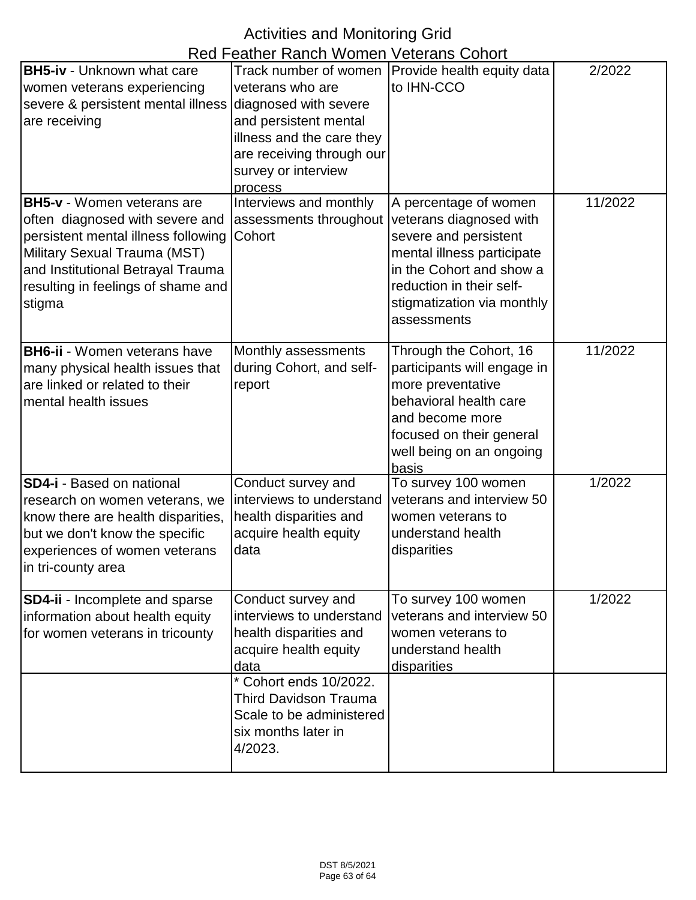# Activities and Monitoring Grid
## Red Feather Ranch Women Veterans Cohort

| | | | |
|---|---|---|---|
| **BH5-iv** - Unknown what care women veterans experiencing severe & persistent mental illness are receiving | Track number of women veterans who are diagnosed with severe and persistent mental illness and the care they are receiving through our survey or interview process | Provide health equity data to IHN-CCO | 2/2022 |
| **BH5-v** - Women veterans are often diagnosed with severe and persistent mental illness following Military Sexual Trauma (MST) and Institutional Betrayal Trauma resulting in feelings of shame and stigma | Interviews and monthly assessments throughout Cohort | A percentage of women veterans diagnosed with severe and persistent mental illness participate in the Cohort and show a reduction in their self-stigmatization via monthly assessments | 11/2022 |
| **BH6-ii** - Women veterans have many physical health issues that are linked or related to their mental health issues | Monthly assessments during Cohort, and self-report | Through the Cohort, 16 participants will engage in more preventative behavioral health care and become more focused on their general well being on an ongoing basis | 11/2022 |
| **SD4-i** - Based on national research on women veterans, we know there are health disparities, but we don't know the specific experiences of women veterans in tri-county area | Conduct survey and interviews to understand health disparities and acquire health equity data | To survey 100 women veterans and interview 50 women veterans to understand health disparities | 1/2022 |
| **SD4-ii** - Incomplete and sparse information about health equity for women veterans in tricounty | Conduct survey and interviews to understand health disparities and acquire health equity data | To survey 100 women veterans and interview 50 women veterans to understand health disparities | 1/2022 |
| | * Cohort ends 10/2022. Third Davidson Trauma Scale to be administered six months later in 4/2023. | | |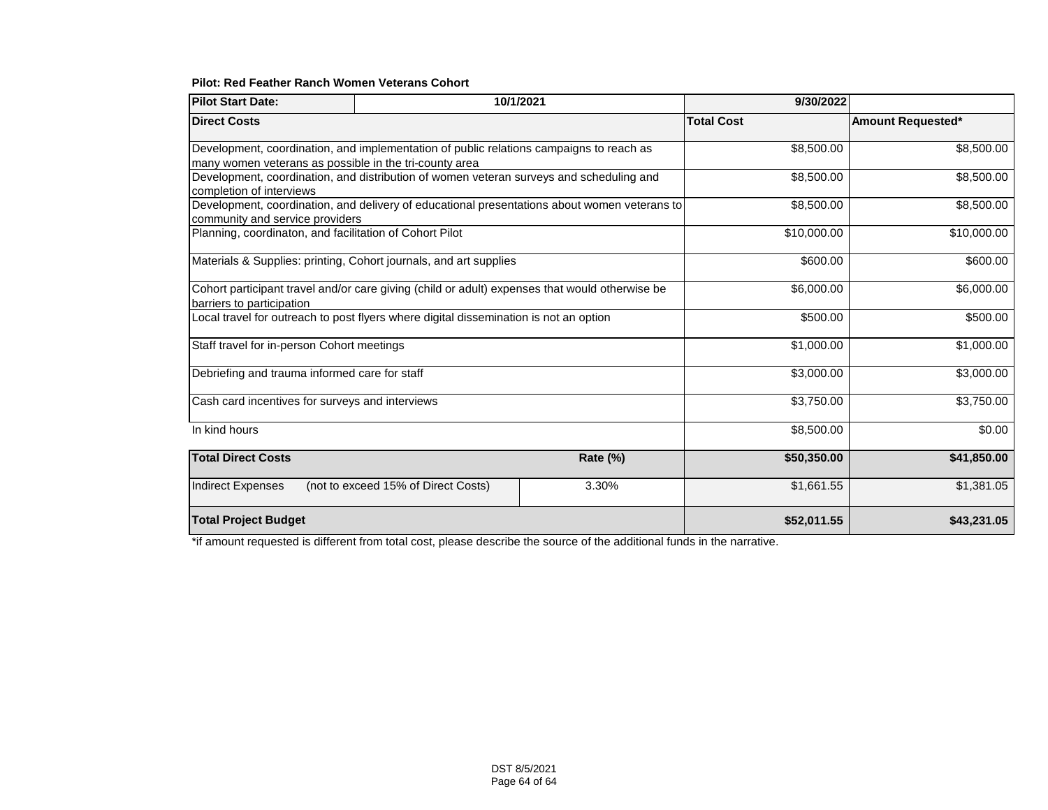**Pilot: Red Feather Ranch Women Veterans Cohort**

| Pilot Start Date: | 10/1/2021 | | 9/30/2022 | |
|---|---|---|---|---|
| **Direct Costs** | | | **Total Cost** | **Amount Requested*** |
| Development, coordination, and implementation of public relations campaigns to reach as many women veterans as possible in the tri-county area | | | $8,500.00 | $8,500.00 |
| Development, coordination, and distribution of women veteran surveys and scheduling and completion of interviews | | | $8,500.00 | $8,500.00 |
| Development, coordination, and delivery of educational presentations about women veterans to community and service providers | | | $8,500.00 | $8,500.00 |
| Planning, coordinaton, and facilitation of Cohort Pilot | | | $10,000.00 | $10,000.00 |
| Materials & Supplies: printing, Cohort journals, and art supplies | | | $600.00 | $600.00 |
| Cohort participant travel and/or care giving (child or adult) expenses that would otherwise be barriers to participation | | | $6,000.00 | $6,000.00 |
| Local travel for outreach to post flyers where digital dissemination is not an option | | | $500.00 | $500.00 |
| Staff travel for in-person Cohort meetings | | | $1,000.00 | $1,000.00 |
| Debriefing and trauma informed care for staff | | | $3,000.00 | $3,000.00 |
| Cash card incentives for surveys and interviews | | | $3,750.00 | $3,750.00 |
| In kind hours | | | $8,500.00 | $0.00 |
| **Total Direct Costs** | | **Rate (%)** | **$50,350.00** | **$41,850.00** |
| Indirect Expenses | (not to exceed 15% of Direct Costs) | 3.30% | $1,661.55 | $1,381.05 |
| **Total Project Budget** | | | **$52,011.55** | **$43,231.05** |

*if amount requested is different from total cost, please describe the source of the additional funds in the narrative.

DST 8/5/2021